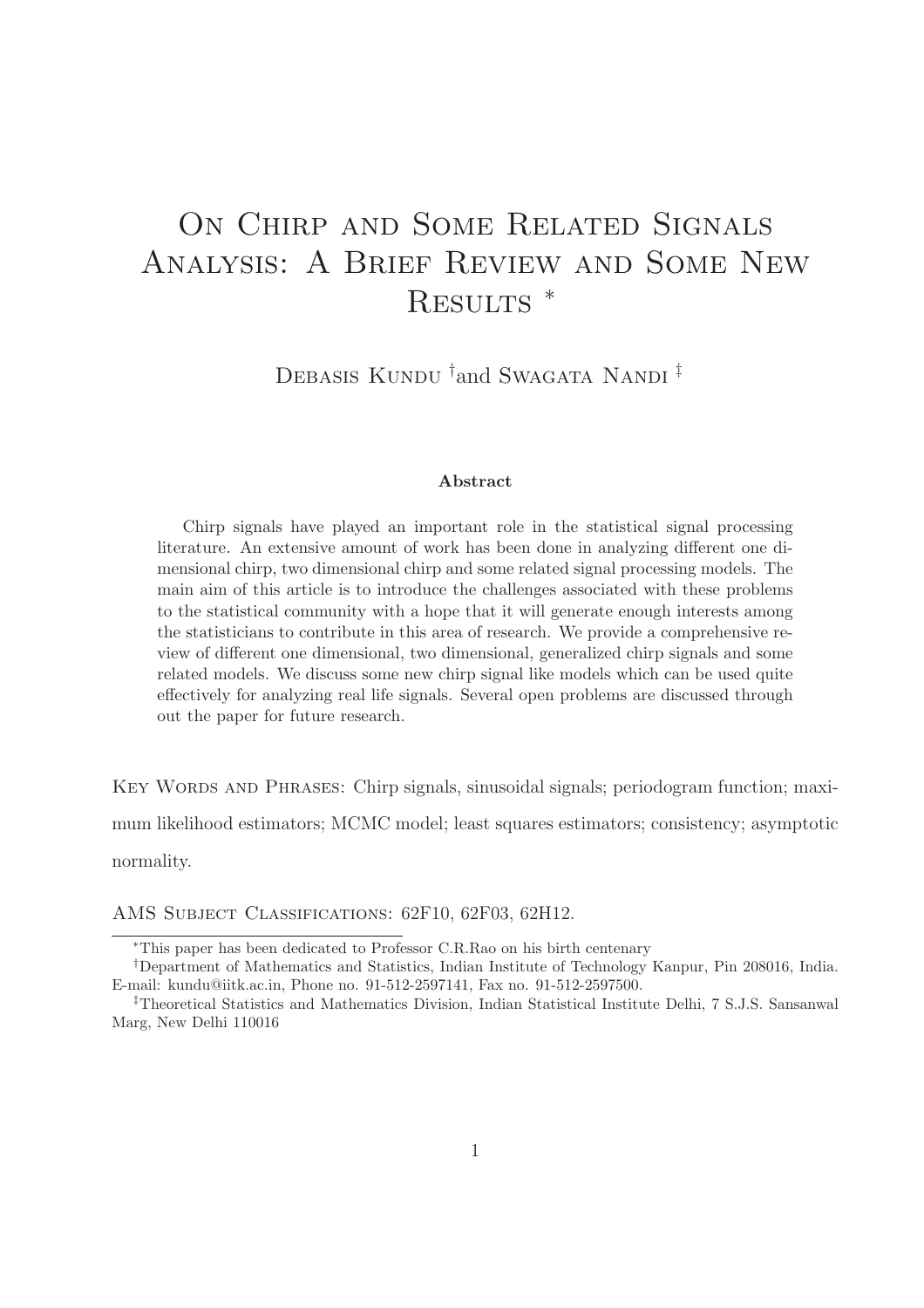# On Chirp and Some Related Signals Analysis: A Brief Review and Some New Results *

Debasis Kundu [†] and Swagata Nandi [‡]

**Abstract**

Chirp signals have played an important role in the statistical signal processing literature. An extensive amount of work has been done in analyzing different one dimensional chirp, two dimensional chirp and some related signal processing models. The main aim of this article is to introduce the challenges associated with these problems to the statistical community with a hope that it will generate enough interests among the statisticians to contribute in this area of research. We provide a comprehensive review of different one dimensional, two dimensional, generalized chirp signals and some related models. We discuss some new chirp signal like models which can be used quite effectively for analyzing real life signals. Several open problems are discussed through out the paper for future research.

Key Words and Phrases: Chirp signals, sinusoidal signals; periodogram function; maximum likelihood estimators; MCMC model; least squares estimators; consistency; asymptotic normality.

AMS Subject Classifications: 62F10, 62F03, 62H12.

---

*This paper has been dedicated to Professor C.R.Rao on his birth centenary

†Department of Mathematics and Statistics, Indian Institute of Technology Kanpur, Pin 208016, India. E-mail: kundu@iitk.ac.in, Phone no. 91-512-2597141, Fax no. 91-512-2597500.

‡Theoretical Statistics and Mathematics Division, Indian Statistical Institute Delhi, 7 S.J.S. Sansanwal Marg, New Delhi 110016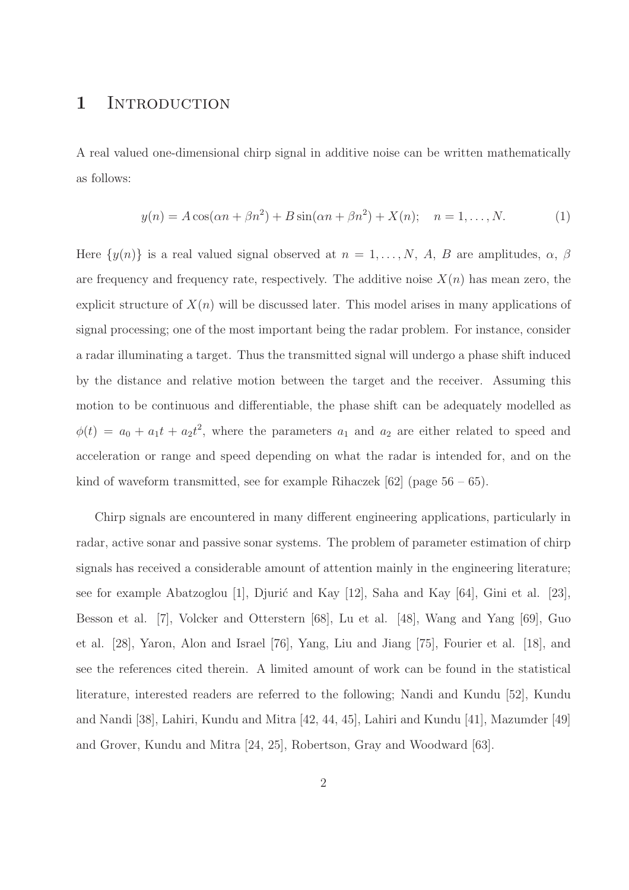# 1 Introduction

A real valued one-dimensional chirp signal in additive noise can be written mathematically as follows:

$$y(n) = A\cos(\alpha n + \beta n^2) + B\sin(\alpha n + \beta n^2) + X(n); \quad n = 1, \ldots, N. \tag{1}$$

Here $\{y(n)\}$ is a real valued signal observed at $n = 1, \ldots, N$, $A$, $B$ are amplitudes, $\alpha$, $\beta$ are frequency and frequency rate, respectively. The additive noise $X(n)$ has mean zero, the explicit structure of $X(n)$ will be discussed later. This model arises in many applications of signal processing; one of the most important being the radar problem. For instance, consider a radar illuminating a target. Thus the transmitted signal will undergo a phase shift induced by the distance and relative motion between the target and the receiver. Assuming this motion to be continuous and differentiable, the phase shift can be adequately modelled as $\phi(t) = a_0 + a_1 t + a_2 t^2$, where the parameters $a_1$ and $a_2$ are either related to speed and acceleration or range and speed depending on what the radar is intended for, and on the kind of waveform transmitted, see for example Rihaczek [62] (page 56 – 65).

Chirp signals are encountered in many different engineering applications, particularly in radar, active sonar and passive sonar systems. The problem of parameter estimation of chirp signals has received a considerable amount of attention mainly in the engineering literature; see for example Abatzoglou [1], Djurić and Kay [12], Saha and Kay [64], Gini et al. [23], Besson et al. [7], Volcker and Otterstern [68], Lu et al. [48], Wang and Yang [69], Guo et al. [28], Yaron, Alon and Israel [76], Yang, Liu and Jiang [75], Fourier et al. [18], and see the references cited therein. A limited amount of work can be found in the statistical literature, interested readers are referred to the following; Nandi and Kundu [52], Kundu and Nandi [38], Lahiri, Kundu and Mitra [42, 44, 45], Lahiri and Kundu [41], Mazumder [49] and Grover, Kundu and Mitra [24, 25], Robertson, Gray and Woodward [63].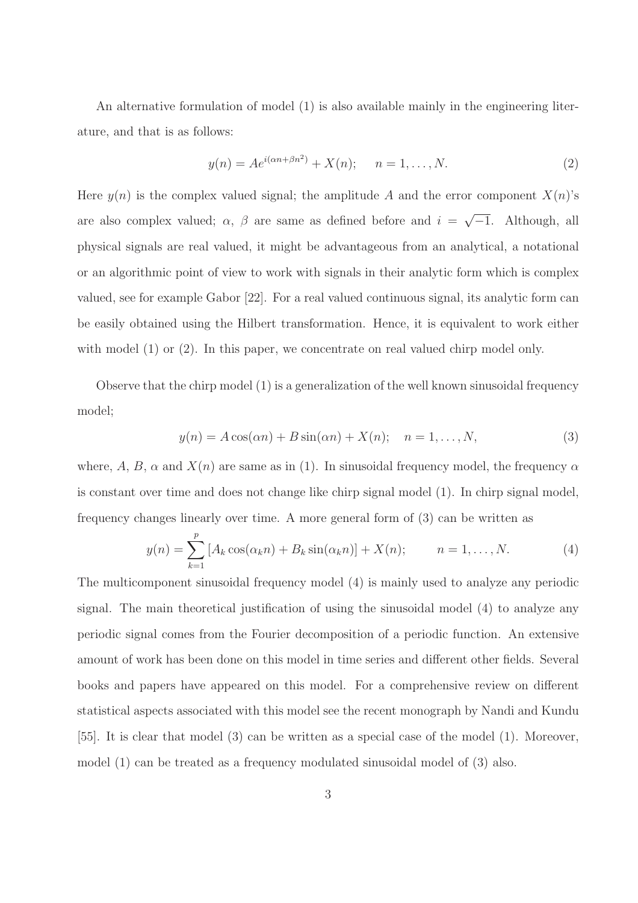An alternative formulation of model (1) is also available mainly in the engineering literature, and that is as follows:

$$y(n) = Ae^{i(\alpha n + \beta n^2)} + X(n); \quad n = 1, \ldots, N. \tag{2}$$

Here $y(n)$ is the complex valued signal; the amplitude $A$ and the error component $X(n)$'s are also complex valued; $\alpha$, $\beta$ are same as defined before and $i = \sqrt{-1}$. Although, all physical signals are real valued, it might be advantageous from an analytical, a notational or an algorithmic point of view to work with signals in their analytic form which is complex valued, see for example Gabor [22]. For a real valued continuous signal, its analytic form can be easily obtained using the Hilbert transformation. Hence, it is equivalent to work either with model (1) or (2). In this paper, we concentrate on real valued chirp model only.

Observe that the chirp model (1) is a generalization of the well known sinusoidal frequency model;

$$y(n) = A\cos(\alpha n) + B\sin(\alpha n) + X(n); \quad n = 1, \ldots, N, \tag{3}$$

where, $A$, $B$, $\alpha$ and $X(n)$ are same as in (1). In sinusoidal frequency model, the frequency $\alpha$ is constant over time and does not change like chirp signal model (1). In chirp signal model, frequency changes linearly over time. A more general form of (3) can be written as

$$y(n) = \sum_{k=1}^{p} \left[A_k \cos(\alpha_k n) + B_k \sin(\alpha_k n)\right] + X(n); \qquad n = 1, \ldots, N. \tag{4}$$

The multicomponent sinusoidal frequency model (4) is mainly used to analyze any periodic signal. The main theoretical justification of using the sinusoidal model (4) to analyze any periodic signal comes from the Fourier decomposition of a periodic function. An extensive amount of work has been done on this model in time series and different other fields. Several books and papers have appeared on this model. For a comprehensive review on different statistical aspects associated with this model see the recent monograph by Nandi and Kundu [55]. It is clear that model (3) can be written as a special case of the model (1). Moreover, model (1) can be treated as a frequency modulated sinusoidal model of (3) also.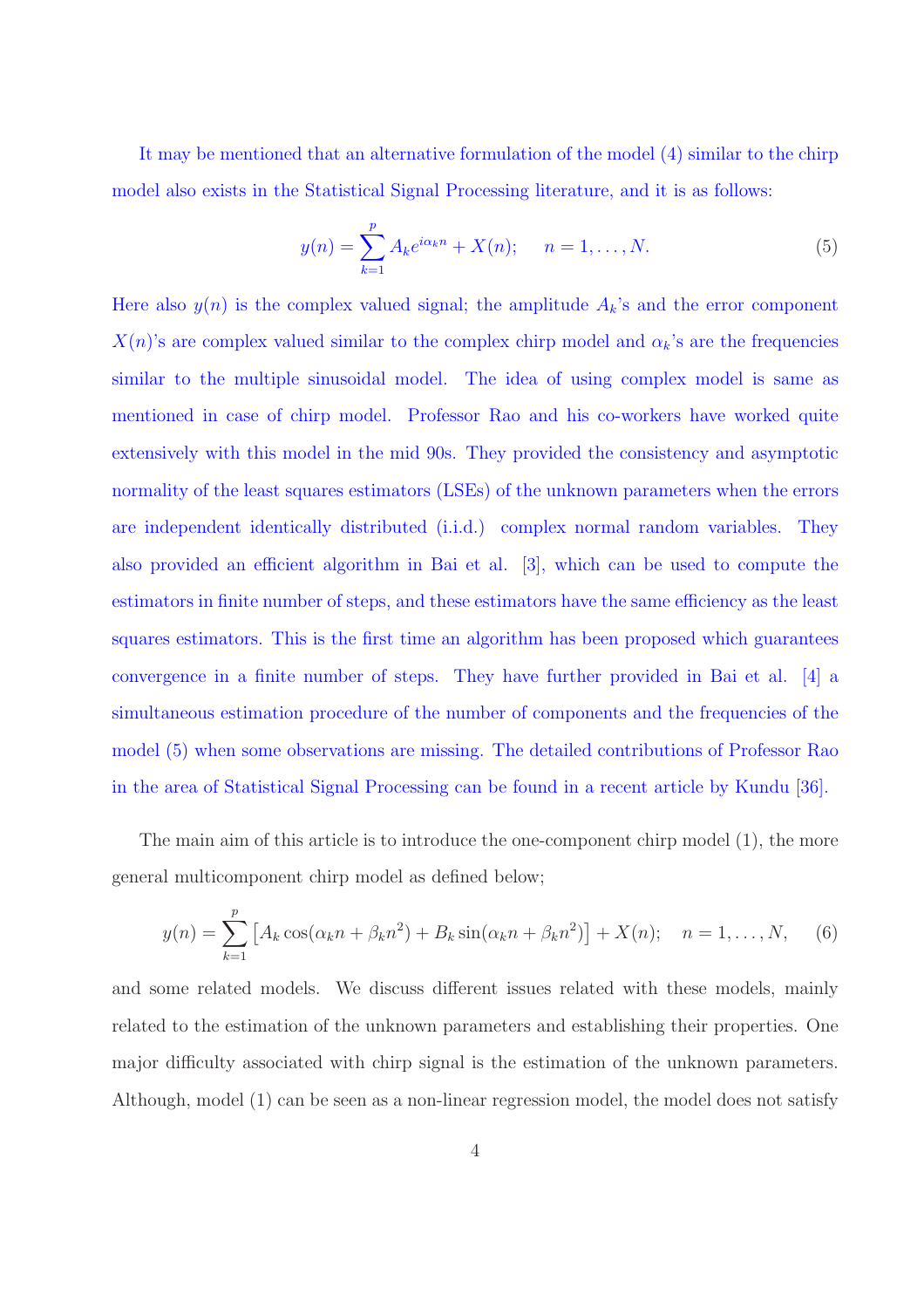It may be mentioned that an alternative formulation of the model (4) similar to the chirp model also exists in the Statistical Signal Processing literature, and it is as follows:

$$y(n) = \sum_{k=1}^{p} A_k e^{i\alpha_k n} + X(n); \quad n = 1, \ldots, N. \tag{5}$$

Here also $y(n)$ is the complex valued signal; the amplitude $A_k$'s and the error component $X(n)$'s are complex valued similar to the complex chirp model and $\alpha_k$'s are the frequencies similar to the multiple sinusoidal model. The idea of using complex model is same as mentioned in case of chirp model. Professor Rao and his co-workers have worked quite extensively with this model in the mid 90s. They provided the consistency and asymptotic normality of the least squares estimators (LSEs) of the unknown parameters when the errors are independent identically distributed (i.i.d.) complex normal random variables. They also provided an efficient algorithm in Bai et al. [3], which can be used to compute the estimators in finite number of steps, and these estimators have the same efficiency as the least squares estimators. This is the first time an algorithm has been proposed which guarantees convergence in a finite number of steps. They have further provided in Bai et al. [4] a simultaneous estimation procedure of the number of components and the frequencies of the model (5) when some observations are missing. The detailed contributions of Professor Rao in the area of Statistical Signal Processing can be found in a recent article by Kundu [36].

The main aim of this article is to introduce the one-component chirp model (1), the more general multicomponent chirp model as defined below;

$$y(n) = \sum_{k=1}^{p} \left[ A_k \cos(\alpha_k n + \beta_k n^2) + B_k \sin(\alpha_k n + \beta_k n^2) \right] + X(n); \quad n = 1, \ldots, N, \tag{6}$$

and some related models. We discuss different issues related with these models, mainly related to the estimation of the unknown parameters and establishing their properties. One major difficulty associated with chirp signal is the estimation of the unknown parameters. Although, model (1) can be seen as a non-linear regression model, the model does not satisfy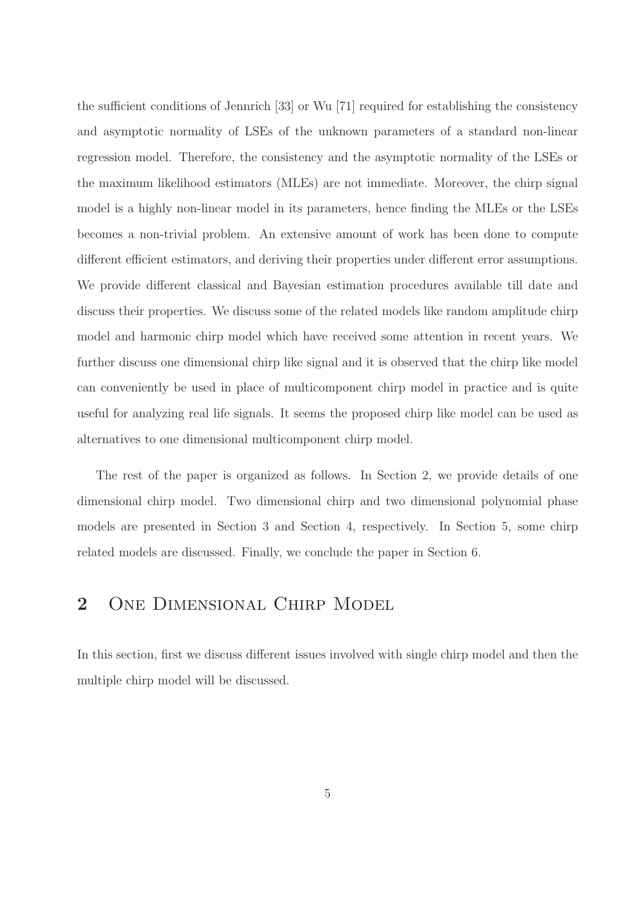the sufficient conditions of Jennrich [33] or Wu [71] required for establishing the consistency and asymptotic normality of LSEs of the unknown parameters of a standard non-linear regression model. Therefore, the consistency and the asymptotic normality of the LSEs or the maximum likelihood estimators (MLEs) are not immediate. Moreover, the chirp signal model is a highly non-linear model in its parameters, hence finding the MLEs or the LSEs becomes a non-trivial problem. An extensive amount of work has been done to compute different efficient estimators, and deriving their properties under different error assumptions. We provide different classical and Bayesian estimation procedures available till date and discuss their properties. We discuss some of the related models like random amplitude chirp model and harmonic chirp model which have received some attention in recent years. We further discuss one dimensional chirp like signal and it is observed that the chirp like model can conveniently be used in place of multicomponent chirp model in practice and is quite useful for analyzing real life signals. It seems the proposed chirp like model can be used as alternatives to one dimensional multicomponent chirp model.

The rest of the paper is organized as follows. In Section 2, we provide details of one dimensional chirp model. Two dimensional chirp and two dimensional polynomial phase models are presented in Section 3 and Section 4, respectively. In Section 5, some chirp related models are discussed. Finally, we conclude the paper in Section 6.

## 2 One Dimensional Chirp Model

In this section, first we discuss different issues involved with single chirp model and then the multiple chirp model will be discussed.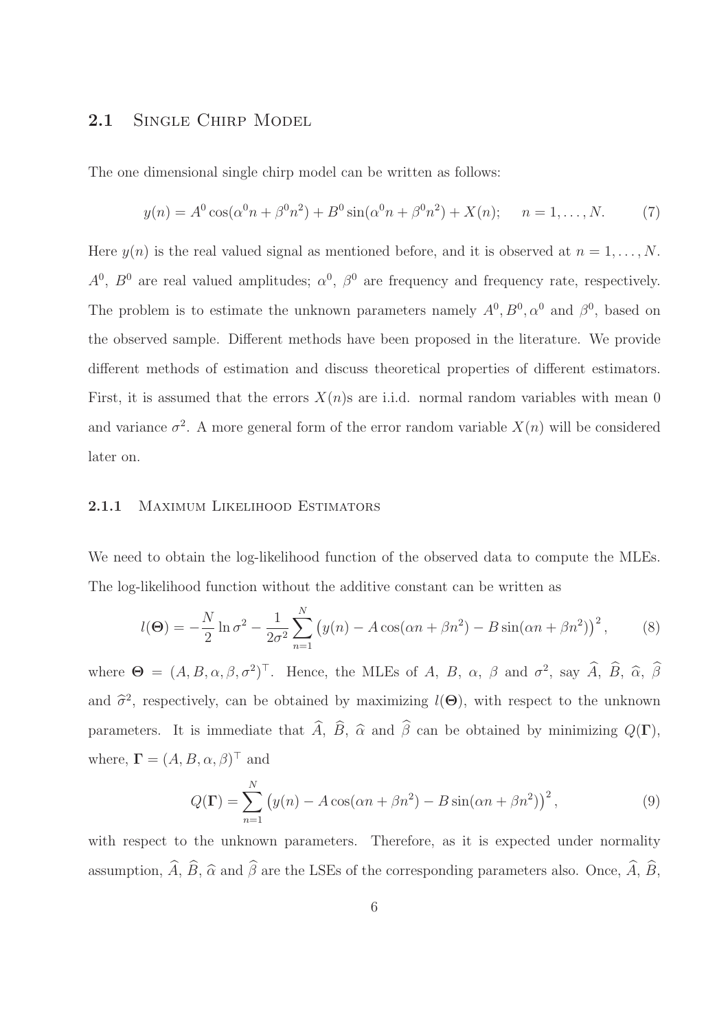## 2.1 Single Chirp Model

The one dimensional single chirp model can be written as follows:

$$y(n) = A^0 \cos(\alpha^0 n + \beta^0 n^2) + B^0 \sin(\alpha^0 n + \beta^0 n^2) + X(n); \quad n = 1, \ldots, N. \tag{7}$$

Here $y(n)$ is the real valued signal as mentioned before, and it is observed at $n = 1, \ldots, N$. $A^0$, $B^0$ are real valued amplitudes; $\alpha^0$, $\beta^0$ are frequency and frequency rate, respectively. The problem is to estimate the unknown parameters namely $A^0, B^0, \alpha^0$ and $\beta^0$, based on the observed sample. Different methods have been proposed in the literature. We provide different methods of estimation and discuss theoretical properties of different estimators. First, it is assumed that the errors $X(n)$s are i.i.d. normal random variables with mean 0 and variance $\sigma^2$. A more general form of the error random variable $X(n)$ will be considered later on.

### 2.1.1 Maximum Likelihood Estimators

We need to obtain the log-likelihood function of the observed data to compute the MLEs. The log-likelihood function without the additive constant can be written as

$$l(\mathbf{\Theta}) = -\frac{N}{2} \ln \sigma^2 - \frac{1}{2\sigma^2} \sum_{n=1}^{N} \left( y(n) - A\cos(\alpha n + \beta n^2) - B \sin(\alpha n + \beta n^2) \right)^2, \tag{8}$$

where $\mathbf{\Theta} = (A, B, \alpha, \beta, \sigma^2)^\top$. Hence, the MLEs of $A$, $B$, $\alpha$, $\beta$ and $\sigma^2$, say $\widehat{A}$, $\widehat{B}$, $\widehat{\alpha}$, $\widehat{\beta}$ and $\widehat{\sigma}^2$, respectively, can be obtained by maximizing $l(\mathbf{\Theta})$, with respect to the unknown parameters. It is immediate that $\widehat{A}$, $\widehat{B}$, $\widehat{\alpha}$ and $\widehat{\beta}$ can be obtained by minimizing $Q(\mathbf{\Gamma})$, where, $\mathbf{\Gamma} = (A, B, \alpha, \beta)^\top$ and

$$Q(\mathbf{\Gamma}) = \sum_{n=1}^{N} \left( y(n) - A\cos(\alpha n + \beta n^2) - B \sin(\alpha n + \beta n^2) \right)^2, \tag{9}$$

with respect to the unknown parameters. Therefore, as it is expected under normality assumption, $\widehat{A}$, $\widehat{B}$, $\widehat{\alpha}$ and $\widehat{\beta}$ are the LSEs of the corresponding parameters also. Once, $\widehat{A}$, $\widehat{B}$,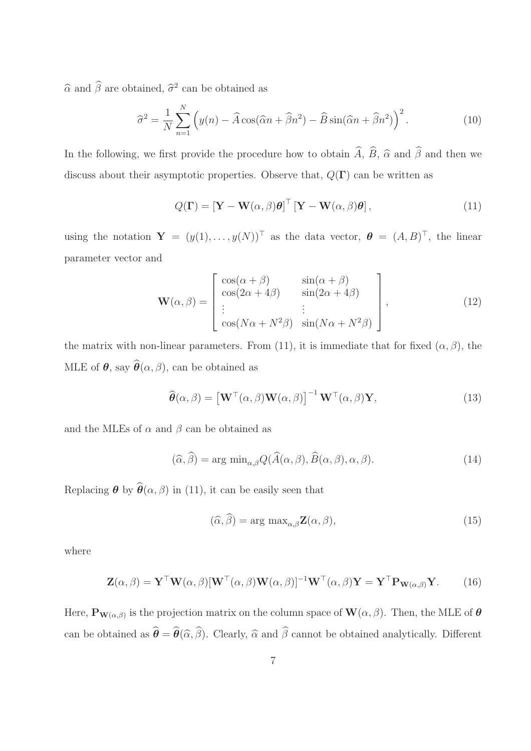$\widehat{\alpha}$ and $\widehat{\beta}$ are obtained, $\widehat{\sigma}^2$ can be obtained as

$$\widehat{\sigma}^2 = \frac{1}{N}\sum_{n=1}^{N}\left(y(n) - \widehat{A}\cos(\widehat{\alpha}n + \widehat{\beta}n^2) - \widehat{B}\sin(\widehat{\alpha}n + \widehat{\beta}n^2)\right)^2. \tag{10}$$

In the following, we first provide the procedure how to obtain $\widehat{A}$, $\widehat{B}$, $\widehat{\alpha}$ and $\widehat{\beta}$ and then we discuss about their asymptotic properties. Observe that, $Q(\mathbf{\Gamma})$ can be written as

$$Q(\mathbf{\Gamma}) = \left[\mathbf{Y} - \mathbf{W}(\alpha,\beta)\boldsymbol{\theta}\right]^\top\left[\mathbf{Y} - \mathbf{W}(\alpha,\beta)\boldsymbol{\theta}\right], \tag{11}$$

using the notation $\mathbf{Y} = (y(1),\ldots,y(N))^\top$ as the data vector, $\boldsymbol{\theta} = (A,B)^\top$, the linear parameter vector and

$$\mathbf{W}(\alpha,\beta) = \begin{bmatrix} \cos(\alpha+\beta) & \sin(\alpha+\beta) \\ \cos(2\alpha+4\beta) & \sin(2\alpha+4\beta) \\ \vdots & \vdots \\ \cos(N\alpha+N^2\beta) & \sin(N\alpha+N^2\beta) \end{bmatrix}, \tag{12}$$

the matrix with non-linear parameters. From (11), it is immediate that for fixed $(\alpha,\beta)$, the MLE of $\boldsymbol{\theta}$, say $\widehat{\boldsymbol{\theta}}(\alpha,\beta)$, can be obtained as

$$\widehat{\boldsymbol{\theta}}(\alpha,\beta) = \left[\mathbf{W}^\top(\alpha,\beta)\mathbf{W}(\alpha,\beta)\right]^{-1}\mathbf{W}^\top(\alpha,\beta)\mathbf{Y}, \tag{13}$$

and the MLEs of $\alpha$ and $\beta$ can be obtained as

$$(\widehat{\alpha},\widehat{\beta}) = \arg\min_{\alpha,\beta} Q(\widehat{A}(\alpha,\beta),\widehat{B}(\alpha,\beta),\alpha,\beta). \tag{14}$$

Replacing $\boldsymbol{\theta}$ by $\widehat{\boldsymbol{\theta}}(\alpha,\beta)$ in (11), it can be easily seen that

$$(\widehat{\alpha},\widehat{\beta}) = \arg\max_{\alpha,\beta}\mathbf{Z}(\alpha,\beta), \tag{15}$$

where

$$\mathbf{Z}(\alpha,\beta) = \mathbf{Y}^\top\mathbf{W}(\alpha,\beta)[\mathbf{W}^\top(\alpha,\beta)\mathbf{W}(\alpha,\beta)]^{-1}\mathbf{W}^\top(\alpha,\beta)\mathbf{Y} = \mathbf{Y}^\top\mathbf{P}_{\mathbf{W}(\alpha,\beta)}\mathbf{Y}. \tag{16}$$

Here, $\mathbf{P}_{\mathbf{W}(\alpha,\beta)}$ is the projection matrix on the column space of $\mathbf{W}(\alpha,\beta)$. Then, the MLE of $\boldsymbol{\theta}$ can be obtained as $\widehat{\boldsymbol{\theta}} = \widehat{\boldsymbol{\theta}}(\widehat{\alpha},\widehat{\beta})$. Clearly, $\widehat{\alpha}$ and $\widehat{\beta}$ cannot be obtained analytically. Different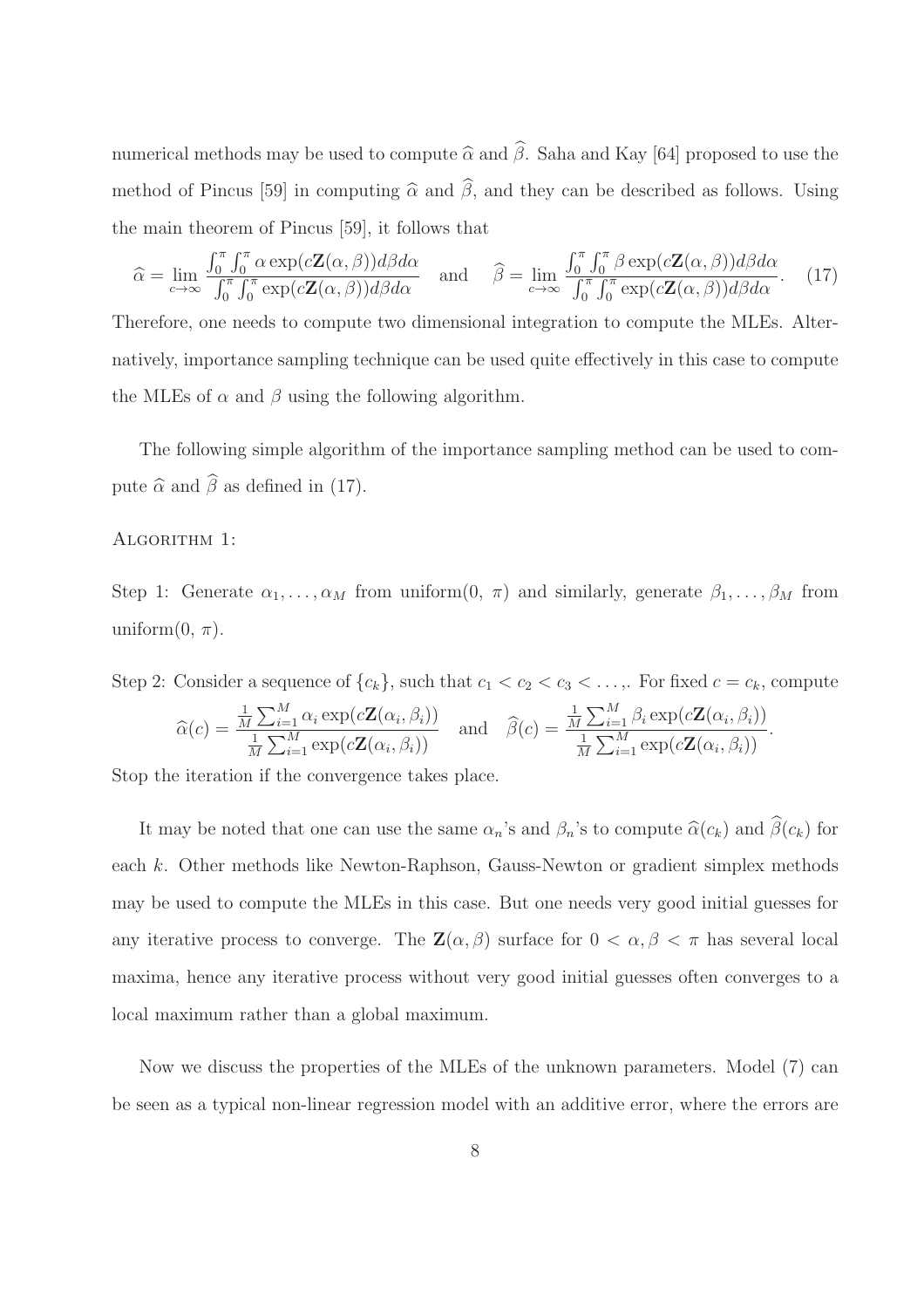numerical methods may be used to compute $\widehat{\alpha}$ and $\widehat{\beta}$. Saha and Kay [64] proposed to use the method of Pincus [59] in computing $\widehat{\alpha}$ and $\widehat{\beta}$, and they can be described as follows. Using the main theorem of Pincus [59], it follows that

$$\widehat{\alpha} = \lim_{c \to \infty} \frac{\int_0^{\pi} \int_0^{\pi} \alpha \exp(c\mathbf{Z}(\alpha, \beta)) d\beta d\alpha}{\int_0^{\pi} \int_0^{\pi} \exp(c\mathbf{Z}(\alpha, \beta)) d\beta d\alpha} \quad \text{and} \quad \widehat{\beta} = \lim_{c \to \infty} \frac{\int_0^{\pi} \int_0^{\pi} \beta \exp(c\mathbf{Z}(\alpha, \beta)) d\beta d\alpha}{\int_0^{\pi} \int_0^{\pi} \exp(c\mathbf{Z}(\alpha, \beta)) d\beta d\alpha}. \tag{17}$$

Therefore, one needs to compute two dimensional integration to compute the MLEs. Alternatively, importance sampling technique can be used quite effectively in this case to compute the MLEs of $\alpha$ and $\beta$ using the following algorithm.

The following simple algorithm of the importance sampling method can be used to compute $\widehat{\alpha}$ and $\widehat{\beta}$ as defined in (17).

ALGORITHM 1:

Step 1: Generate $\alpha_1, \ldots, \alpha_M$ from uniform$(0, \pi)$ and similarly, generate $\beta_1, \ldots, \beta_M$ from uniform$(0, \pi)$.

Step 2: Consider a sequence of $\{c_k\}$, such that $c_1 < c_2 < c_3 < \ldots,$. For fixed $c = c_k$, compute

$$\widehat{\alpha}(c) = \frac{\frac{1}{M}\sum_{i=1}^{M} \alpha_i \exp(c\mathbf{Z}(\alpha_i, \beta_i))}{\frac{1}{M}\sum_{i=1}^{M} \exp(c\mathbf{Z}(\alpha_i, \beta_i))} \quad \text{and} \quad \widehat{\beta}(c) = \frac{\frac{1}{M}\sum_{i=1}^{M} \beta_i \exp(c\mathbf{Z}(\alpha_i, \beta_i))}{\frac{1}{M}\sum_{i=1}^{M} \exp(c\mathbf{Z}(\alpha_i, \beta_i))}.$$

Stop the iteration if the convergence takes place.

It may be noted that one can use the same $\alpha_n$'s and $\beta_n$'s to compute $\widehat{\alpha}(c_k)$ and $\widehat{\beta}(c_k)$ for each $k$. Other methods like Newton-Raphson, Gauss-Newton or gradient simplex methods may be used to compute the MLEs in this case. But one needs very good initial guesses for any iterative process to converge. The $\mathbf{Z}(\alpha, \beta)$ surface for $0 < \alpha, \beta < \pi$ has several local maxima, hence any iterative process without very good initial guesses often converges to a local maximum rather than a global maximum.

Now we discuss the properties of the MLEs of the unknown parameters. Model (7) can be seen as a typical non-linear regression model with an additive error, where the errors are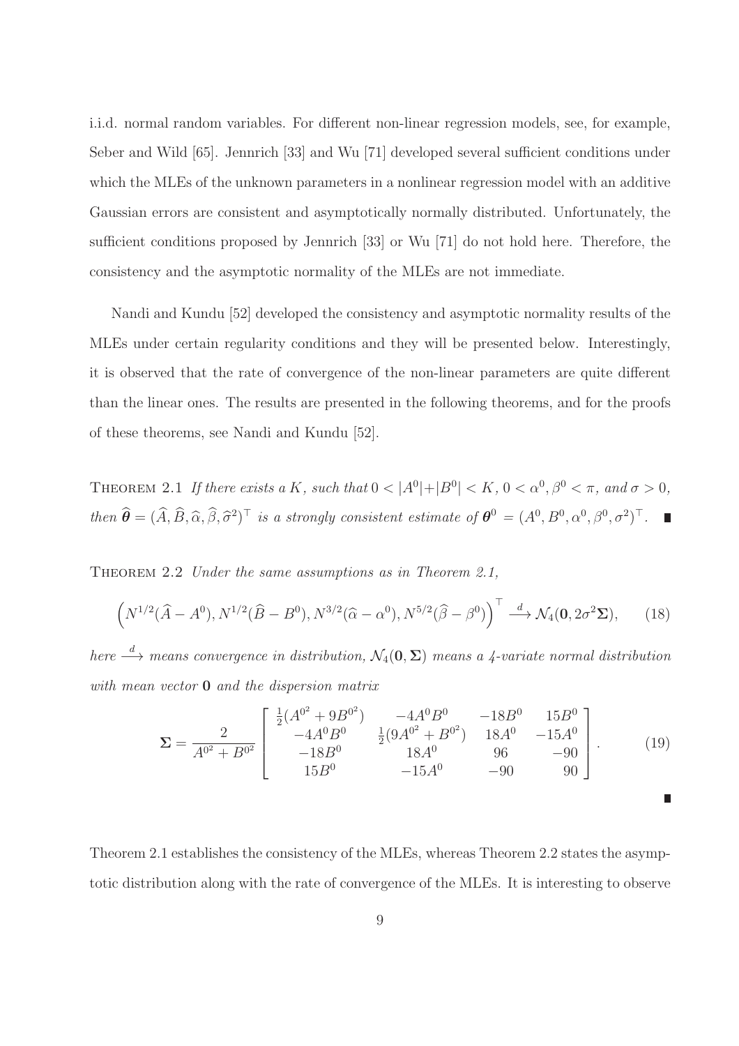i.i.d. normal random variables. For different non-linear regression models, see, for example, Seber and Wild [65]. Jennrich [33] and Wu [71] developed several sufficient conditions under which the MLEs of the unknown parameters in a nonlinear regression model with an additive Gaussian errors are consistent and asymptotically normally distributed. Unfortunately, the sufficient conditions proposed by Jennrich [33] or Wu [71] do not hold here. Therefore, the consistency and the asymptotic normality of the MLEs are not immediate.

Nandi and Kundu [52] developed the consistency and asymptotic normality results of the MLEs under certain regularity conditions and they will be presented below. Interestingly, it is observed that the rate of convergence of the non-linear parameters are quite different than the linear ones. The results are presented in the following theorems, and for the proofs of these theorems, see Nandi and Kundu [52].

THEOREM 2.1 *If there exists a $K$, such that $0 < |A^0|+|B^0| < K$, $0 < \alpha^0, \beta^0 < \pi$, and $\sigma > 0$, then $\widehat{\boldsymbol{\theta}} = (\widehat{A}, \widehat{B}, \widehat{\alpha}, \widehat{\beta}, \widehat{\sigma}^2)^\top$ is a strongly consistent estimate of $\boldsymbol{\theta}^0 = (A^0, B^0, \alpha^0, \beta^0, \sigma^2)^\top$.* ∎

THEOREM 2.2 *Under the same assumptions as in Theorem 2.1,*

$$\left(N^{1/2}(\widehat{A}-A^0), N^{1/2}(\widehat{B}-B^0), N^{3/2}(\widehat{\alpha}-\alpha^0), N^{5/2}(\widehat{\beta}-\beta^0)\right)^\top \xrightarrow{d} \mathcal{N}_4(\mathbf{0}, 2\sigma^2\boldsymbol{\Sigma}), \tag{18}$$

*here $\xrightarrow{d}$ means convergence in distribution, $\mathcal{N}_4(\mathbf{0}, \boldsymbol{\Sigma})$ means a 4-variate normal distribution with mean vector $\mathbf{0}$ and the dispersion matrix*

$$\boldsymbol{\Sigma} = \frac{2}{A^{0^2}+B^{0^2}} \begin{bmatrix} \frac{1}{2}(A^{0^2}+9B^{0^2}) & -4A^0B^0 & -18B^0 & 15B^0 \\ -4A^0B^0 & \frac{1}{2}(9A^{0^2}+B^{0^2}) & 18A^0 & -15A^0 \\ -18B^0 & 18A^0 & 96 & -90 \\ 15B^0 & -15A^0 & -90 & 90 \end{bmatrix}. \tag{19}$$

∎

Theorem 2.1 establishes the consistency of the MLEs, whereas Theorem 2.2 states the asymptotic distribution along with the rate of convergence of the MLEs. It is interesting to observe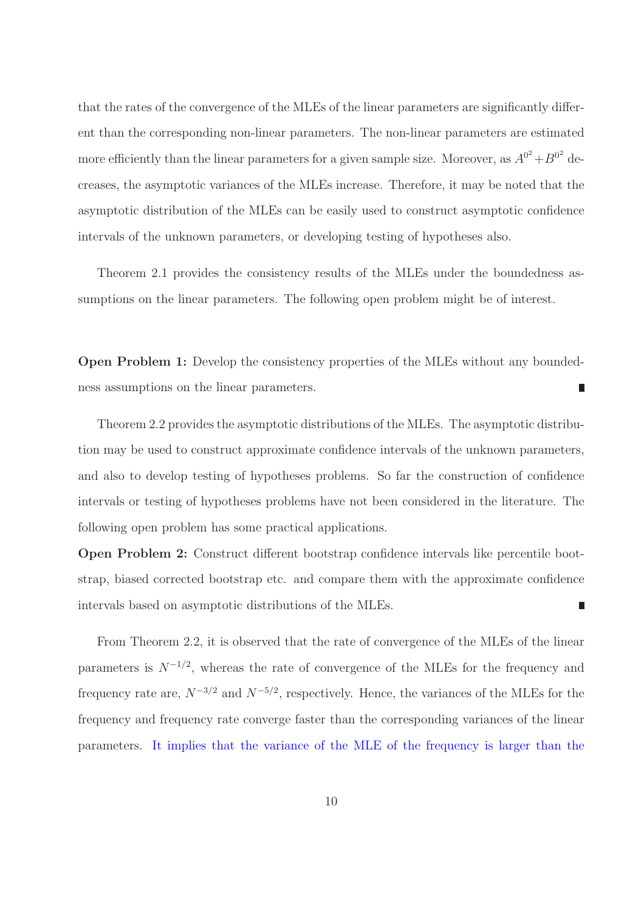that the rates of the convergence of the MLEs of the linear parameters are significantly different than the corresponding non-linear parameters. The non-linear parameters are estimated more efficiently than the linear parameters for a given sample size. Moreover, as $A^{0^2}+B^{0^2}$ decreases, the asymptotic variances of the MLEs increase. Therefore, it may be noted that the asymptotic distribution of the MLEs can be easily used to construct asymptotic confidence intervals of the unknown parameters, or developing testing of hypotheses also.

Theorem 2.1 provides the consistency results of the MLEs under the boundedness assumptions on the linear parameters. The following open problem might be of interest.

**Open Problem 1:** Develop the consistency properties of the MLEs without any boundedness assumptions on the linear parameters. ∎

Theorem 2.2 provides the asymptotic distributions of the MLEs. The asymptotic distribution may be used to construct approximate confidence intervals of the unknown parameters, and also to develop testing of hypotheses problems. So far the construction of confidence intervals or testing of hypotheses problems have not been considered in the literature. The following open problem has some practical applications.

**Open Problem 2:** Construct different bootstrap confidence intervals like percentile bootstrap, biased corrected bootstrap etc. and compare them with the approximate confidence intervals based on asymptotic distributions of the MLEs. ∎

From Theorem 2.2, it is observed that the rate of convergence of the MLEs of the linear parameters is $N^{-1/2}$, whereas the rate of convergence of the MLEs for the frequency and frequency rate are, $N^{-3/2}$ and $N^{-5/2}$, respectively. Hence, the variances of the MLEs for the frequency and frequency rate converge faster than the corresponding variances of the linear parameters. It implies that the variance of the MLE of the frequency is larger than the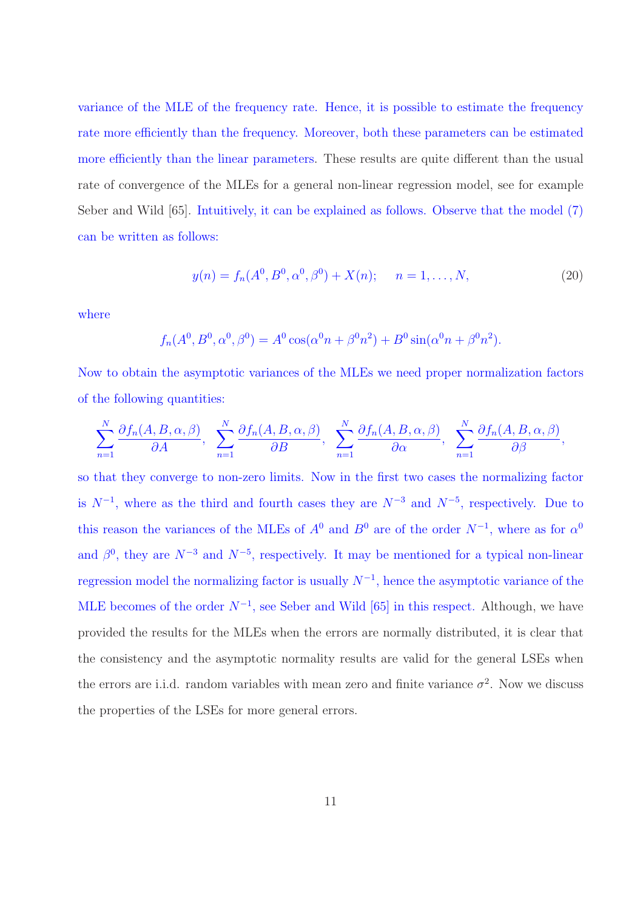variance of the MLE of the frequency rate. Hence, it is possible to estimate the frequency rate more efficiently than the frequency. Moreover, both these parameters can be estimated more efficiently than the linear parameters. These results are quite different than the usual rate of convergence of the MLEs for a general non-linear regression model, see for example Seber and Wild [65]. Intuitively, it can be explained as follows. Observe that the model (7) can be written as follows:

$$y(n) = f_n(A^0, B^0, \alpha^0, \beta^0) + X(n); \quad n = 1, \ldots, N, \tag{20}$$

where

$$f_n(A^0, B^0, \alpha^0, \beta^0) = A^0 \cos(\alpha^0 n + \beta^0 n^2) + B^0 \sin(\alpha^0 n + \beta^0 n^2).$$

Now to obtain the asymptotic variances of the MLEs we need proper normalization factors of the following quantities:

$$\sum_{n=1}^{N} \frac{\partial f_n(A, B, \alpha, \beta)}{\partial A}, \;\; \sum_{n=1}^{N} \frac{\partial f_n(A, B, \alpha, \beta)}{\partial B}, \;\; \sum_{n=1}^{N} \frac{\partial f_n(A, B, \alpha, \beta)}{\partial \alpha}, \;\; \sum_{n=1}^{N} \frac{\partial f_n(A, B, \alpha, \beta)}{\partial \beta},$$

so that they converge to non-zero limits. Now in the first two cases the normalizing factor is $N^{-1}$, where as the third and fourth cases they are $N^{-3}$ and $N^{-5}$, respectively. Due to this reason the variances of the MLEs of $A^0$ and $B^0$ are of the order $N^{-1}$, where as for $\alpha^0$ and $\beta^0$, they are $N^{-3}$ and $N^{-5}$, respectively. It may be mentioned for a typical non-linear regression model the normalizing factor is usually $N^{-1}$, hence the asymptotic variance of the MLE becomes of the order $N^{-1}$, see Seber and Wild [65] in this respect. Although, we have provided the results for the MLEs when the errors are normally distributed, it is clear that the consistency and the asymptotic normality results are valid for the general LSEs when the errors are i.i.d. random variables with mean zero and finite variance $\sigma^2$. Now we discuss the properties of the LSEs for more general errors.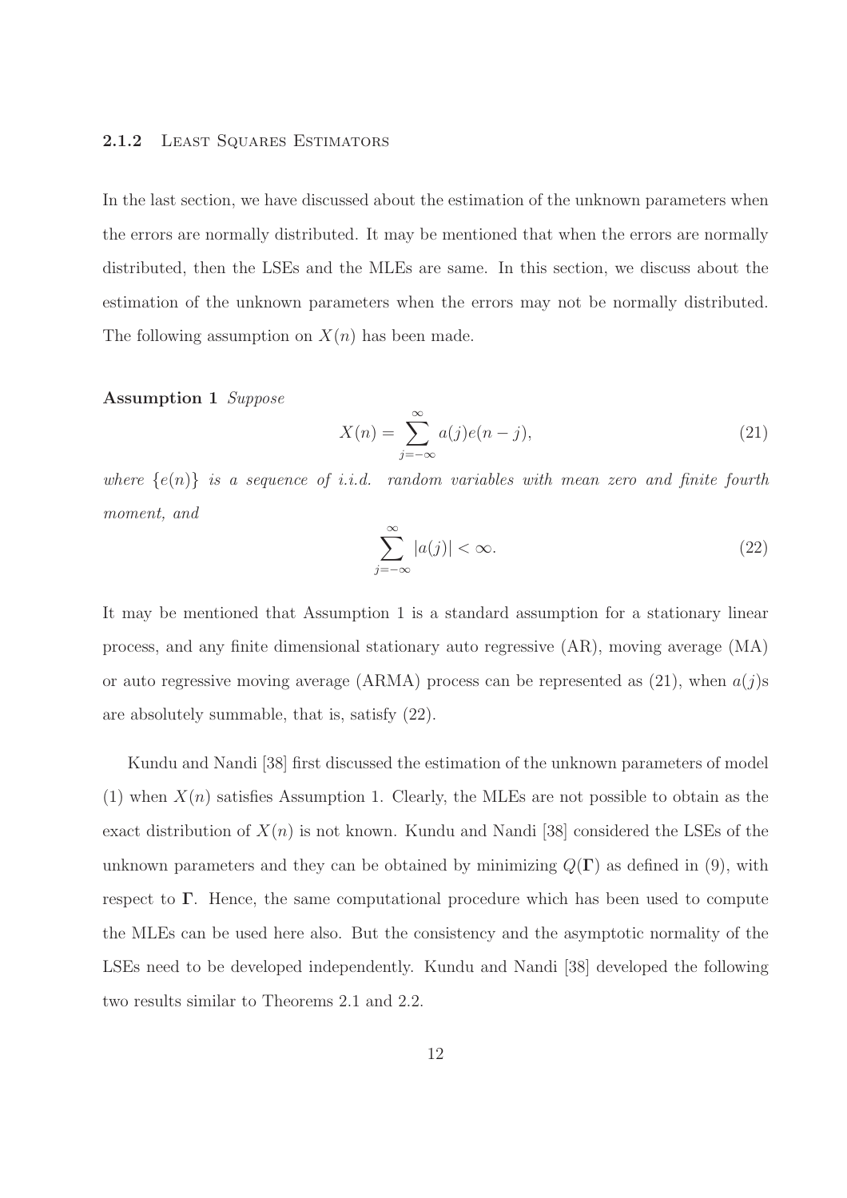### 2.1.2 Least Squares Estimators

In the last section, we have discussed about the estimation of the unknown parameters when the errors are normally distributed. It may be mentioned that when the errors are normally distributed, then the LSEs and the MLEs are same. In this section, we discuss about the estimation of the unknown parameters when the errors may not be normally distributed. The following assumption on $X(n)$ has been made.

**Assumption 1** *Suppose*

$$X(n) = \sum_{j=-\infty}^{\infty} a(j)e(n-j), \tag{21}$$

*where* $\{e(n)\}$ *is a sequence of i.i.d. random variables with mean zero and finite fourth moment, and*

$$\sum_{j=-\infty}^{\infty} |a(j)| < \infty. \tag{22}$$

It may be mentioned that Assumption 1 is a standard assumption for a stationary linear process, and any finite dimensional stationary auto regressive (AR), moving average (MA) or auto regressive moving average (ARMA) process can be represented as (21), when $a(j)$s are absolutely summable, that is, satisfy (22).

Kundu and Nandi [38] first discussed the estimation of the unknown parameters of model (1) when $X(n)$ satisfies Assumption 1. Clearly, the MLEs are not possible to obtain as the exact distribution of $X(n)$ is not known. Kundu and Nandi [38] considered the LSEs of the unknown parameters and they can be obtained by minimizing $Q(\mathbf{\Gamma})$ as defined in (9), with respect to $\mathbf{\Gamma}$. Hence, the same computational procedure which has been used to compute the MLEs can be used here also. But the consistency and the asymptotic normality of the LSEs need to be developed independently. Kundu and Nandi [38] developed the following two results similar to Theorems 2.1 and 2.2.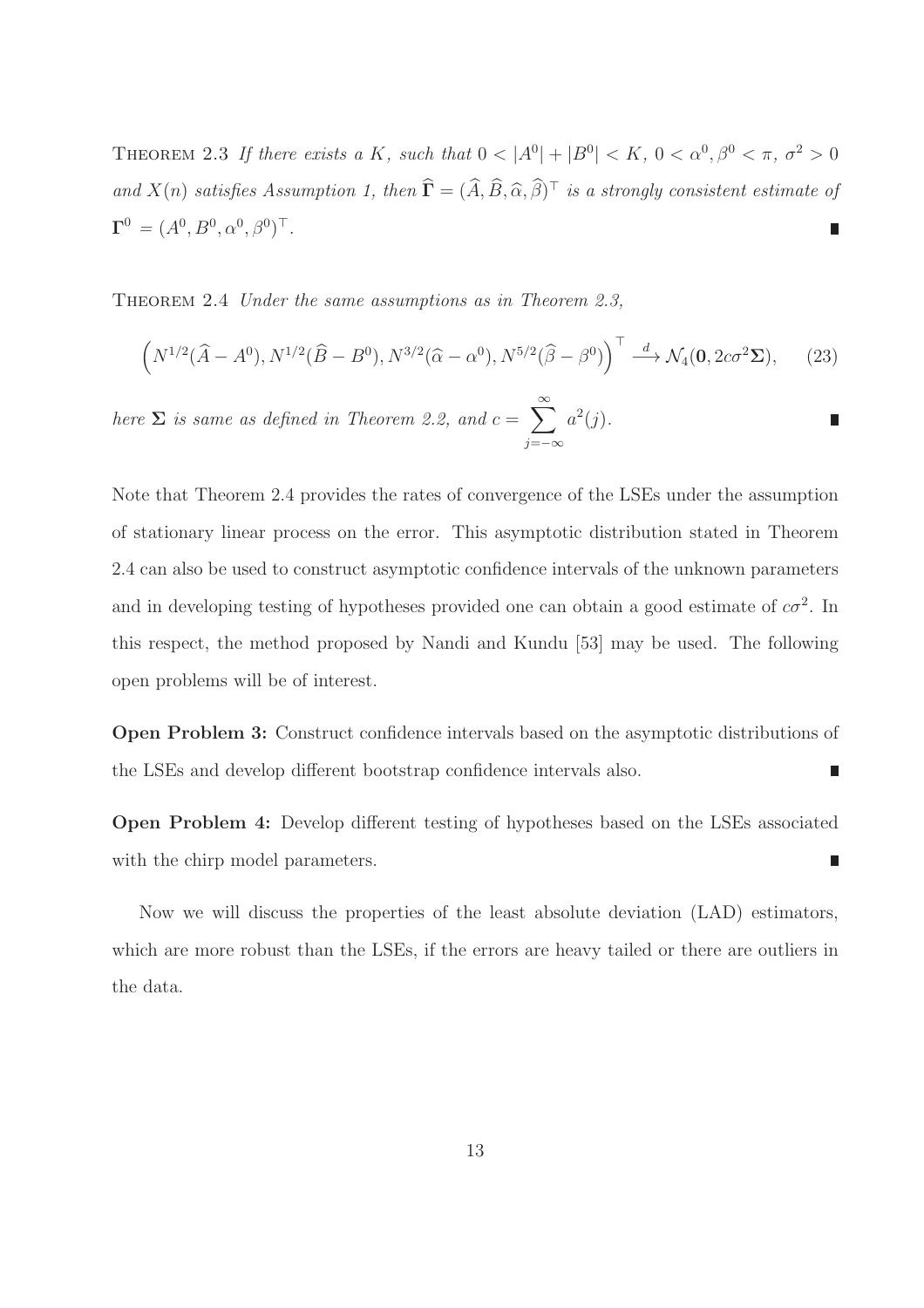THEOREM 2.3 *If there exists a $K$, such that $0 < |A^0| + |B^0| < K$, $0 < \alpha^0, \beta^0 < \pi$, $\sigma^2 > 0$ and $X(n)$ satisfies Assumption 1, then $\widehat{\mathbf{\Gamma}} = (\widehat{A}, \widehat{B}, \widehat{\alpha}, \widehat{\beta})^\top$ is a strongly consistent estimate of $\mathbf{\Gamma}^0 = (A^0, B^0, \alpha^0, \beta^0)^\top$.* ∎

THEOREM 2.4 *Under the same assumptions as in Theorem 2.3,*

$$\left(N^{1/2}(\widehat{A} - A^0), N^{1/2}(\widehat{B} - B^0), N^{3/2}(\widehat{\alpha} - \alpha^0), N^{5/2}(\widehat{\beta} - \beta^0)\right)^\top \xrightarrow{d} \mathcal{N}_4(\mathbf{0}, 2c\sigma^2\mathbf{\Sigma}), \tag{23}$$

*here $\mathbf{\Sigma}$ is same as defined in Theorem 2.2, and $c = \sum_{j=-\infty}^{\infty} a^2(j)$.* ∎

Note that Theorem 2.4 provides the rates of convergence of the LSEs under the assumption of stationary linear process on the error. This asymptotic distribution stated in Theorem 2.4 can also be used to construct asymptotic confidence intervals of the unknown parameters and in developing testing of hypotheses provided one can obtain a good estimate of $c\sigma^2$. In this respect, the method proposed by Nandi and Kundu [53] may be used. The following open problems will be of interest.

**Open Problem 3:** Construct confidence intervals based on the asymptotic distributions of the LSEs and develop different bootstrap confidence intervals also. ∎

**Open Problem 4:** Develop different testing of hypotheses based on the LSEs associated with the chirp model parameters. ∎

Now we will discuss the properties of the least absolute deviation (LAD) estimators, which are more robust than the LSEs, if the errors are heavy tailed or there are outliers in the data.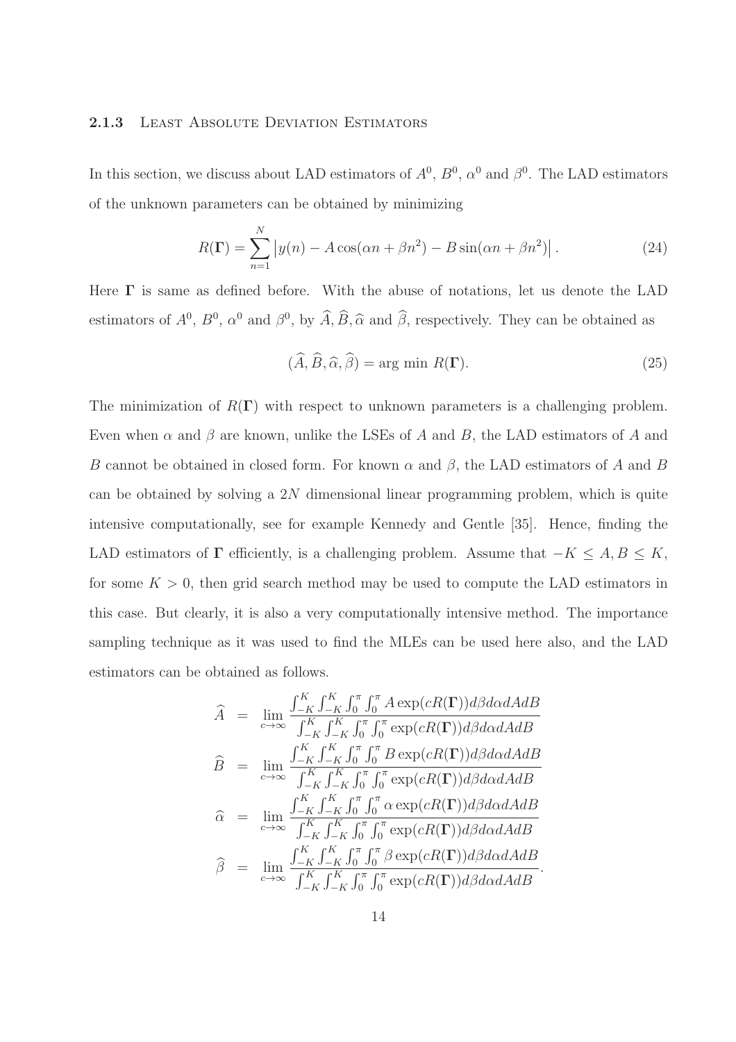### 2.1.3 Least Absolute Deviation Estimators

In this section, we discuss about LAD estimators of $A^0$, $B^0$, $\alpha^0$ and $\beta^0$. The LAD estimators of the unknown parameters can be obtained by minimizing

$$R(\mathbf{\Gamma}) = \sum_{n=1}^{N} \left| y(n) - A\cos(\alpha n + \beta n^2) - B\sin(\alpha n + \beta n^2) \right|. \tag{24}$$

Here $\mathbf{\Gamma}$ is same as defined before. With the abuse of notations, let us denote the LAD estimators of $A^0$, $B^0$, $\alpha^0$ and $\beta^0$, by $\widehat{A}, \widehat{B}, \widehat{\alpha}$ and $\widehat{\beta}$, respectively. They can be obtained as

$$(\widehat{A}, \widehat{B}, \widehat{\alpha}, \widehat{\beta}) = \arg\min R(\mathbf{\Gamma}). \tag{25}$$

The minimization of $R(\mathbf{\Gamma})$ with respect to unknown parameters is a challenging problem. Even when $\alpha$ and $\beta$ are known, unlike the LSEs of $A$ and $B$, the LAD estimators of $A$ and $B$ cannot be obtained in closed form. For known $\alpha$ and $\beta$, the LAD estimators of $A$ and $B$ can be obtained by solving a $2N$ dimensional linear programming problem, which is quite intensive computationally, see for example Kennedy and Gentle [35]. Hence, finding the LAD estimators of $\mathbf{\Gamma}$ efficiently, is a challenging problem. Assume that $-K \leq A, B \leq K$, for some $K > 0$, then grid search method may be used to compute the LAD estimators in this case. But clearly, it is also a very computationally intensive method. The importance sampling technique as it was used to find the MLEs can be used here also, and the LAD estimators can be obtained as follows.

$$\begin{aligned}
\widehat{A} &= \lim_{c\to\infty} \frac{\int_{-K}^{K}\int_{-K}^{K}\int_{0}^{\pi}\int_{0}^{\pi} A\exp(cR(\mathbf{\Gamma}))d\beta d\alpha dA dB}{\int_{-K}^{K}\int_{-K}^{K}\int_{0}^{\pi}\int_{0}^{\pi} \exp(cR(\mathbf{\Gamma}))d\beta d\alpha dA dB} \\
\widehat{B} &= \lim_{c\to\infty} \frac{\int_{-K}^{K}\int_{-K}^{K}\int_{0}^{\pi}\int_{0}^{\pi} B\exp(cR(\mathbf{\Gamma}))d\beta d\alpha dA dB}{\int_{-K}^{K}\int_{-K}^{K}\int_{0}^{\pi}\int_{0}^{\pi} \exp(cR(\mathbf{\Gamma}))d\beta d\alpha dA dB} \\
\widehat{\alpha} &= \lim_{c\to\infty} \frac{\int_{-K}^{K}\int_{-K}^{K}\int_{0}^{\pi}\int_{0}^{\pi} \alpha\exp(cR(\mathbf{\Gamma}))d\beta d\alpha dA dB}{\int_{-K}^{K}\int_{-K}^{K}\int_{0}^{\pi}\int_{0}^{\pi} \exp(cR(\mathbf{\Gamma}))d\beta d\alpha dA dB} \\
\widehat{\beta} &= \lim_{c\to\infty} \frac{\int_{-K}^{K}\int_{-K}^{K}\int_{0}^{\pi}\int_{0}^{\pi} \beta\exp(cR(\mathbf{\Gamma}))d\beta d\alpha dA dB}{\int_{-K}^{K}\int_{-K}^{K}\int_{0}^{\pi}\int_{0}^{\pi} \exp(cR(\mathbf{\Gamma}))d\beta d\alpha dA dB}.
\end{aligned}$$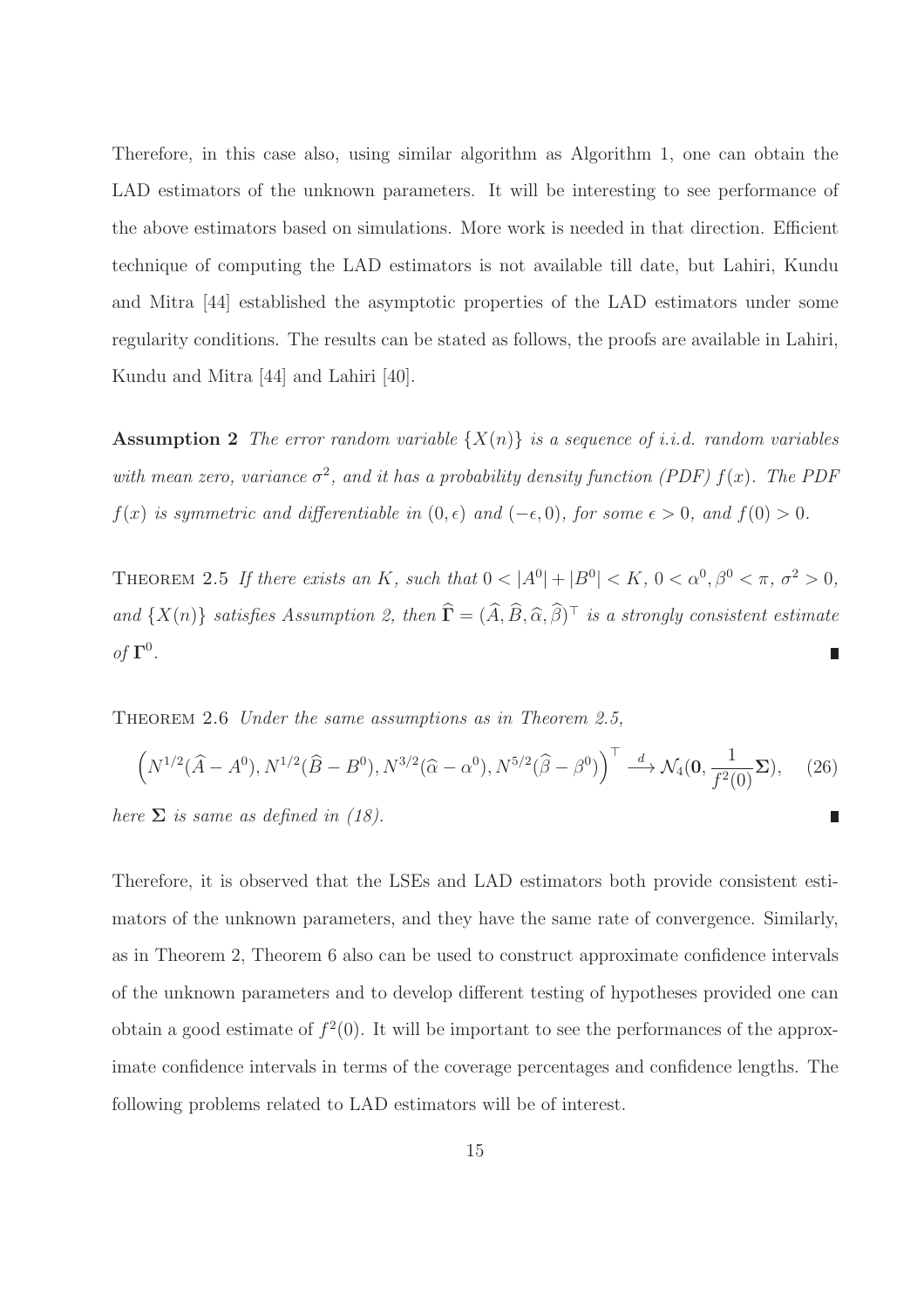Therefore, in this case also, using similar algorithm as Algorithm 1, one can obtain the LAD estimators of the unknown parameters. It will be interesting to see performance of the above estimators based on simulations. More work is needed in that direction. Efficient technique of computing the LAD estimators is not available till date, but Lahiri, Kundu and Mitra [44] established the asymptotic properties of the LAD estimators under some regularity conditions. The results can be stated as follows, the proofs are available in Lahiri, Kundu and Mitra [44] and Lahiri [40].

**Assumption 2** *The error random variable $\{X(n)\}$ is a sequence of i.i.d. random variables with mean zero, variance $\sigma^2$, and it has a probability density function (PDF) $f(x)$. The PDF $f(x)$ is symmetric and differentiable in $(0, \epsilon)$ and $(-\epsilon, 0)$, for some $\epsilon > 0$, and $f(0) > 0$.*

THEOREM 2.5 *If there exists an $K$, such that $0 < |A^0| + |B^0| < K$, $0 < \alpha^0, \beta^0 < \pi$, $\sigma^2 > 0$, and $\{X(n)\}$ satisfies Assumption 2, then $\widehat{\mathbf{\Gamma}} = (\widehat{A}, \widehat{B}, \widehat{\alpha}, \widehat{\beta})^\top$ is a strongly consistent estimate of $\mathbf{\Gamma}^0$.* ∎

THEOREM 2.6 *Under the same assumptions as in Theorem 2.5,*

$$\left(N^{1/2}(\widehat{A} - A^0), N^{1/2}(\widehat{B} - B^0), N^{3/2}(\widehat{\alpha} - \alpha^0), N^{5/2}(\widehat{\beta} - \beta^0)\right)^\top \xrightarrow{d} \mathcal{N}_4(\mathbf{0}, \frac{1}{f^2(0)}\mathbf{\Sigma}), \quad (26)$$

*here $\mathbf{\Sigma}$ is same as defined in (18).* ∎

Therefore, it is observed that the LSEs and LAD estimators both provide consistent estimators of the unknown parameters, and they have the same rate of convergence. Similarly, as in Theorem 2, Theorem 6 also can be used to construct approximate confidence intervals of the unknown parameters and to develop different testing of hypotheses provided one can obtain a good estimate of $f^2(0)$. It will be important to see the performances of the approximate confidence intervals in terms of the coverage percentages and confidence lengths. The following problems related to LAD estimators will be of interest.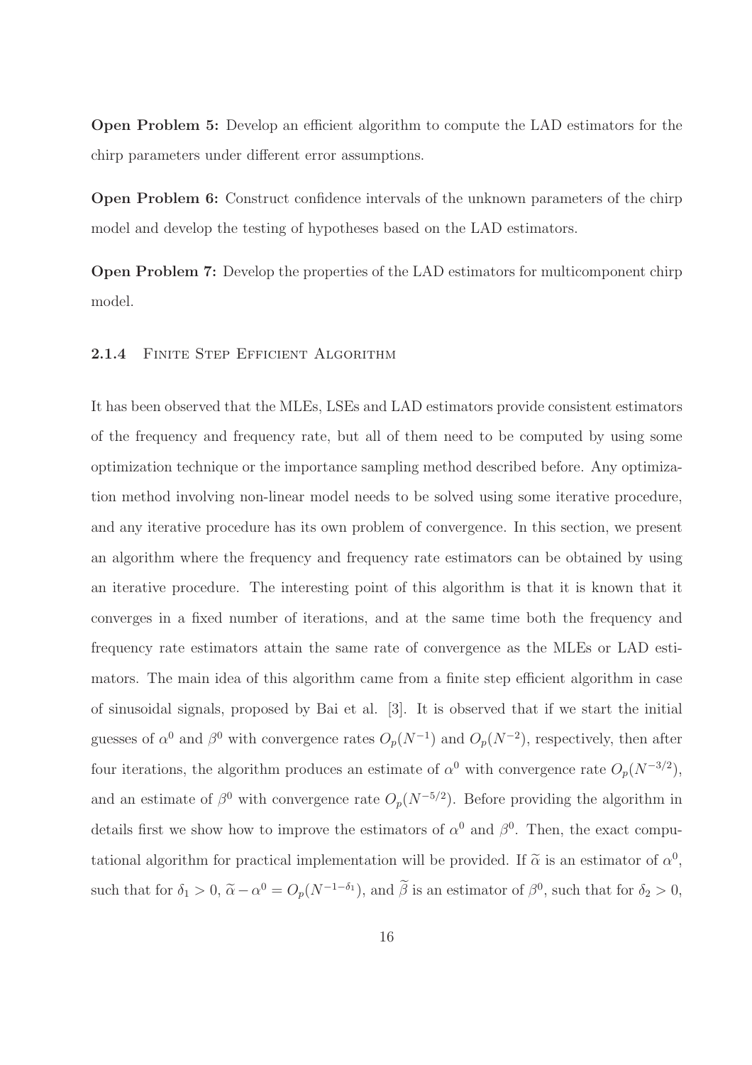**Open Problem 5:** Develop an efficient algorithm to compute the LAD estimators for the chirp parameters under different error assumptions.

**Open Problem 6:** Construct confidence intervals of the unknown parameters of the chirp model and develop the testing of hypotheses based on the LAD estimators.

**Open Problem 7:** Develop the properties of the LAD estimators for multicomponent chirp model.

### 2.1.4 Finite Step Efficient Algorithm

It has been observed that the MLEs, LSEs and LAD estimators provide consistent estimators of the frequency and frequency rate, but all of them need to be computed by using some optimization technique or the importance sampling method described before. Any optimization method involving non-linear model needs to be solved using some iterative procedure, and any iterative procedure has its own problem of convergence. In this section, we present an algorithm where the frequency and frequency rate estimators can be obtained by using an iterative procedure. The interesting point of this algorithm is that it is known that it converges in a fixed number of iterations, and at the same time both the frequency and frequency rate estimators attain the same rate of convergence as the MLEs or LAD estimators. The main idea of this algorithm came from a finite step efficient algorithm in case of sinusoidal signals, proposed by Bai et al. [3]. It is observed that if we start the initial guesses of $\alpha^0$ and $\beta^0$ with convergence rates $O_p(N^{-1})$ and $O_p(N^{-2})$, respectively, then after four iterations, the algorithm produces an estimate of $\alpha^0$ with convergence rate $O_p(N^{-3/2})$, and an estimate of $\beta^0$ with convergence rate $O_p(N^{-5/2})$. Before providing the algorithm in details first we show how to improve the estimators of $\alpha^0$ and $\beta^0$. Then, the exact computational algorithm for practical implementation will be provided. If $\widetilde{\alpha}$ is an estimator of $\alpha^0$, such that for $\delta_1 > 0$, $\widetilde{\alpha} - \alpha^0 = O_p(N^{-1-\delta_1})$, and $\widetilde{\beta}$ is an estimator of $\beta^0$, such that for $\delta_2 > 0$,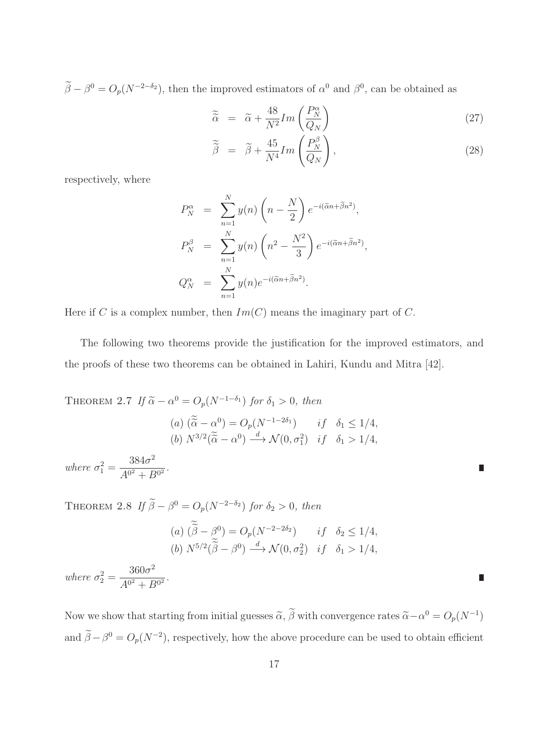$\widetilde{\beta} - \beta^0 = O_p(N^{-2-\delta_2})$, then the improved estimators of $\alpha^0$ and $\beta^0$, can be obtained as

$$\widetilde{\widetilde{\alpha}} = \widetilde{\alpha} + \frac{48}{N^2} Im\left(\frac{P_N^{\alpha}}{Q_N}\right) \tag{27}$$

$$\widetilde{\widetilde{\beta}} = \widetilde{\beta} + \frac{45}{N^4} Im\left(\frac{P_N^{\beta}}{Q_N}\right), \tag{28}$$

respectively, where

$$P_N^{\alpha} = \sum_{n=1}^{N} y(n)\left(n - \frac{N}{2}\right) e^{-i(\widetilde{\alpha} n + \widetilde{\beta} n^2)},$$

$$P_N^{\beta} = \sum_{n=1}^{N} y(n)\left(n^2 - \frac{N^2}{3}\right) e^{-i(\widetilde{\alpha} n + \widetilde{\beta} n^2)},$$

$$Q_N^{\alpha} = \sum_{n=1}^{N} y(n) e^{-i(\widetilde{\alpha} n + \widetilde{\beta} n^2)}.$$

Here if $C$ is a complex number, then $Im(C)$ means the imaginary part of $C$.

The following two theorems provide the justification for the improved estimators, and the proofs of these two theorems can be obtained in Lahiri, Kundu and Mitra [42].

THEOREM 2.7 *If $\widetilde{\alpha} - \alpha^0 = O_p(N^{-1-\delta_1})$ for $\delta_1 > 0$, then*

$$(a)\ (\widetilde{\widetilde{\alpha}} - \alpha^0) = O_p(N^{-1-2\delta_1}) \quad if \quad \delta_1 \le 1/4,$$
$$(b)\ N^{3/2}(\widetilde{\widetilde{\alpha}} - \alpha^0) \xrightarrow{d} \mathcal{N}(0, \sigma_1^2) \quad if \quad \delta_1 > 1/4,$$

*where* $\sigma_1^2 = \dfrac{384\sigma^2}{A^{0^2} + B^{0^2}}$. ∎

THEOREM 2.8 *If $\widetilde{\beta} - \beta^0 = O_p(N^{-2-\delta_2})$ for $\delta_2 > 0$, then*

$$(a)\ (\widetilde{\widetilde{\beta}} - \beta^0) = O_p(N^{-2-2\delta_2}) \quad if \quad \delta_2 \le 1/4,$$
$$(b)\ N^{5/2}(\widetilde{\widetilde{\beta}} - \beta^0) \xrightarrow{d} \mathcal{N}(0, \sigma_2^2) \quad if \quad \delta_1 > 1/4,$$

*where* $\sigma_2^2 = \dfrac{360\sigma^2}{A^{0^2} + B^{0^2}}$. ∎

Now we show that starting from initial guesses $\widetilde{\alpha}$, $\widetilde{\beta}$ with convergence rates $\widetilde{\alpha} - \alpha^0 = O_p(N^{-1})$ and $\widetilde{\beta} - \beta^0 = O_p(N^{-2})$, respectively, how the above procedure can be used to obtain efficient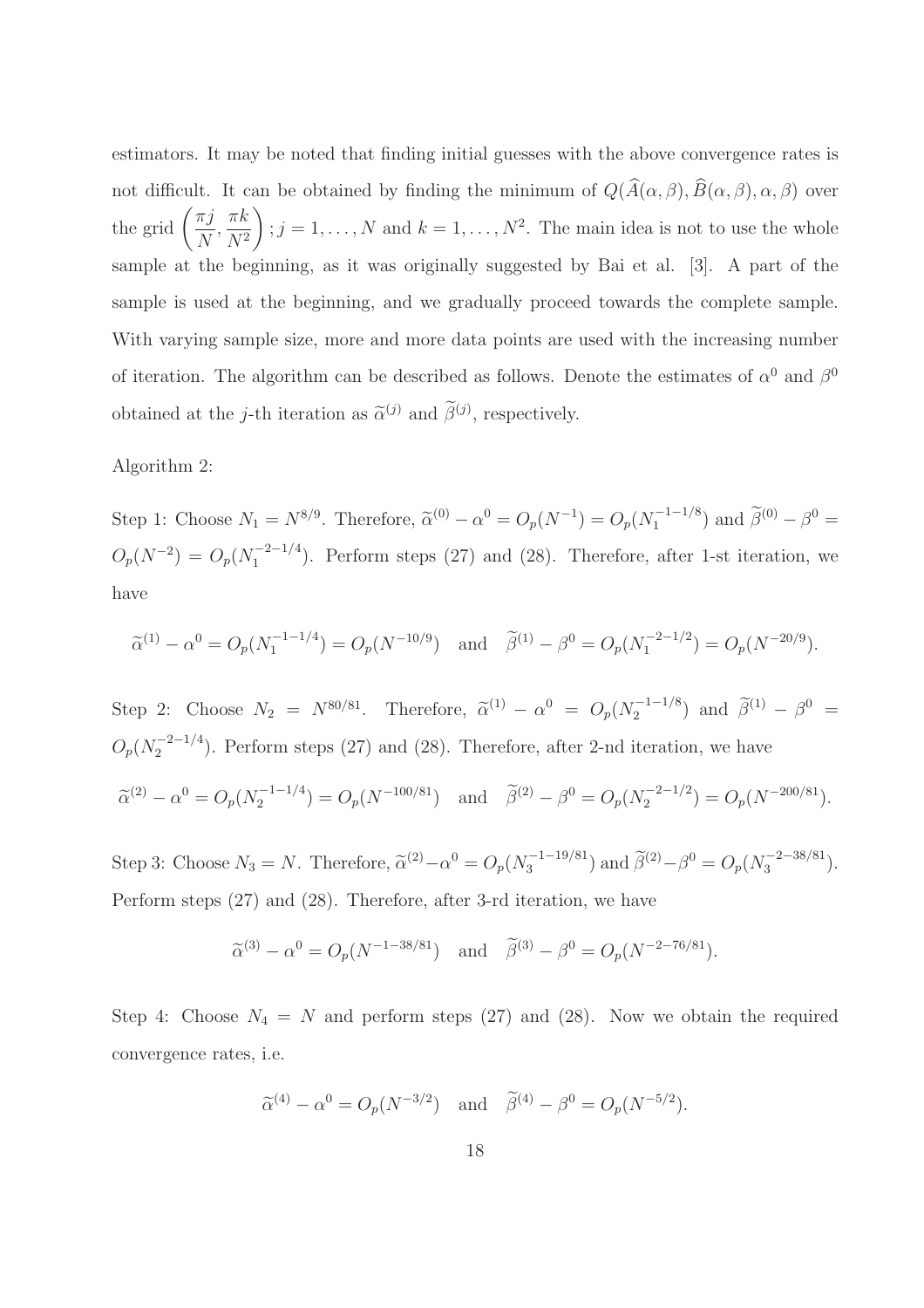estimators. It may be noted that finding initial guesses with the above convergence rates is not difficult. It can be obtained by finding the minimum of $Q(\widehat{A}(\alpha,\beta),\widehat{B}(\alpha,\beta),\alpha,\beta)$ over the grid $\left(\frac{\pi j}{N},\frac{\pi k}{N^2}\right); j=1,\ldots,N$ and $k=1,\ldots,N^2$. The main idea is not to use the whole sample at the beginning, as it was originally suggested by Bai et al. [3]. A part of the sample is used at the beginning, and we gradually proceed towards the complete sample. With varying sample size, more and more data points are used with the increasing number of iteration. The algorithm can be described as follows. Denote the estimates of $\alpha^0$ and $\beta^0$ obtained at the $j$-th iteration as $\widetilde{\alpha}^{(j)}$ and $\widetilde{\beta}^{(j)}$, respectively.

Algorithm 2:

Step 1: Choose $N_1 = N^{8/9}$. Therefore, $\widetilde{\alpha}^{(0)} - \alpha^0 = O_p(N^{-1}) = O_p(N_1^{-1-1/8})$ and $\widetilde{\beta}^{(0)} - \beta^0 = O_p(N^{-2}) = O_p(N_1^{-2-1/4})$. Perform steps (27) and (28). Therefore, after 1-st iteration, we have

$$\widetilde{\alpha}^{(1)} - \alpha^0 = O_p(N_1^{-1-1/4}) = O_p(N^{-10/9}) \quad \text{and} \quad \widetilde{\beta}^{(1)} - \beta^0 = O_p(N_1^{-2-1/2}) = O_p(N^{-20/9}).$$

Step 2: Choose $N_2 = N^{80/81}$. Therefore, $\widetilde{\alpha}^{(1)} - \alpha^0 = O_p(N_2^{-1-1/8})$ and $\widetilde{\beta}^{(1)} - \beta^0 = O_p(N_2^{-2-1/4})$. Perform steps (27) and (28). Therefore, after 2-nd iteration, we have

$$\widetilde{\alpha}^{(2)} - \alpha^0 = O_p(N_2^{-1-1/4}) = O_p(N^{-100/81}) \quad \text{and} \quad \widetilde{\beta}^{(2)} - \beta^0 = O_p(N_2^{-2-1/2}) = O_p(N^{-200/81}).$$

Step 3: Choose $N_3 = N$. Therefore, $\widetilde{\alpha}^{(2)} - \alpha^0 = O_p(N_3^{-1-19/81})$ and $\widetilde{\beta}^{(2)} - \beta^0 = O_p(N_3^{-2-38/81})$. Perform steps (27) and (28). Therefore, after 3-rd iteration, we have

$$\widetilde{\alpha}^{(3)} - \alpha^0 = O_p(N^{-1-38/81}) \quad \text{and} \quad \widetilde{\beta}^{(3)} - \beta^0 = O_p(N^{-2-76/81}).$$

Step 4: Choose $N_4 = N$ and perform steps (27) and (28). Now we obtain the required convergence rates, i.e.

$$\widetilde{\alpha}^{(4)} - \alpha^0 = O_p(N^{-3/2}) \quad \text{and} \quad \widetilde{\beta}^{(4)} - \beta^0 = O_p(N^{-5/2}).$$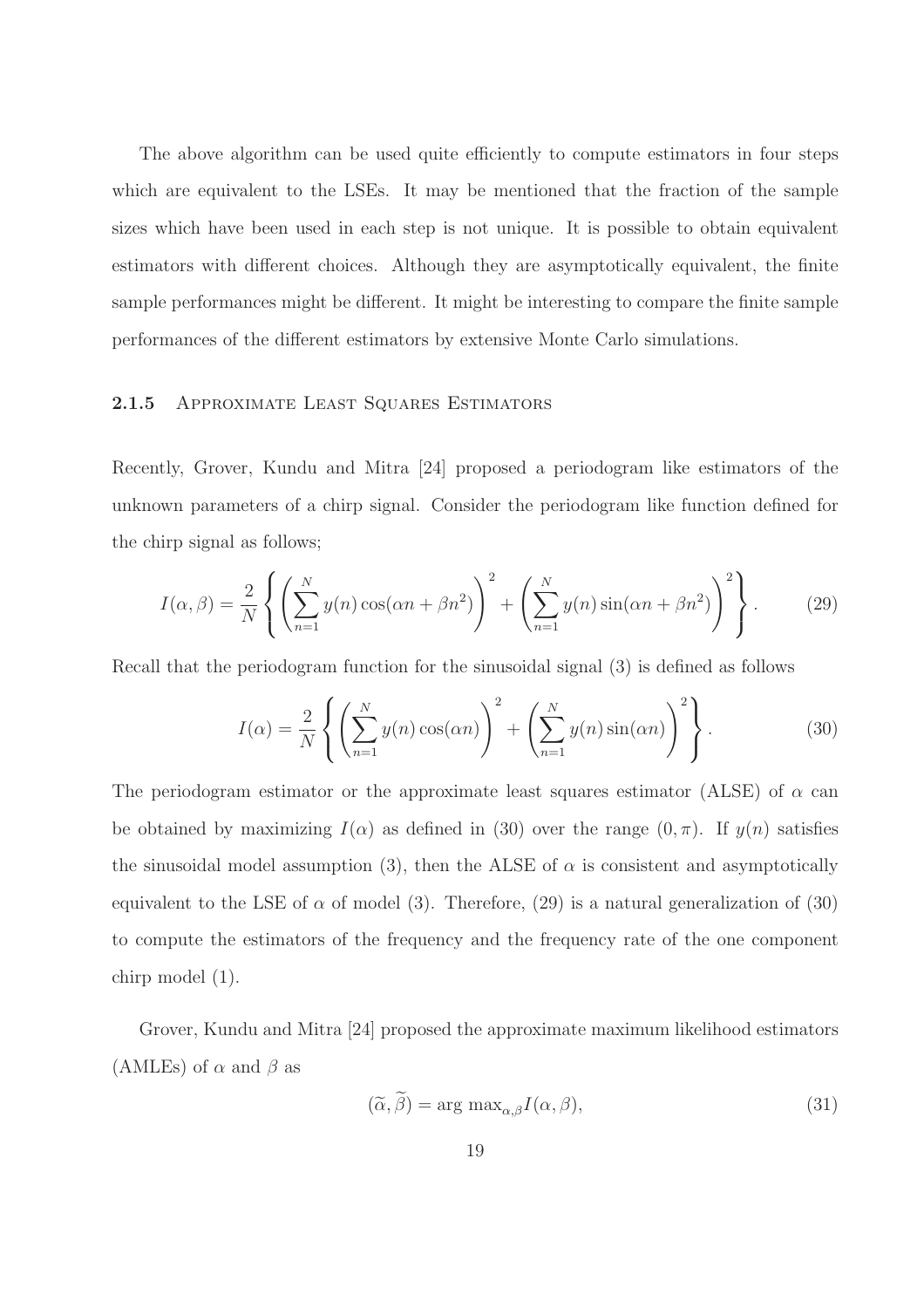The above algorithm can be used quite efficiently to compute estimators in four steps which are equivalent to the LSEs. It may be mentioned that the fraction of the sample sizes which have been used in each step is not unique. It is possible to obtain equivalent estimators with different choices. Although they are asymptotically equivalent, the finite sample performances might be different. It might be interesting to compare the finite sample performances of the different estimators by extensive Monte Carlo simulations.

### 2.1.5 Approximate Least Squares Estimators

Recently, Grover, Kundu and Mitra [24] proposed a periodogram like estimators of the unknown parameters of a chirp signal. Consider the periodogram like function defined for the chirp signal as follows;

$$I(\alpha,\beta) = \frac{2}{N}\left\{\left(\sum_{n=1}^{N} y(n)\cos(\alpha n + \beta n^2)\right)^2 + \left(\sum_{n=1}^{N} y(n)\sin(\alpha n + \beta n^2)\right)^2\right\}. \tag{29}$$

Recall that the periodogram function for the sinusoidal signal (3) is defined as follows

$$I(\alpha) = \frac{2}{N}\left\{\left(\sum_{n=1}^{N} y(n)\cos(\alpha n)\right)^2 + \left(\sum_{n=1}^{N} y(n)\sin(\alpha n)\right)^2\right\}. \tag{30}$$

The periodogram estimator or the approximate least squares estimator (ALSE) of $\alpha$ can be obtained by maximizing $I(\alpha)$ as defined in (30) over the range $(0, \pi)$. If $y(n)$ satisfies the sinusoidal model assumption (3), then the ALSE of $\alpha$ is consistent and asymptotically equivalent to the LSE of $\alpha$ of model (3). Therefore, (29) is a natural generalization of (30) to compute the estimators of the frequency and the frequency rate of the one component chirp model (1).

Grover, Kundu and Mitra [24] proposed the approximate maximum likelihood estimators (AMLEs) of $\alpha$ and $\beta$ as

$$(\widetilde{\alpha}, \widetilde{\beta}) = \arg\max_{\alpha,\beta} I(\alpha,\beta), \tag{31}$$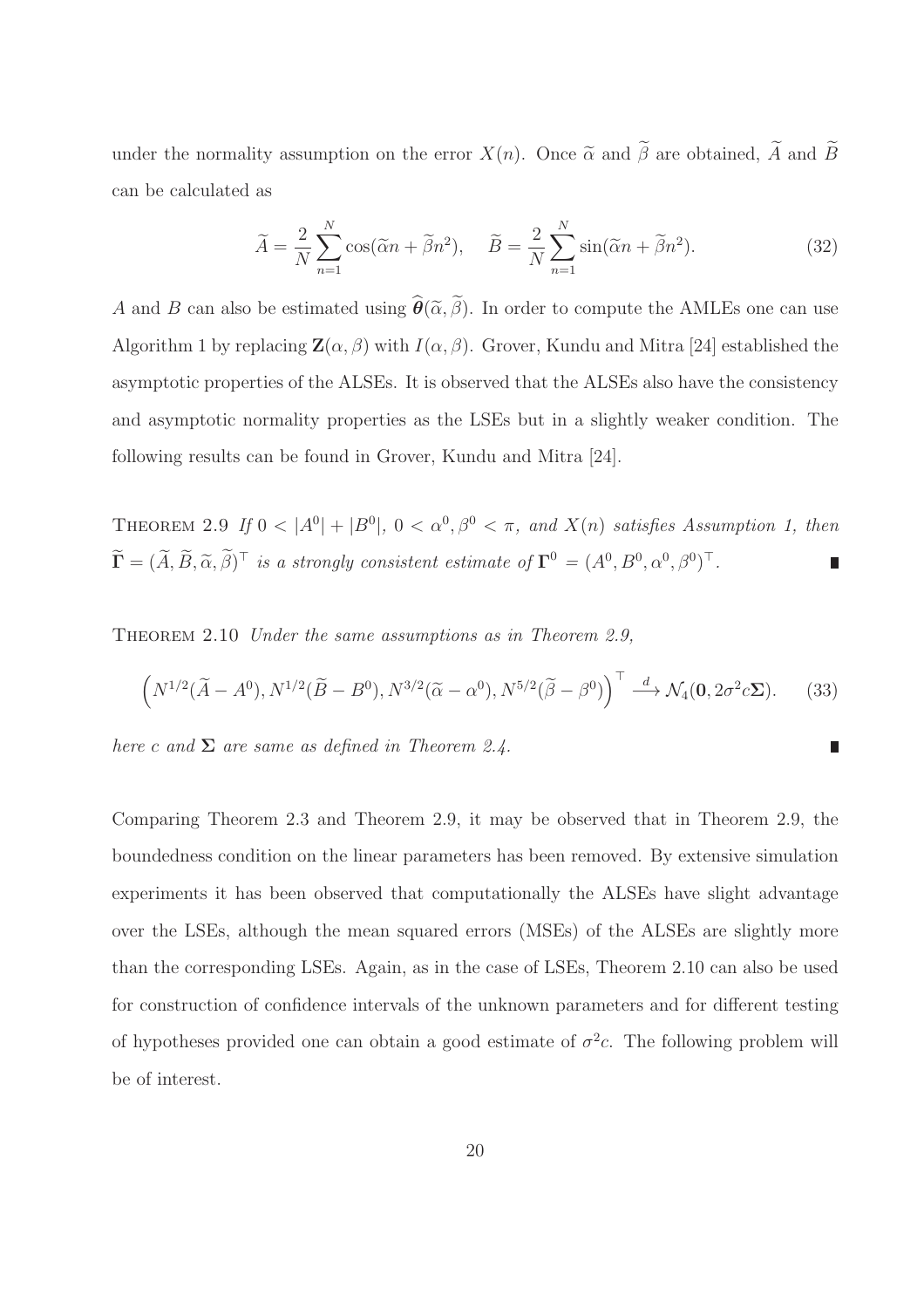under the normality assumption on the error $X(n)$. Once $\widetilde{\alpha}$ and $\widetilde{\beta}$ are obtained, $\widetilde{A}$ and $\widetilde{B}$ can be calculated as

$$\widetilde{A} = \frac{2}{N}\sum_{n=1}^{N}\cos(\widetilde{\alpha}n + \widetilde{\beta}n^2), \quad \widetilde{B} = \frac{2}{N}\sum_{n=1}^{N}\sin(\widetilde{\alpha}n + \widetilde{\beta}n^2). \tag{32}$$

$A$ and $B$ can also be estimated using $\widehat{\boldsymbol{\theta}}(\widetilde{\alpha}, \widetilde{\beta})$. In order to compute the AMLEs one can use Algorithm 1 by replacing $\mathbf{Z}(\alpha, \beta)$ with $I(\alpha, \beta)$. Grover, Kundu and Mitra [24] established the asymptotic properties of the ALSEs. It is observed that the ALSEs also have the consistency and asymptotic normality properties as the LSEs but in a slightly weaker condition. The following results can be found in Grover, Kundu and Mitra [24].

THEOREM 2.9 *If $0 < |A^0| + |B^0|$, $0 < \alpha^0, \beta^0 < \pi$, and $X(n)$ satisfies Assumption 1, then $\widetilde{\boldsymbol{\Gamma}} = (\widetilde{A}, \widetilde{B}, \widetilde{\alpha}, \widetilde{\beta})^\top$ is a strongly consistent estimate of $\boldsymbol{\Gamma}^0 = (A^0, B^0, \alpha^0, \beta^0)^\top$.* ∎

THEOREM 2.10 *Under the same assumptions as in Theorem 2.9,*

$$\left(N^{1/2}(\widetilde{A} - A^0), N^{1/2}(\widetilde{B} - B^0), N^{3/2}(\widetilde{\alpha} - \alpha^0), N^{5/2}(\widetilde{\beta} - \beta^0)\right)^\top \xrightarrow{d} \mathcal{N}_4(\mathbf{0}, 2\sigma^2 c \boldsymbol{\Sigma}). \tag{33}$$

*here $c$ and $\boldsymbol{\Sigma}$ are same as defined in Theorem 2.4.* ∎

Comparing Theorem 2.3 and Theorem 2.9, it may be observed that in Theorem 2.9, the boundedness condition on the linear parameters has been removed. By extensive simulation experiments it has been observed that computationally the ALSEs have slight advantage over the LSEs, although the mean squared errors (MSEs) of the ALSEs are slightly more than the corresponding LSEs. Again, as in the case of LSEs, Theorem 2.10 can also be used for construction of confidence intervals of the unknown parameters and for different testing of hypotheses provided one can obtain a good estimate of $\sigma^2 c$. The following problem will be of interest.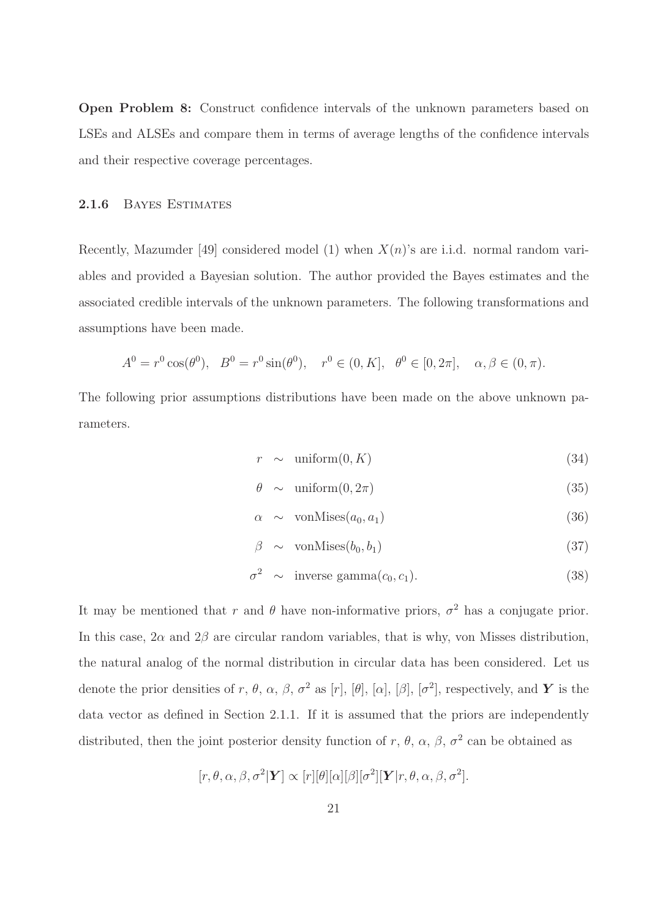**Open Problem 8:** Construct confidence intervals of the unknown parameters based on LSEs and ALSEs and compare them in terms of average lengths of the confidence intervals and their respective coverage percentages.

### 2.1.6 Bayes Estimates

Recently, Mazumder [49] considered model (1) when $X(n)$'s are i.i.d. normal random variables and provided a Bayesian solution. The author provided the Bayes estimates and the associated credible intervals of the unknown parameters. The following transformations and assumptions have been made.

$$A^0 = r^0 \cos(\theta^0), \quad B^0 = r^0 \sin(\theta^0), \quad r^0 \in (0, K], \quad \theta^0 \in [0, 2\pi], \quad \alpha, \beta \in (0, \pi).$$

The following prior assumptions distributions have been made on the above unknown parameters.

$$r \sim \text{uniform}(0, K) \tag{34}$$

$$\theta \sim \text{uniform}(0, 2\pi) \tag{35}$$

$$\alpha \sim \text{vonMises}(a_0, a_1) \tag{36}$$

$$\beta \sim \text{vonMises}(b_0, b_1) \tag{37}$$

$$\sigma^2 \sim \text{inverse gamma}(c_0, c_1). \tag{38}$$

It may be mentioned that $r$ and $\theta$ have non-informative priors, $\sigma^2$ has a conjugate prior. In this case, $2\alpha$ and $2\beta$ are circular random variables, that is why, von Misses distribution, the natural analog of the normal distribution in circular data has been considered. Let us denote the prior densities of $r$, $\theta$, $\alpha$, $\beta$, $\sigma^2$ as $[r]$, $[\theta]$, $[\alpha]$, $[\beta]$, $[\sigma^2]$, respectively, and $\boldsymbol{Y}$ is the data vector as defined in Section 2.1.1. If it is assumed that the priors are independently distributed, then the joint posterior density function of $r$, $\theta$, $\alpha$, $\beta$, $\sigma^2$ can be obtained as

$$[r, \theta, \alpha, \beta, \sigma^2 | \boldsymbol{Y}] \propto [r][\theta][\alpha][\beta][\sigma^2][\boldsymbol{Y} | r, \theta, \alpha, \beta, \sigma^2].$$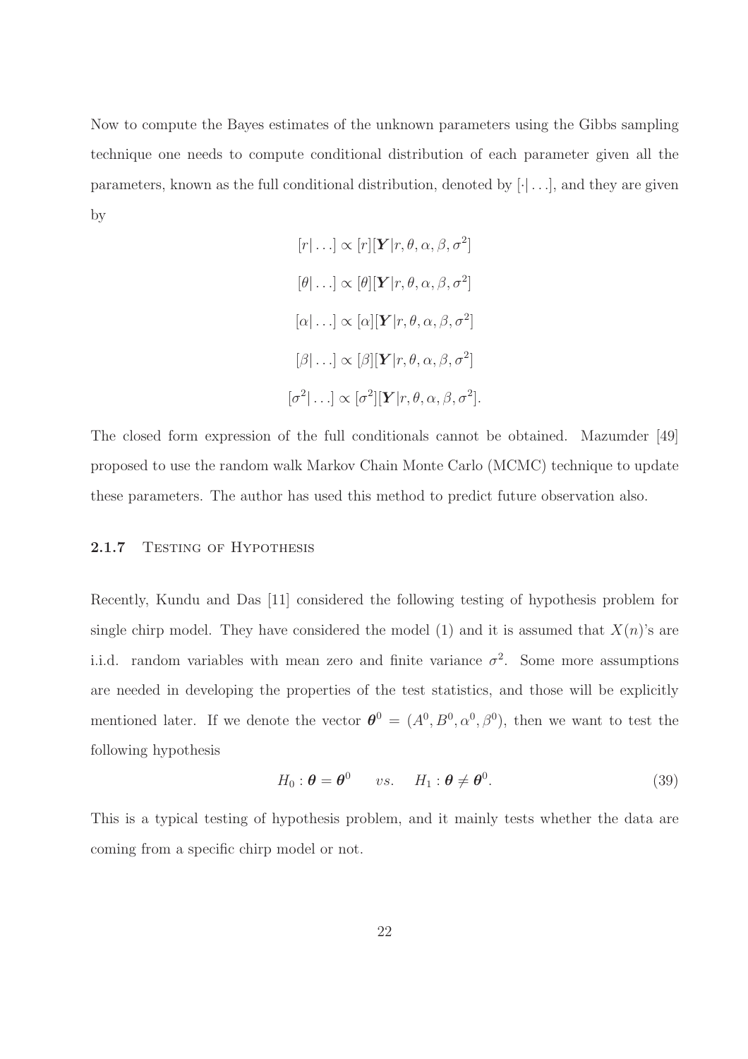Now to compute the Bayes estimates of the unknown parameters using the Gibbs sampling technique one needs to compute conditional distribution of each parameter given all the parameters, known as the full conditional distribution, denoted by $[\cdot|\ldots]$, and they are given by

$$
\begin{aligned}
[r|\ldots] &\propto [r][\boldsymbol{Y}|r,\theta,\alpha,\beta,\sigma^2] \\
[\theta|\ldots] &\propto [\theta][\boldsymbol{Y}|r,\theta,\alpha,\beta,\sigma^2] \\
[\alpha|\ldots] &\propto [\alpha][\boldsymbol{Y}|r,\theta,\alpha,\beta,\sigma^2] \\
[\beta|\ldots] &\propto [\beta][\boldsymbol{Y}|r,\theta,\alpha,\beta,\sigma^2] \\
[\sigma^2|\ldots] &\propto [\sigma^2][\boldsymbol{Y}|r,\theta,\alpha,\beta,\sigma^2].
\end{aligned}
$$

The closed form expression of the full conditionals cannot be obtained. Mazumder [49] proposed to use the random walk Markov Chain Monte Carlo (MCMC) technique to update these parameters. The author has used this method to predict future observation also.

### 2.1.7 Testing of Hypothesis

Recently, Kundu and Das [11] considered the following testing of hypothesis problem for single chirp model. They have considered the model (1) and it is assumed that $X(n)$'s are i.i.d. random variables with mean zero and finite variance $\sigma^2$. Some more assumptions are needed in developing the properties of the test statistics, and those will be explicitly mentioned later. If we denote the vector $\boldsymbol{\theta}^0 = (A^0, B^0, \alpha^0, \beta^0)$, then we want to test the following hypothesis

$$
H_0 : \boldsymbol{\theta} = \boldsymbol{\theta}^0 \qquad vs. \qquad H_1 : \boldsymbol{\theta} \neq \boldsymbol{\theta}^0. \tag{39}
$$

This is a typical testing of hypothesis problem, and it mainly tests whether the data are coming from a specific chirp model or not.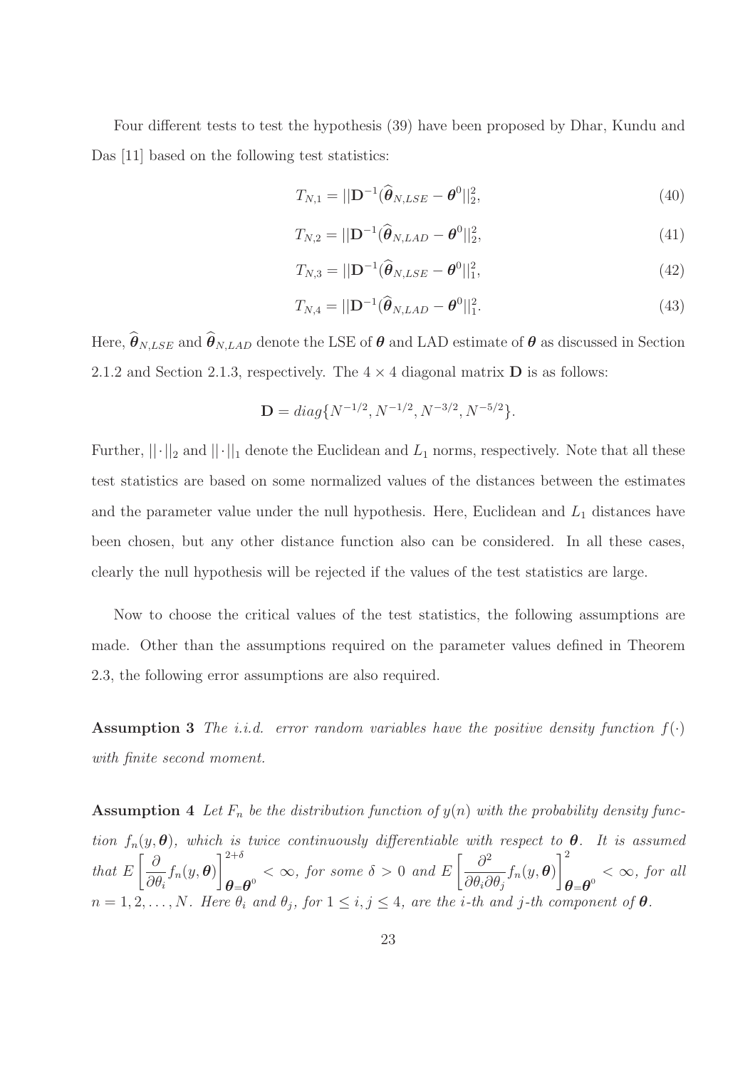Four different tests to test the hypothesis (39) have been proposed by Dhar, Kundu and Das [11] based on the following test statistics:

$$T_{N,1} = ||\mathbf{D}^{-1}(\widehat{\boldsymbol{\theta}}_{N,LSE} - \boldsymbol{\theta}^0||_2^2, \tag{40}$$

$$T_{N,2} = ||\mathbf{D}^{-1}(\widehat{\boldsymbol{\theta}}_{N,LAD} - \boldsymbol{\theta}^0||_2^2, \tag{41}$$

$$T_{N,3} = ||\mathbf{D}^{-1}(\widehat{\boldsymbol{\theta}}_{N,LSE} - \boldsymbol{\theta}^0||_1^2, \tag{42}$$

$$T_{N,4} = ||\mathbf{D}^{-1}(\widehat{\boldsymbol{\theta}}_{N,LAD} - \boldsymbol{\theta}^0||_1^2. \tag{43}$$

Here, $\widehat{\boldsymbol{\theta}}_{N,LSE}$ and $\widehat{\boldsymbol{\theta}}_{N,LAD}$ denote the LSE of $\boldsymbol{\theta}$ and LAD estimate of $\boldsymbol{\theta}$ as discussed in Section 2.1.2 and Section 2.1.3, respectively. The $4 \times 4$ diagonal matrix $\mathbf{D}$ is as follows:

$$\mathbf{D} = diag\{N^{-1/2}, N^{-1/2}, N^{-3/2}, N^{-5/2}\}.$$

Further, $||\cdot||_2$ and $||\cdot||_1$ denote the Euclidean and $L_1$ norms, respectively. Note that all these test statistics are based on some normalized values of the distances between the estimates and the parameter value under the null hypothesis. Here, Euclidean and $L_1$ distances have been chosen, but any other distance function also can be considered. In all these cases, clearly the null hypothesis will be rejected if the values of the test statistics are large.

Now to choose the critical values of the test statistics, the following assumptions are made. Other than the assumptions required on the parameter values defined in Theorem 2.3, the following error assumptions are also required.

**Assumption 3** *The i.i.d. error random variables have the positive density function $f(\cdot)$ with finite second moment.*

**Assumption 4** *Let $F_n$ be the distribution function of $y(n)$ with the probability density function $f_n(y, \boldsymbol{\theta})$, which is twice continuously differentiable with respect to $\boldsymbol{\theta}$. It is assumed that $E\left[\frac{\partial}{\partial \theta_i} f_n(y, \boldsymbol{\theta})\right]^{2+\delta}_{\boldsymbol{\theta}=\boldsymbol{\theta}^0} < \infty$, for some $\delta > 0$ and $E\left[\frac{\partial^2}{\partial \theta_i \partial \theta_j} f_n(y, \boldsymbol{\theta})\right]^2_{\boldsymbol{\theta}=\boldsymbol{\theta}^0} < \infty$, for all $n = 1, 2, \ldots, N$. Here $\theta_i$ and $\theta_j$, for $1 \leq i, j \leq 4$, are the $i$-th and $j$-th component of $\boldsymbol{\theta}$.*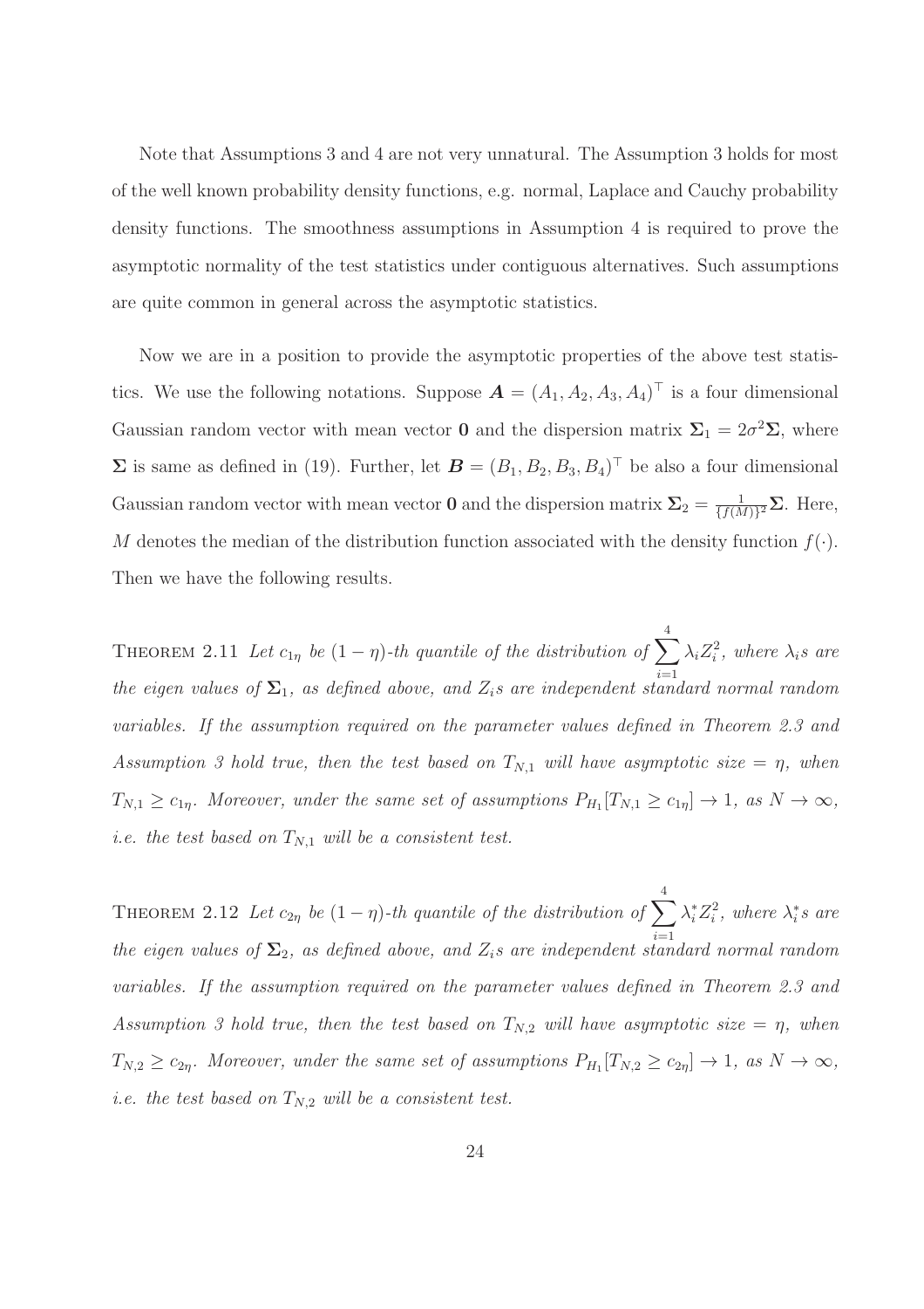Note that Assumptions 3 and 4 are not very unnatural. The Assumption 3 holds for most of the well known probability density functions, e.g. normal, Laplace and Cauchy probability density functions. The smoothness assumptions in Assumption 4 is required to prove the asymptotic normality of the test statistics under contiguous alternatives. Such assumptions are quite common in general across the asymptotic statistics.

Now we are in a position to provide the asymptotic properties of the above test statistics. We use the following notations. Suppose $\boldsymbol{A} = (A_1, A_2, A_3, A_4)^\top$ is a four dimensional Gaussian random vector with mean vector $\mathbf{0}$ and the dispersion matrix $\boldsymbol{\Sigma}_1 = 2\sigma^2\boldsymbol{\Sigma}$, where $\boldsymbol{\Sigma}$ is same as defined in (19). Further, let $\boldsymbol{B} = (B_1, B_2, B_3, B_4)^\top$ be also a four dimensional Gaussian random vector with mean vector $\mathbf{0}$ and the dispersion matrix $\boldsymbol{\Sigma}_2 = \frac{1}{\{f(M)\}^2}\boldsymbol{\Sigma}$. Here, $M$ denotes the median of the distribution function associated with the density function $f(\cdot)$. Then we have the following results.

THEOREM 2.11 *Let $c_{1\eta}$ be $(1-\eta)$-th quantile of the distribution of $\sum_{i=1}^{4} \lambda_i Z_i^2$, where $\lambda_i$s are the eigen values of $\boldsymbol{\Sigma}_1$, as defined above, and $Z_i$s are independent standard normal random variables. If the assumption required on the parameter values defined in Theorem 2.3 and Assumption 3 hold true, then the test based on $T_{N,1}$ will have asymptotic size $= \eta$, when $T_{N,1} \geq c_{1\eta}$. Moreover, under the same set of assumptions $P_{H_1}[T_{N,1} \geq c_{1\eta}] \to 1$, as $N \to \infty$, i.e. the test based on $T_{N,1}$ will be a consistent test.*

THEOREM 2.12 *Let $c_{2\eta}$ be $(1-\eta)$-th quantile of the distribution of $\sum_{i=1}^{4} \lambda_i^* Z_i^2$, where $\lambda_i^*$s are the eigen values of $\boldsymbol{\Sigma}_2$, as defined above, and $Z_i$s are independent standard normal random variables. If the assumption required on the parameter values defined in Theorem 2.3 and Assumption 3 hold true, then the test based on $T_{N,2}$ will have asymptotic size $= \eta$, when $T_{N,2} \geq c_{2\eta}$. Moreover, under the same set of assumptions $P_{H_1}[T_{N,2} \geq c_{2\eta}] \to 1$, as $N \to \infty$, i.e. the test based on $T_{N,2}$ will be a consistent test.*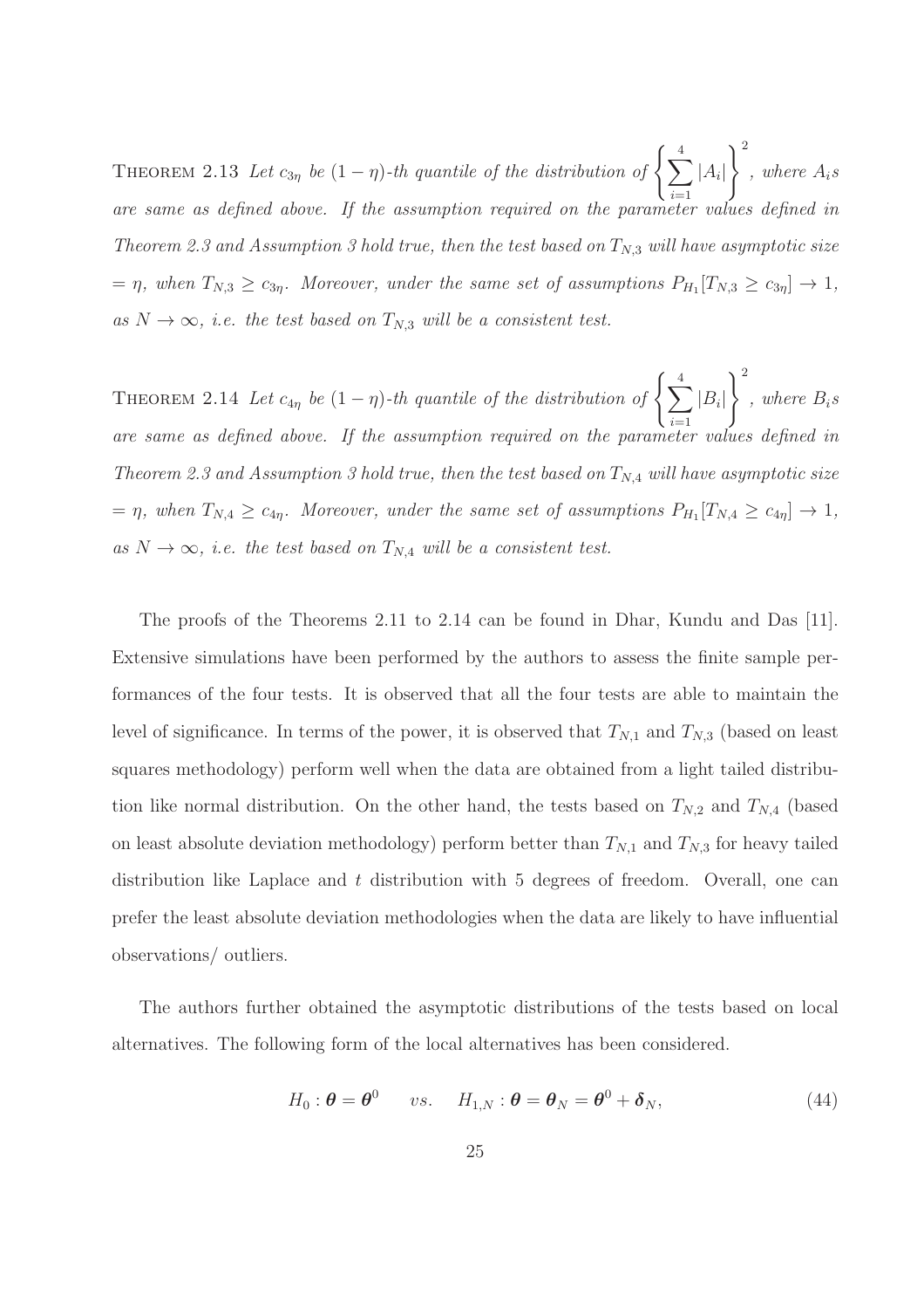THEOREM 2.13 *Let $c_{3\eta}$ be $(1-\eta)$-th quantile of the distribution of $\left\{\sum_{i=1}^{4} |A_i|\right\}^2$, where $A_i$s are same as defined above. If the assumption required on the parameter values defined in Theorem 2.3 and Assumption 3 hold true, then the test based on $T_{N,3}$ will have asymptotic size $= \eta$, when $T_{N,3} \geq c_{3\eta}$. Moreover, under the same set of assumptions $P_{H_1}[T_{N,3} \geq c_{3\eta}] \to 1$, as $N \to \infty$, i.e. the test based on $T_{N,3}$ will be a consistent test.*

THEOREM 2.14 *Let $c_{4\eta}$ be $(1-\eta)$-th quantile of the distribution of $\left\{\sum_{i=1}^{4} |B_i|\right\}^2$, where $B_i$s are same as defined above. If the assumption required on the parameter values defined in Theorem 2.3 and Assumption 3 hold true, then the test based on $T_{N,4}$ will have asymptotic size $= \eta$, when $T_{N,4} \geq c_{4\eta}$. Moreover, under the same set of assumptions $P_{H_1}[T_{N,4} \geq c_{4\eta}] \to 1$, as $N \to \infty$, i.e. the test based on $T_{N,4}$ will be a consistent test.*

The proofs of the Theorems 2.11 to 2.14 can be found in Dhar, Kundu and Das [11]. Extensive simulations have been performed by the authors to assess the finite sample performances of the four tests. It is observed that all the four tests are able to maintain the level of significance. In terms of the power, it is observed that $T_{N,1}$ and $T_{N,3}$ (based on least squares methodology) perform well when the data are obtained from a light tailed distribution like normal distribution. On the other hand, the tests based on $T_{N,2}$ and $T_{N,4}$ (based on least absolute deviation methodology) perform better than $T_{N,1}$ and $T_{N,3}$ for heavy tailed distribution like Laplace and $t$ distribution with 5 degrees of freedom. Overall, one can prefer the least absolute deviation methodologies when the data are likely to have influential observations/ outliers.

The authors further obtained the asymptotic distributions of the tests based on local alternatives. The following form of the local alternatives has been considered.

$$H_0 : \boldsymbol{\theta} = \boldsymbol{\theta}^0 \qquad vs. \qquad H_{1,N} : \boldsymbol{\theta} = \boldsymbol{\theta}_N = \boldsymbol{\theta}^0 + \boldsymbol{\delta}_N, \tag{44}$$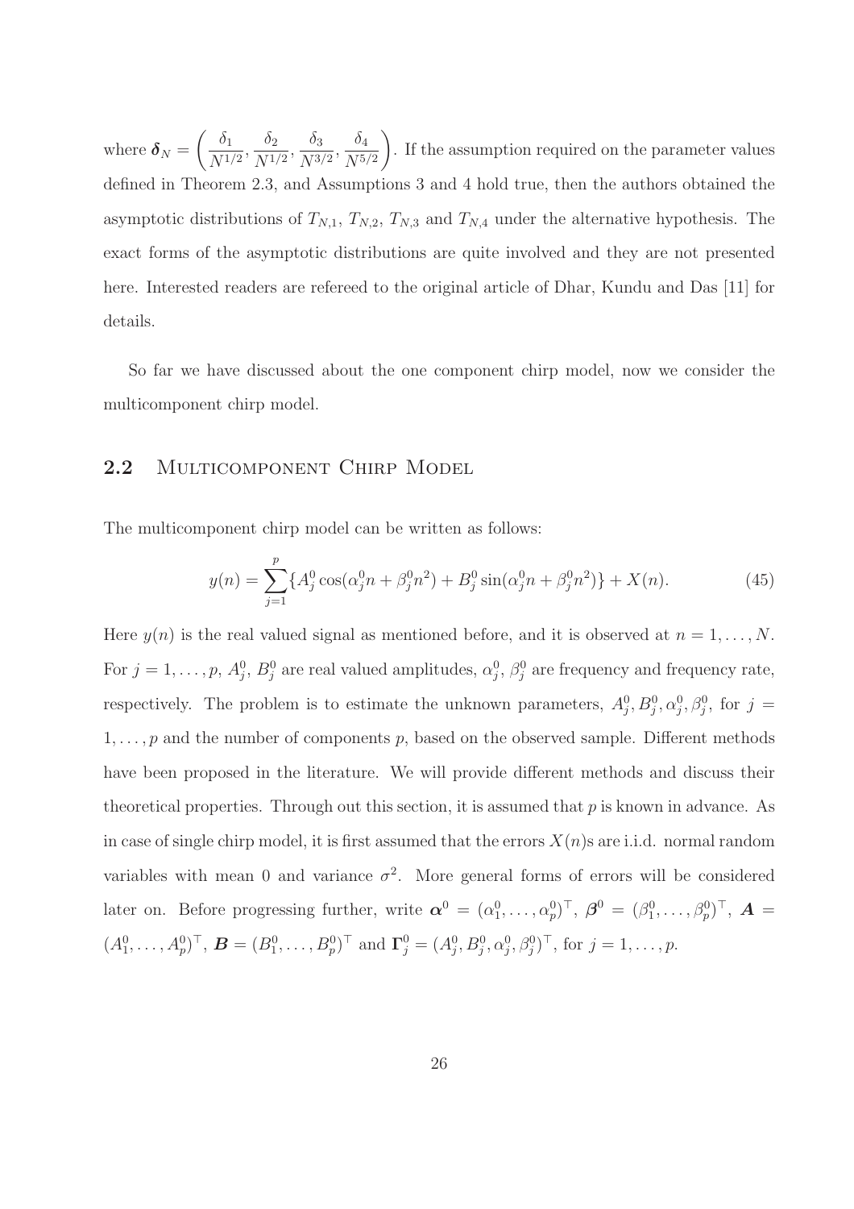where $\boldsymbol{\delta}_N = \left(\frac{\delta_1}{N^{1/2}}, \frac{\delta_2}{N^{1/2}}, \frac{\delta_3}{N^{3/2}}, \frac{\delta_4}{N^{5/2}}\right)$. If the assumption required on the parameter values defined in Theorem 2.3, and Assumptions 3 and 4 hold true, then the authors obtained the asymptotic distributions of $T_{N,1}$, $T_{N,2}$, $T_{N,3}$ and $T_{N,4}$ under the alternative hypothesis. The exact forms of the asymptotic distributions are quite involved and they are not presented here. Interested readers are refereed to the original article of Dhar, Kundu and Das [11] for details.

So far we have discussed about the one component chirp model, now we consider the multicomponent chirp model.

## 2.2 Multicomponent Chirp Model

The multicomponent chirp model can be written as follows:

$$y(n) = \sum_{j=1}^{p} \{A_j^0 \cos(\alpha_j^0 n + \beta_j^0 n^2) + B_j^0 \sin(\alpha_j^0 n + \beta_j^0 n^2)\} + X(n). \tag{45}$$

Here $y(n)$ is the real valued signal as mentioned before, and it is observed at $n = 1, \ldots, N$. For $j = 1, \ldots, p$, $A_j^0$, $B_j^0$ are real valued amplitudes, $\alpha_j^0$, $\beta_j^0$ are frequency and frequency rate, respectively. The problem is to estimate the unknown parameters, $A_j^0, B_j^0, \alpha_j^0, \beta_j^0$, for $j = 1, \ldots, p$ and the number of components $p$, based on the observed sample. Different methods have been proposed in the literature. We will provide different methods and discuss their theoretical properties. Through out this section, it is assumed that $p$ is known in advance. As in case of single chirp model, it is first assumed that the errors $X(n)$s are i.i.d. normal random variables with mean 0 and variance $\sigma^2$. More general forms of errors will be considered later on. Before progressing further, write $\boldsymbol{\alpha}^0 = (\alpha_1^0, \ldots, \alpha_p^0)^\top$, $\boldsymbol{\beta}^0 = (\beta_1^0, \ldots, \beta_p^0)^\top$, $\boldsymbol{A} = (A_1^0, \ldots, A_p^0)^\top$, $\boldsymbol{B} = (B_1^0, \ldots, B_p^0)^\top$ and $\boldsymbol{\Gamma}_j^0 = (A_j^0, B_j^0, \alpha_j^0, \beta_j^0)^\top$, for $j = 1, \ldots, p$.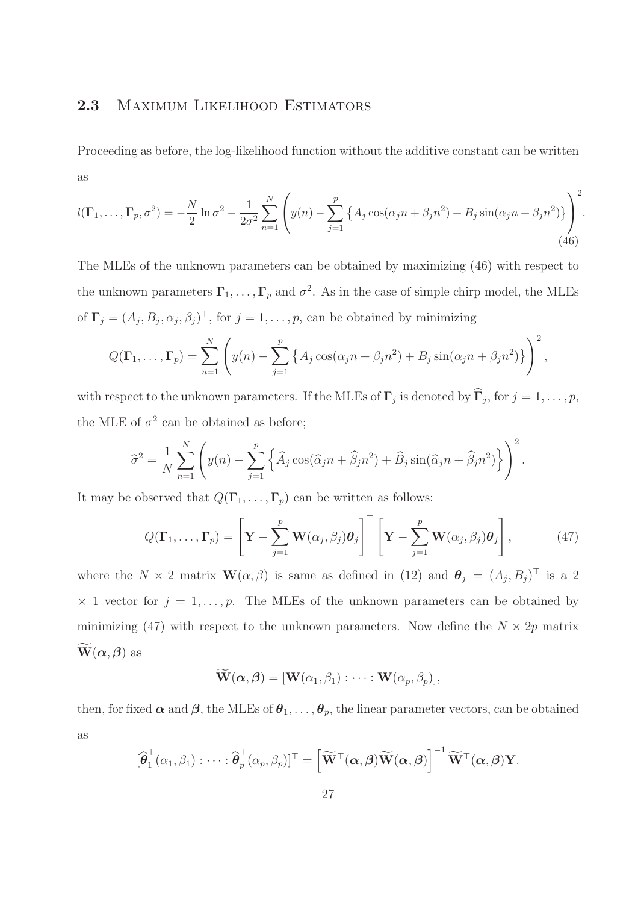## 2.3 Maximum Likelihood Estimators

Proceeding as before, the log-likelihood function without the additive constant can be written as

$$l(\boldsymbol{\Gamma}_1, \ldots, \boldsymbol{\Gamma}_p, \sigma^2) = -\frac{N}{2}\ln \sigma^2 - \frac{1}{2\sigma^2}\sum_{n=1}^{N}\left(y(n) - \sum_{j=1}^{p}\left\{A_j \cos(\alpha_j n + \beta_j n^2) + B_j \sin(\alpha_j n + \beta_j n^2)\right\}\right)^2. \tag{46}$$

The MLEs of the unknown parameters can be obtained by maximizing (46) with respect to the unknown parameters $\boldsymbol{\Gamma}_1, \ldots, \boldsymbol{\Gamma}_p$ and $\sigma^2$. As in the case of simple chirp model, the MLEs of $\boldsymbol{\Gamma}_j = (A_j, B_j, \alpha_j, \beta_j)^\top$, for $j = 1, \ldots, p$, can be obtained by minimizing

$$Q(\boldsymbol{\Gamma}_1, \ldots, \boldsymbol{\Gamma}_p) = \sum_{n=1}^{N}\left(y(n) - \sum_{j=1}^{p}\left\{A_j \cos(\alpha_j n + \beta_j n^2) + B_j \sin(\alpha_j n + \beta_j n^2)\right\}\right)^2,$$

with respect to the unknown parameters. If the MLEs of $\boldsymbol{\Gamma}_j$ is denoted by $\widehat{\boldsymbol{\Gamma}}_j$, for $j = 1, \ldots, p$, the MLE of $\sigma^2$ can be obtained as before;

$$\widehat{\sigma}^2 = \frac{1}{N}\sum_{n=1}^{N}\left(y(n) - \sum_{j=1}^{p}\left\{\widehat{A}_j \cos(\widehat{\alpha}_j n + \widehat{\beta}_j n^2) + \widehat{B}_j \sin(\widehat{\alpha}_j n + \widehat{\beta}_j n^2)\right\}\right)^2.$$

It may be observed that $Q(\boldsymbol{\Gamma}_1, \ldots, \boldsymbol{\Gamma}_p)$ can be written as follows:

$$Q(\boldsymbol{\Gamma}_1, \ldots, \boldsymbol{\Gamma}_p) = \left[\mathbf{Y} - \sum_{j=1}^{p}\mathbf{W}(\alpha_j, \beta_j)\boldsymbol{\theta}_j\right]^\top \left[\mathbf{Y} - \sum_{j=1}^{p}\mathbf{W}(\alpha_j, \beta_j)\boldsymbol{\theta}_j\right], \tag{47}$$

where the $N \times 2$ matrix $\mathbf{W}(\alpha, \beta)$ is same as defined in (12) and $\boldsymbol{\theta}_j = (A_j, B_j)^\top$ is a $2 \times 1$ vector for $j = 1, \ldots, p$. The MLEs of the unknown parameters can be obtained by minimizing (47) with respect to the unknown parameters. Now define the $N \times 2p$ matrix $\widetilde{\mathbf{W}}(\boldsymbol{\alpha}, \boldsymbol{\beta})$ as

$$\widetilde{\mathbf{W}}(\boldsymbol{\alpha}, \boldsymbol{\beta}) = [\mathbf{W}(\alpha_1, \beta_1) : \cdots : \mathbf{W}(\alpha_p, \beta_p)],$$

then, for fixed $\boldsymbol{\alpha}$ and $\boldsymbol{\beta}$, the MLEs of $\boldsymbol{\theta}_1, \ldots, \boldsymbol{\theta}_p$, the linear parameter vectors, can be obtained as

$$[\widehat{\boldsymbol{\theta}}_1^\top(\alpha_1, \beta_1) : \cdots : \widehat{\boldsymbol{\theta}}_p^\top(\alpha_p, \beta_p)]^\top = \left[\widetilde{\mathbf{W}}^\top(\boldsymbol{\alpha}, \boldsymbol{\beta})\widetilde{\mathbf{W}}(\boldsymbol{\alpha}, \boldsymbol{\beta})\right]^{-1}\widetilde{\mathbf{W}}^\top(\boldsymbol{\alpha}, \boldsymbol{\beta})\mathbf{Y}.$$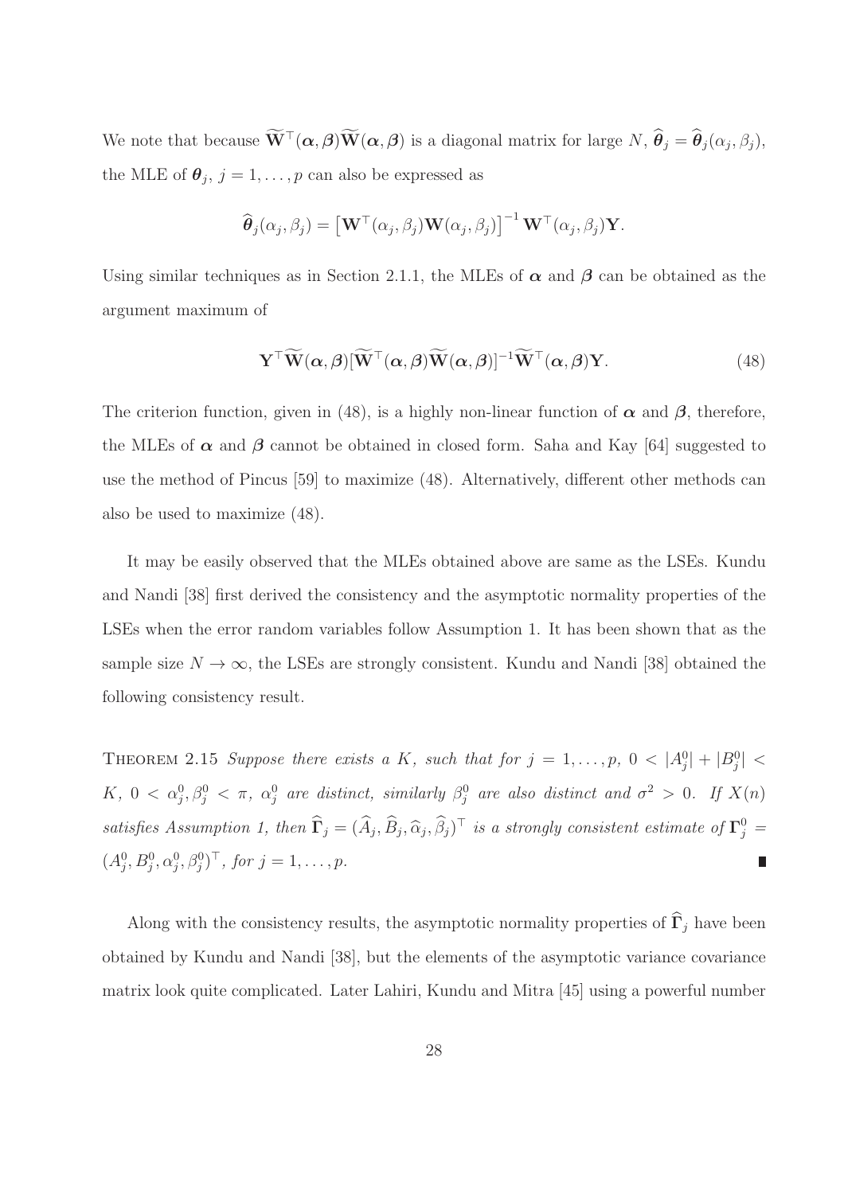We note that because $\widetilde{\mathbf{W}}^\top(\boldsymbol{\alpha}, \boldsymbol{\beta})\widetilde{\mathbf{W}}(\boldsymbol{\alpha}, \boldsymbol{\beta})$ is a diagonal matrix for large $N$, $\widehat{\boldsymbol{\theta}}_j = \widehat{\boldsymbol{\theta}}_j(\alpha_j, \beta_j)$, the MLE of $\boldsymbol{\theta}_j$, $j = 1, \ldots, p$ can also be expressed as

$$\widehat{\boldsymbol{\theta}}_j(\alpha_j, \beta_j) = \left[\mathbf{W}^\top(\alpha_j, \beta_j)\mathbf{W}(\alpha_j, \beta_j)\right]^{-1} \mathbf{W}^\top(\alpha_j, \beta_j)\mathbf{Y}.$$

Using similar techniques as in Section 2.1.1, the MLEs of $\boldsymbol{\alpha}$ and $\boldsymbol{\beta}$ can be obtained as the argument maximum of

$$\mathbf{Y}^\top \widetilde{\mathbf{W}}(\boldsymbol{\alpha}, \boldsymbol{\beta})[\widetilde{\mathbf{W}}^\top(\boldsymbol{\alpha}, \boldsymbol{\beta})\widetilde{\mathbf{W}}(\boldsymbol{\alpha}, \boldsymbol{\beta})]^{-1}\widetilde{\mathbf{W}}^\top(\boldsymbol{\alpha}, \boldsymbol{\beta})\mathbf{Y}. \tag{48}$$

The criterion function, given in (48), is a highly non-linear function of $\boldsymbol{\alpha}$ and $\boldsymbol{\beta}$, therefore, the MLEs of $\boldsymbol{\alpha}$ and $\boldsymbol{\beta}$ cannot be obtained in closed form. Saha and Kay [64] suggested to use the method of Pincus [59] to maximize (48). Alternatively, different other methods can also be used to maximize (48).

It may be easily observed that the MLEs obtained above are same as the LSEs. Kundu and Nandi [38] first derived the consistency and the asymptotic normality properties of the LSEs when the error random variables follow Assumption 1. It has been shown that as the sample size $N \to \infty$, the LSEs are strongly consistent. Kundu and Nandi [38] obtained the following consistency result.

THEOREM 2.15 *Suppose there exists a $K$, such that for $j = 1, \ldots, p$, $0 < |A_j^0| + |B_j^0| < K$, $0 < \alpha_j^0, \beta_j^0 < \pi$, $\alpha_j^0$ are distinct, similarly $\beta_j^0$ are also distinct and $\sigma^2 > 0$. If $X(n)$ satisfies Assumption 1, then $\widehat{\boldsymbol{\Gamma}}_j = (\widehat{A}_j, \widehat{B}_j, \widehat{\alpha}_j, \widehat{\beta}_j)^\top$ is a strongly consistent estimate of $\boldsymbol{\Gamma}_j^0 = (A_j^0, B_j^0, \alpha_j^0, \beta_j^0)^\top$, for $j = 1, \ldots, p$.* ∎

Along with the consistency results, the asymptotic normality properties of $\widehat{\boldsymbol{\Gamma}}_j$ have been obtained by Kundu and Nandi [38], but the elements of the asymptotic variance covariance matrix look quite complicated. Later Lahiri, Kundu and Mitra [45] using a powerful number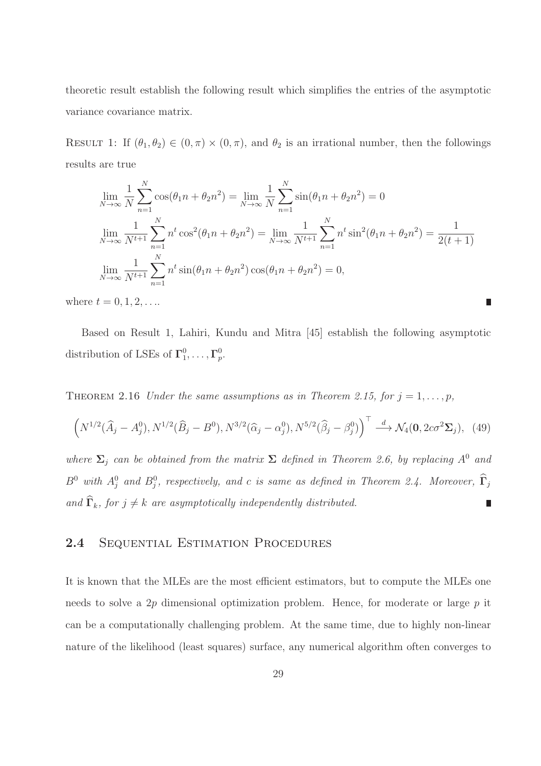theoretic result establish the following result which simplifies the entries of the asymptotic variance covariance matrix.

RESULT 1: If $(\theta_1, \theta_2) \in (0, \pi) \times (0, \pi)$, and $\theta_2$ is an irrational number, then the followings results are true

$$
\begin{aligned}
&\lim_{N\to\infty} \frac{1}{N}\sum_{n=1}^{N} \cos(\theta_1 n + \theta_2 n^2) = \lim_{N\to\infty} \frac{1}{N}\sum_{n=1}^{N} \sin(\theta_1 n + \theta_2 n^2) = 0 \\
&\lim_{N\to\infty} \frac{1}{N^{t+1}}\sum_{n=1}^{N} n^t \cos^2(\theta_1 n + \theta_2 n^2) = \lim_{N\to\infty} \frac{1}{N^{t+1}}\sum_{n=1}^{N} n^t \sin^2(\theta_1 n + \theta_2 n^2) = \frac{1}{2(t+1)} \\
&\lim_{N\to\infty} \frac{1}{N^{t+1}}\sum_{n=1}^{N} n^t \sin(\theta_1 n + \theta_2 n^2)\cos(\theta_1 n + \theta_2 n^2) = 0,
\end{aligned}
$$

where $t = 0, 1, 2, \ldots$. ■

Based on Result 1, Lahiri, Kundu and Mitra [45] establish the following asymptotic distribution of LSEs of $\mathbf{\Gamma}_1^0, \ldots, \mathbf{\Gamma}_p^0$.

THEOREM 2.16 *Under the same assumptions as in Theorem 2.15, for $j = 1, \ldots, p$,*

$$
\left(N^{1/2}(\widehat{A}_j - A_j^0), N^{1/2}(\widehat{B}_j - B^0), N^{3/2}(\widehat{\alpha}_j - \alpha_j^0), N^{5/2}(\widehat{\beta}_j - \beta_j^0)\right)^\top \stackrel{d}{\longrightarrow} \mathcal{N}_4(\mathbf{0}, 2c\sigma^2\mathbf{\Sigma}_j), \quad (49)
$$

*where $\mathbf{\Sigma}_j$ can be obtained from the matrix $\mathbf{\Sigma}$ defined in Theorem 2.6, by replacing $A^0$ and $B^0$ with $A_j^0$ and $B_j^0$, respectively, and $c$ is same as defined in Theorem 2.4. Moreover, $\widehat{\mathbf{\Gamma}}_j$ and $\widehat{\mathbf{\Gamma}}_k$, for $j \neq k$ are asymptotically independently distributed.* ■

## 2.4 Sequential Estimation Procedures

It is known that the MLEs are the most efficient estimators, but to compute the MLEs one needs to solve a $2p$ dimensional optimization problem. Hence, for moderate or large $p$ it can be a computationally challenging problem. At the same time, due to highly non-linear nature of the likelihood (least squares) surface, any numerical algorithm often converges to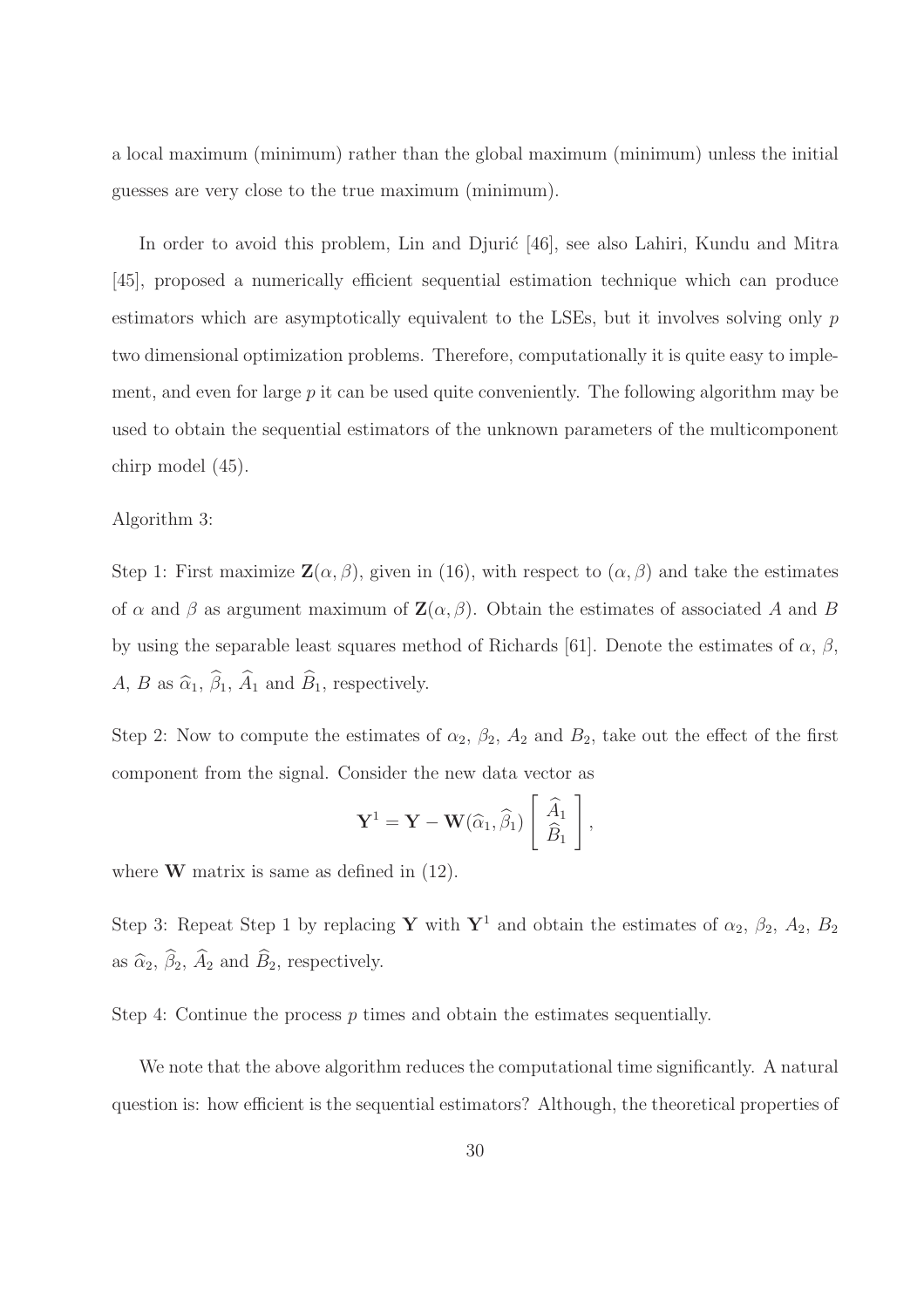a local maximum (minimum) rather than the global maximum (minimum) unless the initial guesses are very close to the true maximum (minimum).

In order to avoid this problem, Lin and Djurić [46], see also Lahiri, Kundu and Mitra [45], proposed a numerically efficient sequential estimation technique which can produce estimators which are asymptotically equivalent to the LSEs, but it involves solving only $p$ two dimensional optimization problems. Therefore, computationally it is quite easy to implement, and even for large $p$ it can be used quite conveniently. The following algorithm may be used to obtain the sequential estimators of the unknown parameters of the multicomponent chirp model (45).

Algorithm 3:

Step 1: First maximize $\mathbf{Z}(\alpha, \beta)$, given in (16), with respect to $(\alpha, \beta)$ and take the estimates of $\alpha$ and $\beta$ as argument maximum of $\mathbf{Z}(\alpha, \beta)$. Obtain the estimates of associated $A$ and $B$ by using the separable least squares method of Richards [61]. Denote the estimates of $\alpha$, $\beta$, $A$, $B$ as $\widehat{\alpha}_1$, $\widehat{\beta}_1$, $\widehat{A}_1$ and $\widehat{B}_1$, respectively.

Step 2: Now to compute the estimates of $\alpha_2$, $\beta_2$, $A_2$ and $B_2$, take out the effect of the first component from the signal. Consider the new data vector as

$$\mathbf{Y}^1 = \mathbf{Y} - \mathbf{W}(\widehat{\alpha}_1, \widehat{\beta}_1) \begin{bmatrix} \widehat{A}_1 \\ \widehat{B}_1 \end{bmatrix},$$

where $\mathbf{W}$ matrix is same as defined in (12).

Step 3: Repeat Step 1 by replacing $\mathbf{Y}$ with $\mathbf{Y}^1$ and obtain the estimates of $\alpha_2$, $\beta_2$, $A_2$, $B_2$ as $\widehat{\alpha}_2$, $\widehat{\beta}_2$, $\widehat{A}_2$ and $\widehat{B}_2$, respectively.

Step 4: Continue the process $p$ times and obtain the estimates sequentially.

We note that the above algorithm reduces the computational time significantly. A natural question is: how efficient is the sequential estimators? Although, the theoretical properties of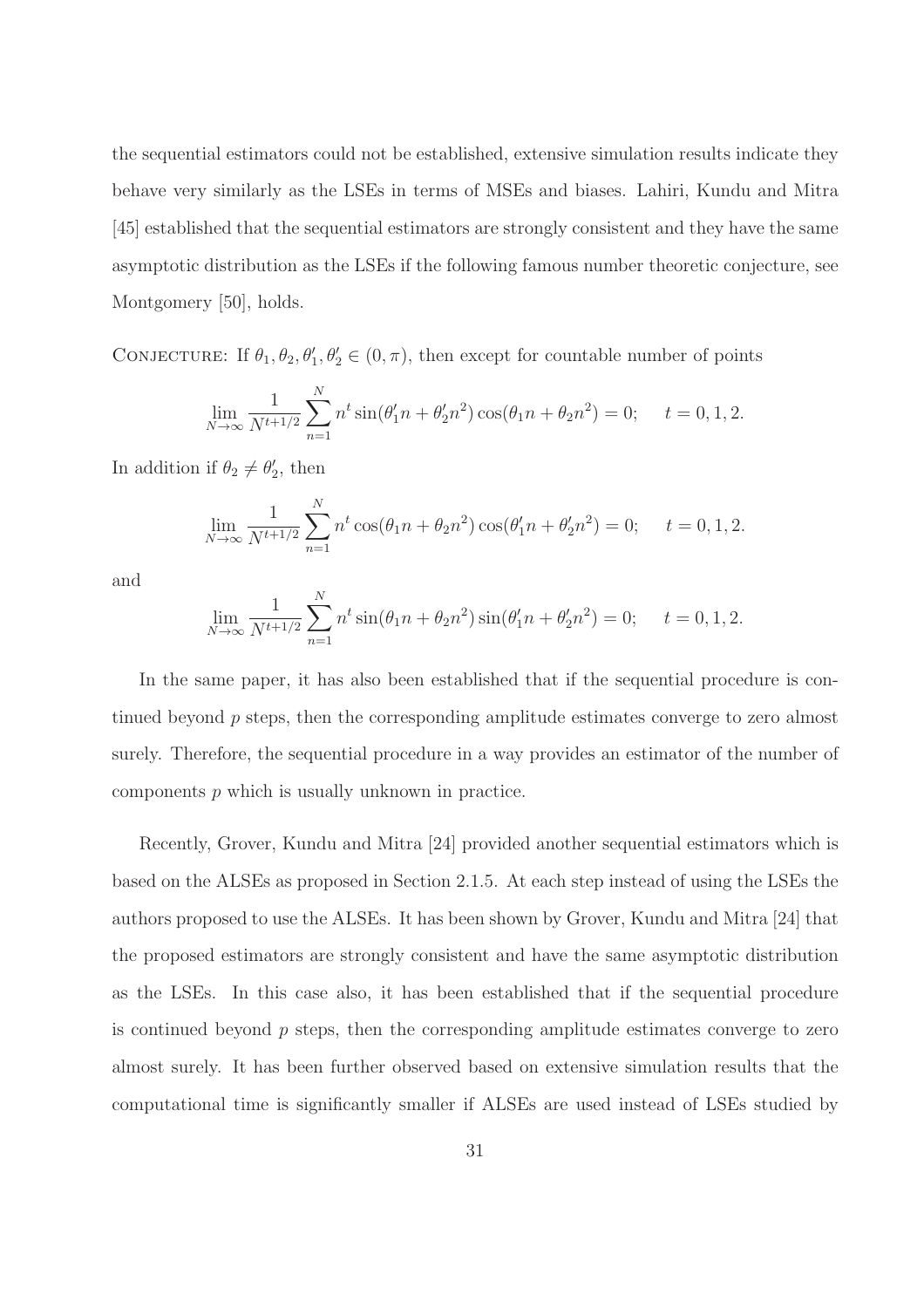the sequential estimators could not be established, extensive simulation results indicate they behave very similarly as the LSEs in terms of MSEs and biases. Lahiri, Kundu and Mitra [45] established that the sequential estimators are strongly consistent and they have the same asymptotic distribution as the LSEs if the following famous number theoretic conjecture, see Montgomery [50], holds.

CONJECTURE: If $\theta_1, \theta_2, \theta_1', \theta_2' \in (0, \pi)$, then except for countable number of points

$$\lim_{N \to \infty} \frac{1}{N^{t+1/2}} \sum_{n=1}^{N} n^t \sin(\theta_1' n + \theta_2' n^2) \cos(\theta_1 n + \theta_2 n^2) = 0; \quad t = 0, 1, 2.$$

In addition if $\theta_2 \neq \theta_2'$, then

$$\lim_{N \to \infty} \frac{1}{N^{t+1/2}} \sum_{n=1}^{N} n^t \cos(\theta_1 n + \theta_2 n^2) \cos(\theta_1' n + \theta_2' n^2) = 0; \quad t = 0, 1, 2.$$

and

$$\lim_{N \to \infty} \frac{1}{N^{t+1/2}} \sum_{n=1}^{N} n^t \sin(\theta_1 n + \theta_2 n^2) \sin(\theta_1' n + \theta_2' n^2) = 0; \quad t = 0, 1, 2.$$

In the same paper, it has also been established that if the sequential procedure is continued beyond $p$ steps, then the corresponding amplitude estimates converge to zero almost surely. Therefore, the sequential procedure in a way provides an estimator of the number of components $p$ which is usually unknown in practice.

Recently, Grover, Kundu and Mitra [24] provided another sequential estimators which is based on the ALSEs as proposed in Section 2.1.5. At each step instead of using the LSEs the authors proposed to use the ALSEs. It has been shown by Grover, Kundu and Mitra [24] that the proposed estimators are strongly consistent and have the same asymptotic distribution as the LSEs. In this case also, it has been established that if the sequential procedure is continued beyond $p$ steps, then the corresponding amplitude estimates converge to zero almost surely. It has been further observed based on extensive simulation results that the computational time is significantly smaller if ALSEs are used instead of LSEs studied by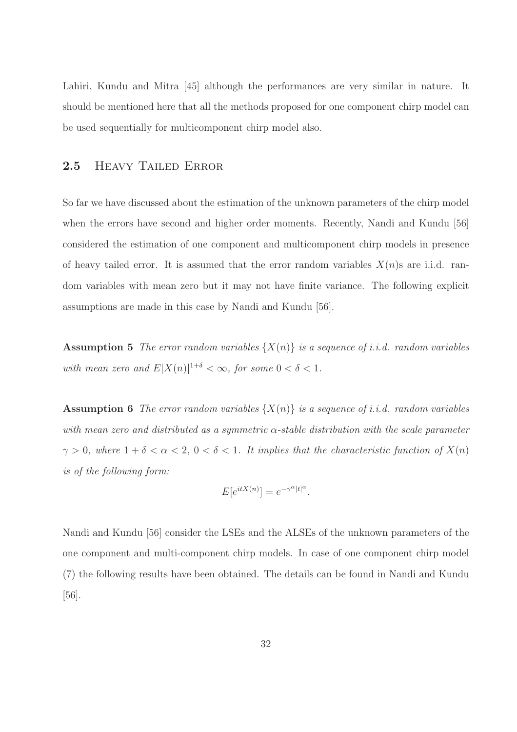Lahiri, Kundu and Mitra [45] although the performances are very similar in nature. It should be mentioned here that all the methods proposed for one component chirp model can be used sequentially for multicomponent chirp model also.

## 2.5 Heavy Tailed Error

So far we have discussed about the estimation of the unknown parameters of the chirp model when the errors have second and higher order moments. Recently, Nandi and Kundu [56] considered the estimation of one component and multicomponent chirp models in presence of heavy tailed error. It is assumed that the error random variables $X(n)$s are i.i.d. random variables with mean zero but it may not have finite variance. The following explicit assumptions are made in this case by Nandi and Kundu [56].

**Assumption 5** *The error random variables $\{X(n)\}$ is a sequence of i.i.d. random variables with mean zero and $E|X(n)|^{1+\delta} < \infty$, for some $0 < \delta < 1$.*

**Assumption 6** *The error random variables $\{X(n)\}$ is a sequence of i.i.d. random variables with mean zero and distributed as a symmetric $\alpha$-stable distribution with the scale parameter $\gamma > 0$, where $1 + \delta < \alpha < 2$, $0 < \delta < 1$. It implies that the characteristic function of $X(n)$ is of the following form:*

$$E[e^{itX(n)}] = e^{-\gamma^{\alpha}|t|^{\alpha}}.$$

Nandi and Kundu [56] consider the LSEs and the ALSEs of the unknown parameters of the one component and multi-component chirp models. In case of one component chirp model (7) the following results have been obtained. The details can be found in Nandi and Kundu [56].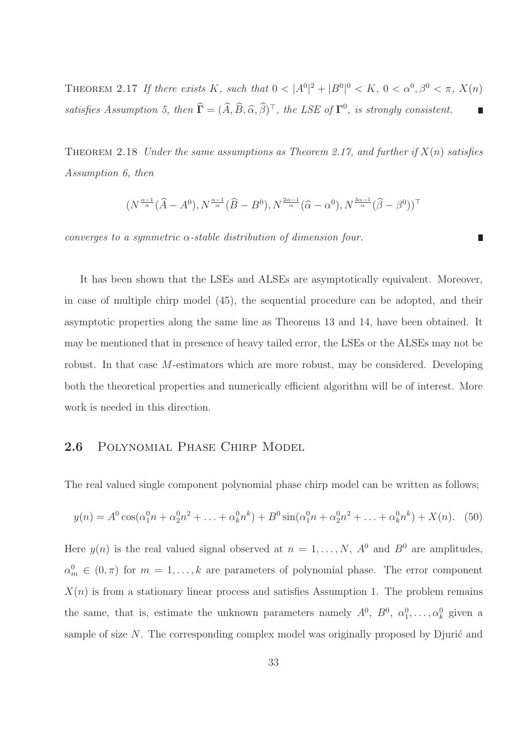THEOREM 2.17 *If there exists $K$, such that $0 < |A^0|^2 + |B^0|^0 < K$, $0 < \alpha^0, \beta^0 < \pi$, $X(n)$ satisfies Assumption 5, then $\widehat{\mathbf{\Gamma}} = (\widehat{A}, \widehat{B}, \widehat{\alpha}, \widehat{\beta})^\top$, the LSE of $\mathbf{\Gamma}^0$, is strongly consistent.* ∎

THEOREM 2.18 *Under the same assumptions as Theorem 2.17, and further if $X(n)$ satisfies Assumption 6, then*

$$(N^{\frac{\alpha-1}{\alpha}}(\widehat{A} - A^0), N^{\frac{\alpha-1}{\alpha}}(\widehat{B} - B^0), N^{\frac{2\alpha-1}{\alpha}}(\widehat{\alpha} - \alpha^0), N^{\frac{3\alpha-1}{\alpha}}(\widehat{\beta} - \beta^0))^\top$$

*converges to a symmetric $\alpha$-stable distribution of dimension four.* ∎

It has been shown that the LSEs and ALSEs are asymptotically equivalent. Moreover, in case of multiple chirp model (45), the sequential procedure can be adopted, and their asymptotic properties along the same line as Theorems 13 and 14, have been obtained. It may be mentioned that in presence of heavy tailed error, the LSEs or the ALSEs may not be robust. In that case $M$-estimators which are more robust, may be considered. Developing both the theoretical properties and numerically efficient algorithm will be of interest. More work is needed in this direction.

## 2.6 Polynomial Phase Chirp Model

The real valued single component polynomial phase chirp model can be written as follows;

$$y(n) = A^0 \cos(\alpha_1^0 n + \alpha_2^0 n^2 + \ldots + \alpha_k^0 n^k) + B^0 \sin(\alpha_1^0 n + \alpha_2^0 n^2 + \ldots + \alpha_k^0 n^k) + X(n). \quad (50)$$

Here $y(n)$ is the real valued signal observed at $n = 1, \ldots, N$, $A^0$ and $B^0$ are amplitudes, $\alpha_m^0 \in (0, \pi)$ for $m = 1, \ldots, k$ are parameters of polynomial phase. The error component $X(n)$ is from a stationary linear process and satisfies Assumption 1. The problem remains the same, that is, estimate the unknown parameters namely $A^0$, $B^0$, $\alpha_1^0, \ldots, \alpha_k^0$ given a sample of size $N$. The corresponding complex model was originally proposed by Djurić and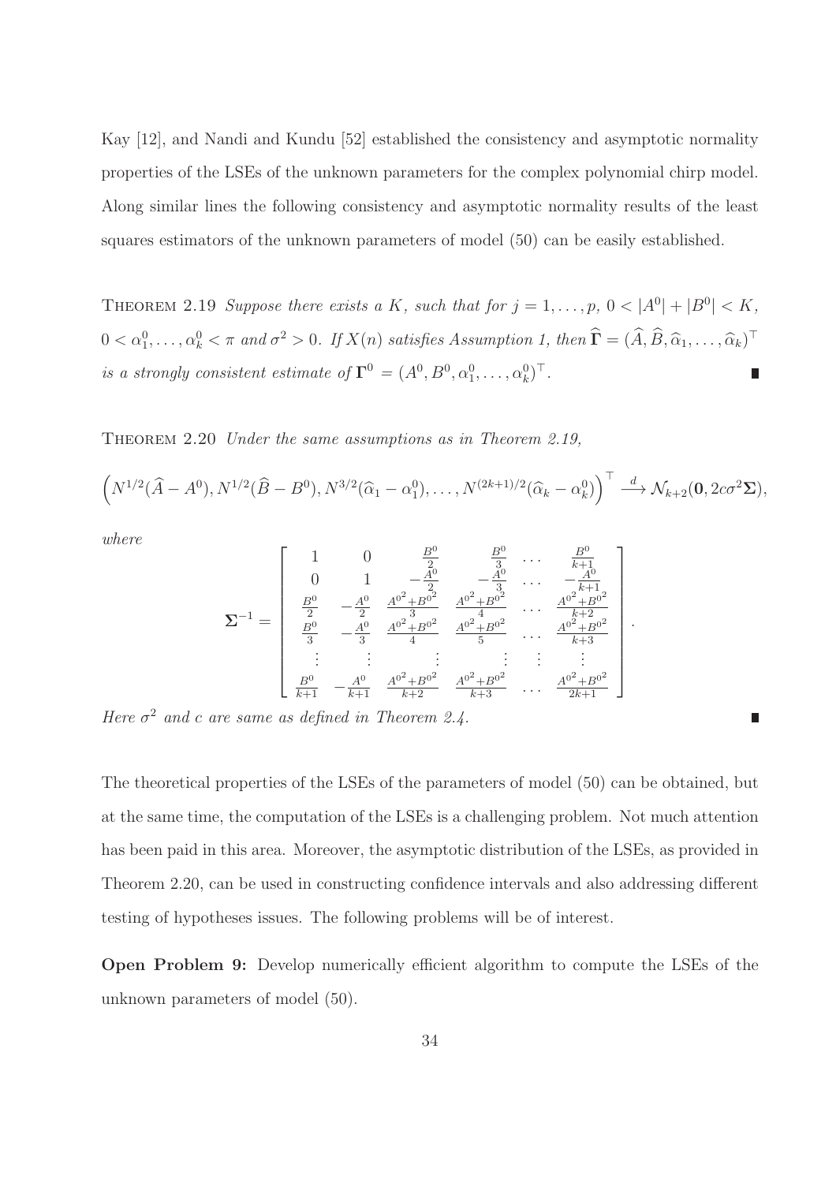Kay [12], and Nandi and Kundu [52] established the consistency and asymptotic normality properties of the LSEs of the unknown parameters for the complex polynomial chirp model. Along similar lines the following consistency and asymptotic normality results of the least squares estimators of the unknown parameters of model (50) can be easily established.

THEOREM 2.19 *Suppose there exists a $K$, such that for $j = 1, \ldots, p$, $0 < |A^0| + |B^0| < K$, $0 < \alpha_1^0, \ldots, \alpha_k^0 < \pi$ and $\sigma^2 > 0$. If $X(n)$ satisfies Assumption 1, then $\widehat{\mathbf{\Gamma}} = (\widehat{A}, \widehat{B}, \widehat{\alpha}_1, \ldots, \widehat{\alpha}_k)^\top$ is a strongly consistent estimate of $\mathbf{\Gamma}^0 = (A^0, B^0, \alpha_1^0, \ldots, \alpha_k^0)^\top$.* ∎

THEOREM 2.20 *Under the same assumptions as in Theorem 2.19,*

$$\left(N^{1/2}(\widehat{A} - A^0), N^{1/2}(\widehat{B} - B^0), N^{3/2}(\widehat{\alpha}_1 - \alpha_1^0), \ldots, N^{(2k+1)/2}(\widehat{\alpha}_k - \alpha_k^0)\right)^\top \xrightarrow{d} \mathcal{N}_{k+2}(\mathbf{0}, 2c\sigma^2\mathbf{\Sigma}),$$

*where*

$$\mathbf{\Sigma}^{-1} = \begin{bmatrix} 1 & 0 & \frac{B^0}{2} & \frac{B^0}{3} & \cdots & \frac{B^0}{k+1} \\ 0 & 1 & -\frac{A^0}{2} & -\frac{A^0}{3} & \cdots & -\frac{A^0}{k+1} \\ \frac{B^0}{2} & -\frac{A^0}{2} & \frac{A^{0^2}+B^{0^2}}{3} & \frac{A^{0^2}+B^{0^2}}{4} & \cdots & \frac{A^{0^2}+B^{0^2}}{k+2} \\ \frac{B^0}{3} & -\frac{A^0}{3} & \frac{A^{0^2}+B^{0^2}}{4} & \frac{A^{0^2}+B^{0^2}}{5} & \cdots & \frac{A^{0^2}+B^{0^2}}{k+3} \\ \vdots & \vdots & \vdots & \vdots & \vdots & \vdots \\ \frac{B^0}{k+1} & -\frac{A^0}{k+1} & \frac{A^{0^2}+B^{0^2}}{k+2} & \frac{A^{0^2}+B^{0^2}}{k+3} & \cdots & \frac{A^{0^2}+B^{0^2}}{2k+1} \end{bmatrix}.$$

*Here $\sigma^2$ and $c$ are same as defined in Theorem 2.4.* ∎

The theoretical properties of the LSEs of the parameters of model (50) can be obtained, but at the same time, the computation of the LSEs is a challenging problem. Not much attention has been paid in this area. Moreover, the asymptotic distribution of the LSEs, as provided in Theorem 2.20, can be used in constructing confidence intervals and also addressing different testing of hypotheses issues. The following problems will be of interest.

**Open Problem 9:** Develop numerically efficient algorithm to compute the LSEs of the unknown parameters of model (50).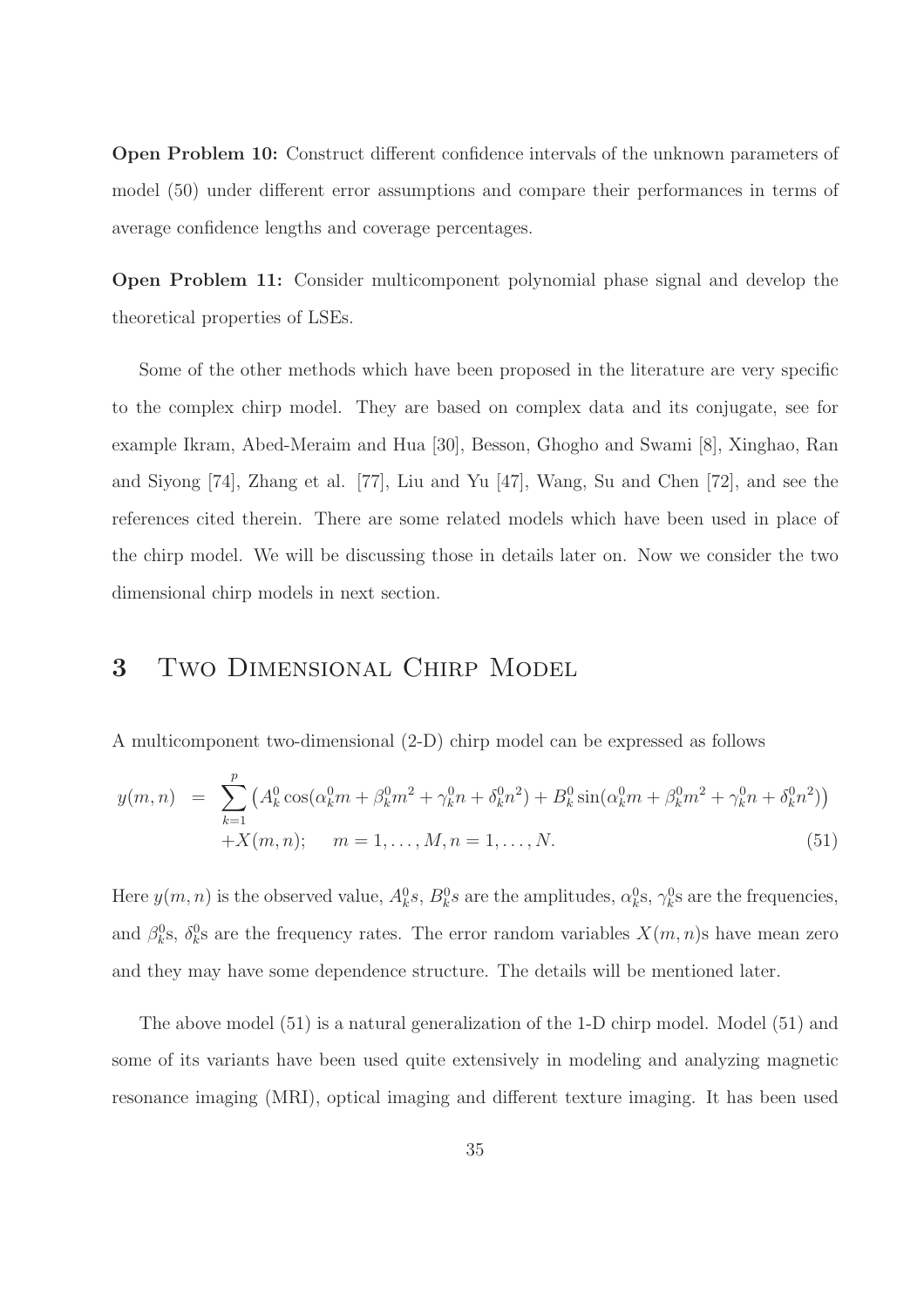**Open Problem 10:** Construct different confidence intervals of the unknown parameters of model (50) under different error assumptions and compare their performances in terms of average confidence lengths and coverage percentages.

**Open Problem 11:** Consider multicomponent polynomial phase signal and develop the theoretical properties of LSEs.

Some of the other methods which have been proposed in the literature are very specific to the complex chirp model. They are based on complex data and its conjugate, see for example Ikram, Abed-Meraim and Hua [30], Besson, Ghogho and Swami [8], Xinghao, Ran and Siyong [74], Zhang et al. [77], Liu and Yu [47], Wang, Su and Chen [72], and see the references cited therein. There are some related models which have been used in place of the chirp model. We will be discussing those in details later on. Now we consider the two dimensional chirp models in next section.

# 3 Two Dimensional Chirp Model

A multicomponent two-dimensional (2-D) chirp model can be expressed as follows

$$
\begin{aligned}
y(m,n) \;=\; & \sum_{k=1}^{p} \left( A_k^0 \cos(\alpha_k^0 m + \beta_k^0 m^2 + \gamma_k^0 n + \delta_k^0 n^2) + B_k^0 \sin(\alpha_k^0 m + \beta_k^0 m^2 + \gamma_k^0 n + \delta_k^0 n^2) \right) \\
& + X(m,n); \quad m = 1, \ldots, M, n = 1, \ldots, N. \qquad (51)
\end{aligned}
$$

Here $y(m,n)$ is the observed value, $A_k^0 s$, $B_k^0 s$ are the amplitudes, $\alpha_k^0$s, $\gamma_k^0$s are the frequencies, and $\beta_k^0$s, $\delta_k^0$s are the frequency rates. The error random variables $X(m,n)$s have mean zero and they may have some dependence structure. The details will be mentioned later.

The above model (51) is a natural generalization of the 1-D chirp model. Model (51) and some of its variants have been used quite extensively in modeling and analyzing magnetic resonance imaging (MRI), optical imaging and different texture imaging. It has been used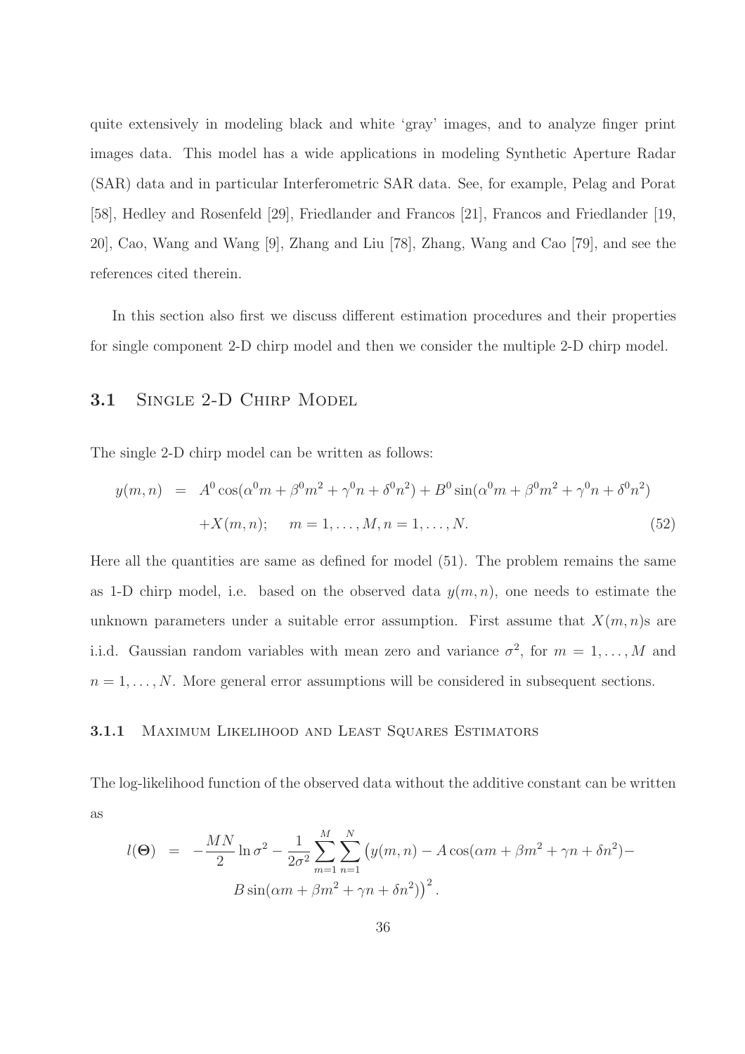quite extensively in modeling black and white 'gray' images, and to analyze finger print images data. This model has a wide applications in modeling Synthetic Aperture Radar (SAR) data and in particular Interferometric SAR data. See, for example, Pelag and Porat [58], Hedley and Rosenfeld [29], Friedlander and Francos [21], Francos and Friedlander [19, 20], Cao, Wang and Wang [9], Zhang and Liu [78], Zhang, Wang and Cao [79], and see the references cited therein.

In this section also first we discuss different estimation procedures and their properties for single component 2-D chirp model and then we consider the multiple 2-D chirp model.

## 3.1 Single 2-D Chirp Model

The single 2-D chirp model can be written as follows:

$$
\begin{aligned}
y(m,n) &= A^0 \cos(\alpha^0 m + \beta^0 m^2 + \gamma^0 n + \delta^0 n^2) + B^0 \sin(\alpha^0 m + \beta^0 m^2 + \gamma^0 n + \delta^0 n^2) \\
&\quad + X(m,n); \quad m = 1, \ldots, M, n = 1, \ldots, N. \qquad (52)
\end{aligned}
$$

Here all the quantities are same as defined for model (51). The problem remains the same as 1-D chirp model, i.e. based on the observed data $y(m,n)$, one needs to estimate the unknown parameters under a suitable error assumption. First assume that $X(m,n)$s are i.i.d. Gaussian random variables with mean zero and variance $\sigma^2$, for $m = 1, \ldots, M$ and $n = 1, \ldots, N$. More general error assumptions will be considered in subsequent sections.

### 3.1.1 Maximum Likelihood and Least Squares Estimators

The log-likelihood function of the observed data without the additive constant can be written as

$$
\begin{aligned}
l(\boldsymbol{\Theta}) &= -\frac{MN}{2} \ln \sigma^2 - \frac{1}{2\sigma^2} \sum_{m=1}^{M} \sum_{n=1}^{N} \big( y(m,n) - A\cos(\alpha m + \beta m^2 + \gamma n + \delta n^2) - \\
&\qquad B \sin(\alpha m + \beta m^2 + \gamma n + \delta n^2) \big)^2 .
\end{aligned}
$$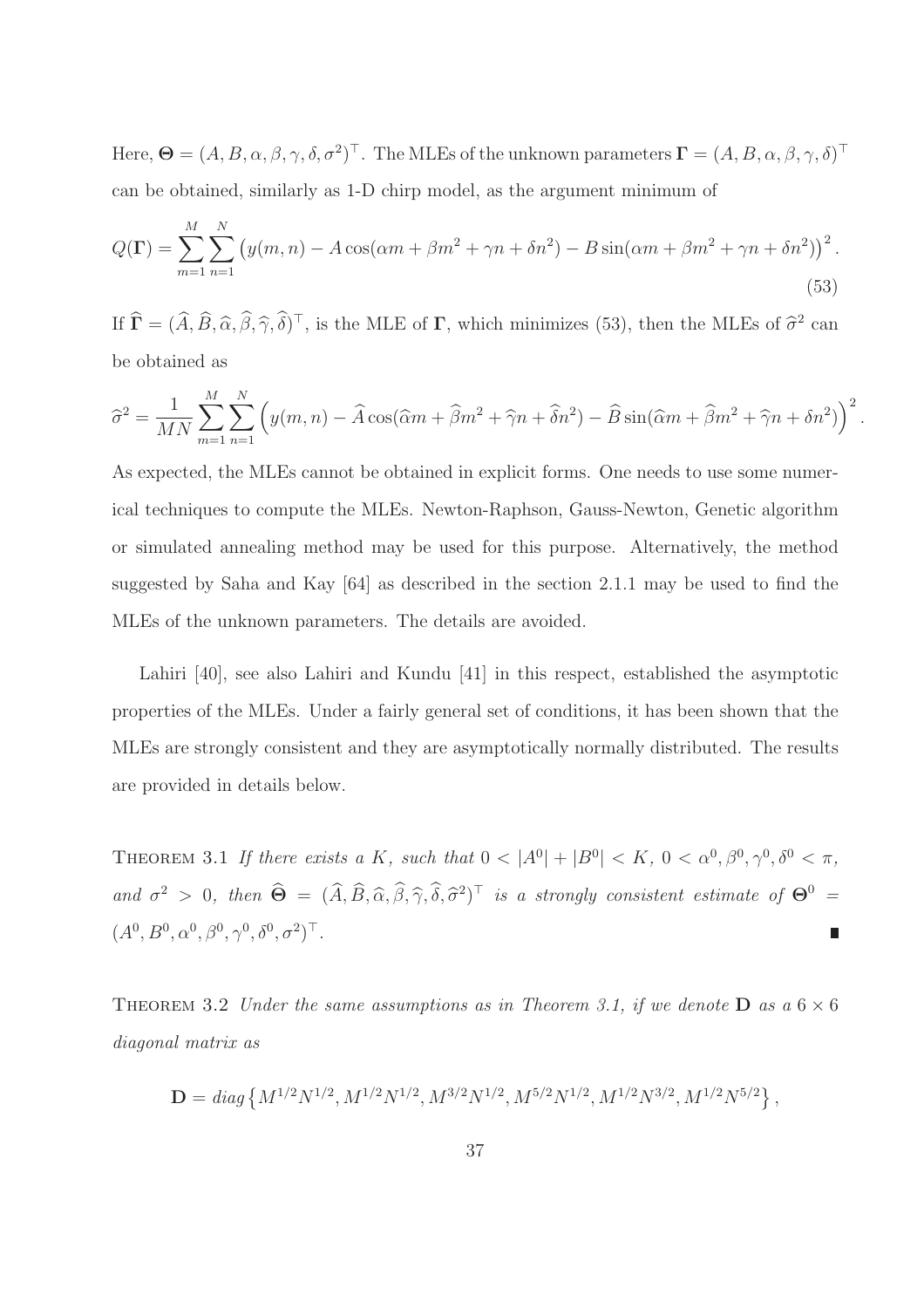Here, $\boldsymbol{\Theta} = (A, B, \alpha, \beta, \gamma, \delta, \sigma^2)^\top$. The MLEs of the unknown parameters $\boldsymbol{\Gamma} = (A, B, \alpha, \beta, \gamma, \delta)^\top$ can be obtained, similarly as 1-D chirp model, as the argument minimum of

$$Q(\boldsymbol{\Gamma}) = \sum_{m=1}^{M} \sum_{n=1}^{N} \left( y(m,n) - A\cos(\alpha m + \beta m^2 + \gamma n + \delta n^2) - B\sin(\alpha m + \beta m^2 + \gamma n + \delta n^2) \right)^2. \tag{53}$$

If $\widehat{\boldsymbol{\Gamma}} = (\widehat{A}, \widehat{B}, \widehat{\alpha}, \widehat{\beta}, \widehat{\gamma}, \widehat{\delta})^\top$, is the MLE of $\boldsymbol{\Gamma}$, which minimizes (53), then the MLEs of $\widehat{\sigma}^2$ can be obtained as

$$\widehat{\sigma}^2 = \frac{1}{MN} \sum_{m=1}^{M} \sum_{n=1}^{N} \left( y(m,n) - \widehat{A}\cos(\widehat{\alpha} m + \widehat{\beta} m^2 + \widehat{\gamma} n + \widehat{\delta} n^2) - \widehat{B}\sin(\widehat{\alpha} m + \widehat{\beta} m^2 + \widehat{\gamma} n + \delta n^2) \right)^2.$$

As expected, the MLEs cannot be obtained in explicit forms. One needs to use some numerical techniques to compute the MLEs. Newton-Raphson, Gauss-Newton, Genetic algorithm or simulated annealing method may be used for this purpose. Alternatively, the method suggested by Saha and Kay [64] as described in the section 2.1.1 may be used to find the MLEs of the unknown parameters. The details are avoided.

Lahiri [40], see also Lahiri and Kundu [41] in this respect, established the asymptotic properties of the MLEs. Under a fairly general set of conditions, it has been shown that the MLEs are strongly consistent and they are asymptotically normally distributed. The results are provided in details below.

Theorem 3.1 *If there exists a $K$, such that $0 < |A^0| + |B^0| < K$, $0 < \alpha^0, \beta^0, \gamma^0, \delta^0 < \pi$, and $\sigma^2 > 0$, then $\widehat{\boldsymbol{\Theta}} = (\widehat{A}, \widehat{B}, \widehat{\alpha}, \widehat{\beta}, \widehat{\gamma}, \widehat{\delta}, \widehat{\sigma}^2)^\top$ is a strongly consistent estimate of $\boldsymbol{\Theta}^0 = (A^0, B^0, \alpha^0, \beta^0, \gamma^0, \delta^0, \sigma^2)^\top$.* ∎

Theorem 3.2 *Under the same assumptions as in Theorem 3.1, if we denote $\mathbf{D}$ as a $6 \times 6$ diagonal matrix as*

$$\mathbf{D} = diag\left\{ M^{1/2}N^{1/2}, M^{1/2}N^{1/2}, M^{3/2}N^{1/2}, M^{5/2}N^{1/2}, M^{1/2}N^{3/2}, M^{1/2}N^{5/2} \right\},$$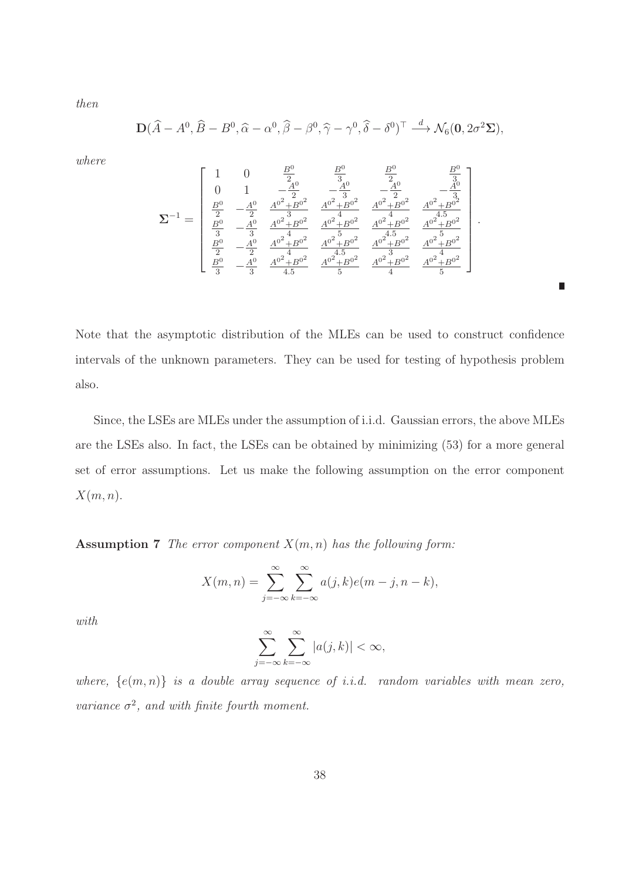*then*

$$\mathbf{D}(\widehat{A} - A^0, \widehat{B} - B^0, \widehat{\alpha} - \alpha^0, \widehat{\beta} - \beta^0, \widehat{\gamma} - \gamma^0, \widehat{\delta} - \delta^0)^\top \xrightarrow{d} \mathcal{N}_6(\mathbf{0}, 2\sigma^2\mathbf{\Sigma}),$$

*where*

$$\mathbf{\Sigma}^{-1} = \begin{bmatrix} 1 & 0 & \frac{B^0}{2} & \frac{B^0}{3} & \frac{B^0}{2} & \frac{B^0}{3} \\ 0 & 1 & -\frac{A^0}{2} & -\frac{A^0}{3} & -\frac{A^0}{2} & -\frac{A^0}{3} \\ \frac{B^0}{2} & -\frac{A^0}{2} & \frac{{A^0}^2+{B^0}^2}{3} & \frac{{A^0}^2+{B^0}^2}{4} & \frac{{A^0}^2+{B^0}^2}{4} & \frac{{A^0}^2+{B^0}^2}{4.5} \\ \frac{B^0}{3} & -\frac{A^0}{3} & \frac{{A^0}^2+{B^0}^2}{4} & \frac{{A^0}^2+{B^0}^2}{5} & \frac{{A^0}^2+{B^0}^2}{4.5} & \frac{{A^0}^2+{B^0}^2}{5} \\ \frac{B^0}{2} & -\frac{A^0}{2} & \frac{{A^0}^2+{B^0}^2}{4} & \frac{{A^0}^2+{B^0}^2}{4.5} & \frac{{A^0}^2+{B^0}^2}{3} & \frac{{A^0}^2+{B^0}^2}{4} \\ \frac{B^0}{3} & -\frac{A^0}{3} & \frac{{A^0}^2+{B^0}^2}{4.5} & \frac{{A^0}^2+{B^0}^2}{5} & \frac{{A^0}^2+{B^0}^2}{4} & \frac{{A^0}^2+{B^0}^2}{5} \end{bmatrix}.$$

■

Note that the asymptotic distribution of the MLEs can be used to construct confidence intervals of the unknown parameters. They can be used for testing of hypothesis problem also.

Since, the LSEs are MLEs under the assumption of i.i.d. Gaussian errors, the above MLEs are the LSEs also. In fact, the LSEs can be obtained by minimizing (53) for a more general set of error assumptions. Let us make the following assumption on the error component $X(m, n)$.

**Assumption 7** *The error component $X(m, n)$ has the following form:*

$$X(m, n) = \sum_{j=-\infty}^{\infty} \sum_{k=-\infty}^{\infty} a(j, k) e(m - j, n - k),$$

*with*

$$\sum_{j=-\infty}^{\infty} \sum_{k=-\infty}^{\infty} |a(j, k)| < \infty,$$

*where, $\{e(m, n)\}$ is a double array sequence of i.i.d. random variables with mean zero, variance $\sigma^2$, and with finite fourth moment.*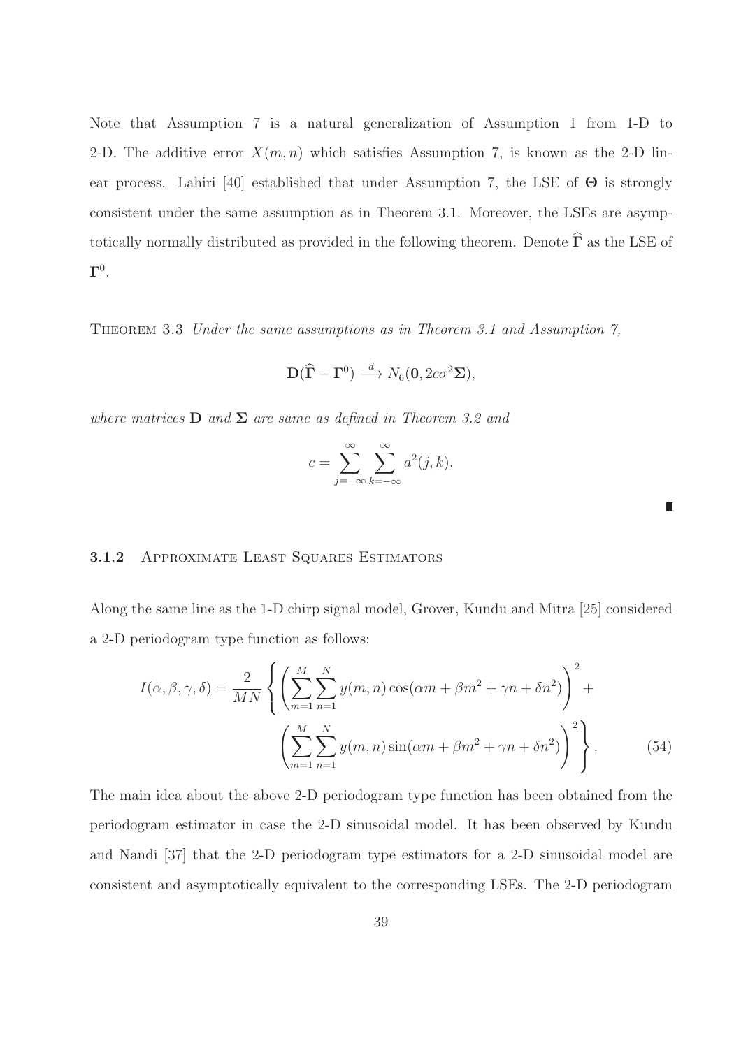Note that Assumption 7 is a natural generalization of Assumption 1 from 1-D to 2-D. The additive error $X(m,n)$ which satisfies Assumption 7, is known as the 2-D linear process. Lahiri [40] established that under Assumption 7, the LSE of $\boldsymbol{\Theta}$ is strongly consistent under the same assumption as in Theorem 3.1. Moreover, the LSEs are asymptotically normally distributed as provided in the following theorem. Denote $\widehat{\boldsymbol{\Gamma}}$ as the LSE of $\boldsymbol{\Gamma}^0$.

THEOREM 3.3 *Under the same assumptions as in Theorem 3.1 and Assumption 7,*

$$\mathbf{D}(\widehat{\boldsymbol{\Gamma}} - \boldsymbol{\Gamma}^0) \xrightarrow{d} N_6(\mathbf{0}, 2c\sigma^2\boldsymbol{\Sigma}),$$

*where matrices $\mathbf{D}$ and $\boldsymbol{\Sigma}$ are same as defined in Theorem 3.2 and*

$$c = \sum_{j=-\infty}^{\infty}\sum_{k=-\infty}^{\infty} a^2(j,k).$$

■

### 3.1.2 Approximate Least Squares Estimators

Along the same line as the 1-D chirp signal model, Grover, Kundu and Mitra [25] considered a 2-D periodogram type function as follows:

$$I(\alpha,\beta,\gamma,\delta) = \frac{2}{MN}\left\{\left(\sum_{m=1}^{M}\sum_{n=1}^{N} y(m,n)\cos(\alpha m + \beta m^2 + \gamma n + \delta n^2)\right)^2 + \left(\sum_{m=1}^{M}\sum_{n=1}^{N} y(m,n)\sin(\alpha m + \beta m^2 + \gamma n + \delta n^2)\right)^2\right\}. \tag{54}$$

The main idea about the above 2-D periodogram type function has been obtained from the periodogram estimator in case the 2-D sinusoidal model. It has been observed by Kundu and Nandi [37] that the 2-D periodogram type estimators for a 2-D sinusoidal model are consistent and asymptotically equivalent to the corresponding LSEs. The 2-D periodogram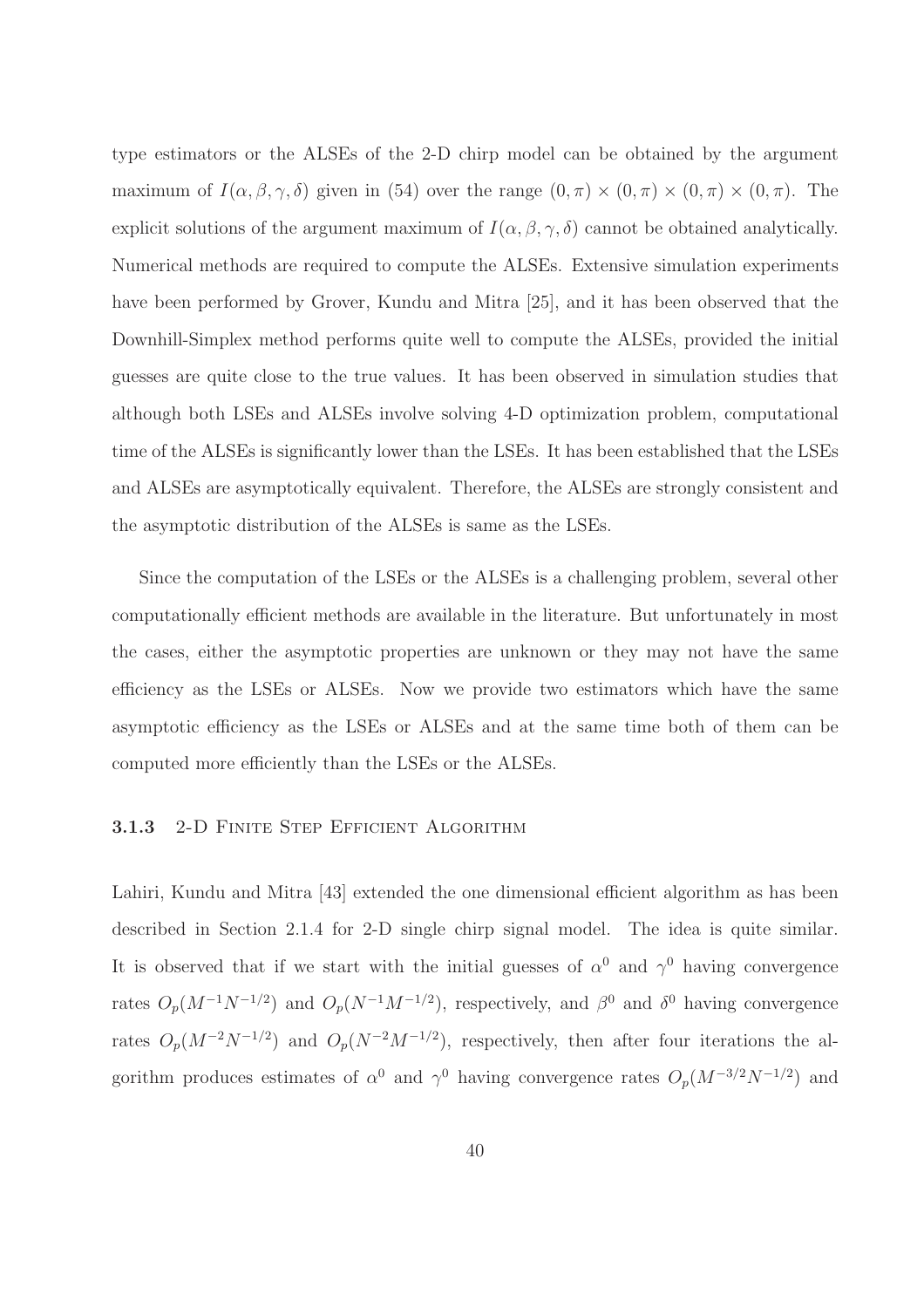type estimators or the ALSEs of the 2-D chirp model can be obtained by the argument maximum of $I(\alpha, \beta, \gamma, \delta)$ given in (54) over the range $(0, \pi) \times (0, \pi) \times (0, \pi) \times (0, \pi)$. The explicit solutions of the argument maximum of $I(\alpha, \beta, \gamma, \delta)$ cannot be obtained analytically. Numerical methods are required to compute the ALSEs. Extensive simulation experiments have been performed by Grover, Kundu and Mitra [25], and it has been observed that the Downhill-Simplex method performs quite well to compute the ALSEs, provided the initial guesses are quite close to the true values. It has been observed in simulation studies that although both LSEs and ALSEs involve solving 4-D optimization problem, computational time of the ALSEs is significantly lower than the LSEs. It has been established that the LSEs and ALSEs are asymptotically equivalent. Therefore, the ALSEs are strongly consistent and the asymptotic distribution of the ALSEs is same as the LSEs.

Since the computation of the LSEs or the ALSEs is a challenging problem, several other computationally efficient methods are available in the literature. But unfortunately in most the cases, either the asymptotic properties are unknown or they may not have the same efficiency as the LSEs or ALSEs. Now we provide two estimators which have the same asymptotic efficiency as the LSEs or ALSEs and at the same time both of them can be computed more efficiently than the LSEs or the ALSEs.

### 3.1.3 2-D Finite Step Efficient Algorithm

Lahiri, Kundu and Mitra [43] extended the one dimensional efficient algorithm as has been described in Section 2.1.4 for 2-D single chirp signal model. The idea is quite similar. It is observed that if we start with the initial guesses of $\alpha^0$ and $\gamma^0$ having convergence rates $O_p(M^{-1}N^{-1/2})$ and $O_p(N^{-1}M^{-1/2})$, respectively, and $\beta^0$ and $\delta^0$ having convergence rates $O_p(M^{-2}N^{-1/2})$ and $O_p(N^{-2}M^{-1/2})$, respectively, then after four iterations the algorithm produces estimates of $\alpha^0$ and $\gamma^0$ having convergence rates $O_p(M^{-3/2}N^{-1/2})$ and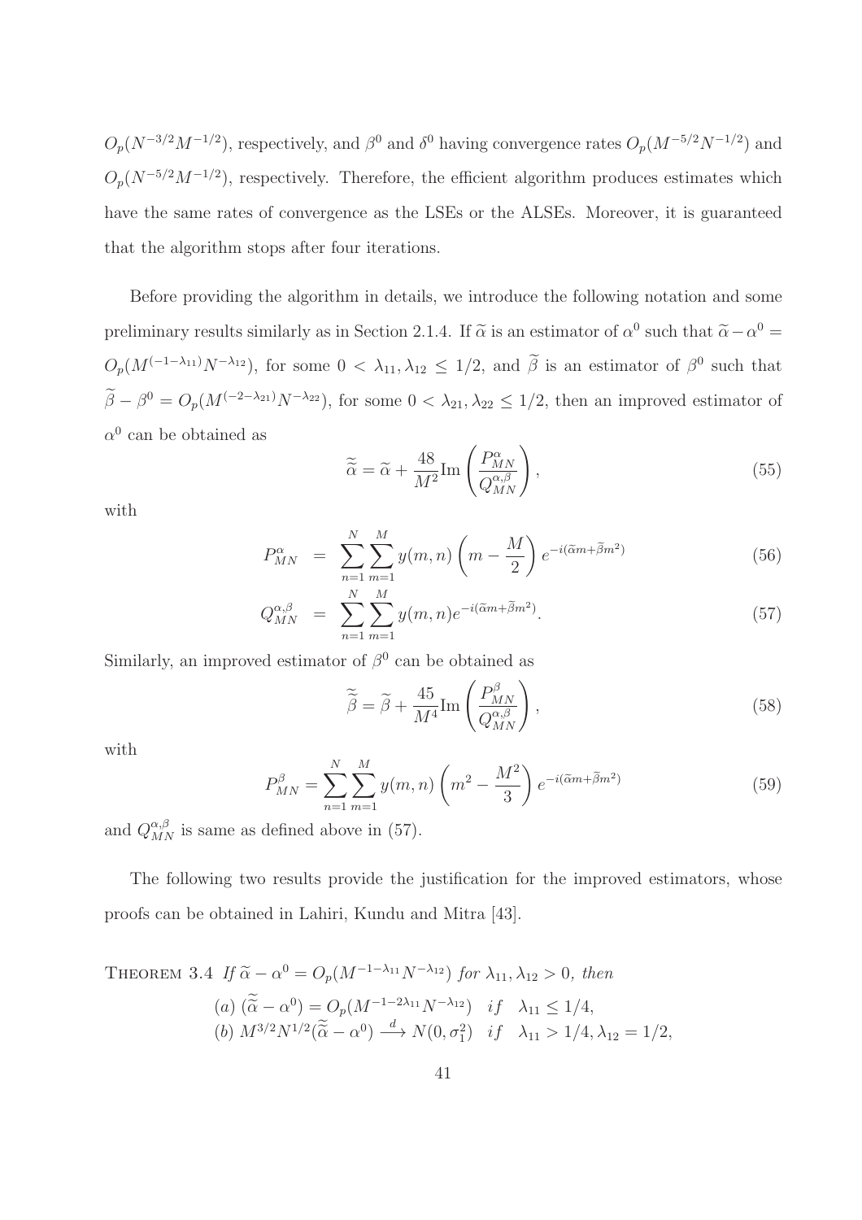$O_p(N^{-3/2}M^{-1/2})$, respectively, and $\beta^0$ and $\delta^0$ having convergence rates $O_p(M^{-5/2}N^{-1/2})$ and $O_p(N^{-5/2}M^{-1/2})$, respectively. Therefore, the efficient algorithm produces estimates which have the same rates of convergence as the LSEs or the ALSEs. Moreover, it is guaranteed that the algorithm stops after four iterations.

Before providing the algorithm in details, we introduce the following notation and some preliminary results similarly as in Section 2.1.4. If $\widetilde{\alpha}$ is an estimator of $\alpha^0$ such that $\widetilde{\alpha}-\alpha^0 = O_p(M^{(-1-\lambda_{11})}N^{-\lambda_{12}})$, for some $0 < \lambda_{11}, \lambda_{12} \leq 1/2$, and $\widetilde{\beta}$ is an estimator of $\beta^0$ such that $\widetilde{\beta}-\beta^0 = O_p(M^{(-2-\lambda_{21})}N^{-\lambda_{22}})$, for some $0 < \lambda_{21}, \lambda_{22} \leq 1/2$, then an improved estimator of $\alpha^0$ can be obtained as

$$\widetilde{\widetilde{\alpha}} = \widetilde{\alpha} + \frac{48}{M^2}\text{Im}\left(\frac{P^{\alpha}_{MN}}{Q^{\alpha,\beta}_{MN}}\right), \tag{55}$$

with

$$P^{\alpha}_{MN} = \sum_{n=1}^{N}\sum_{m=1}^{M} y(m,n)\left(m-\frac{M}{2}\right)e^{-i(\widetilde{\alpha}m+\widetilde{\beta}m^2)} \tag{56}$$

$$Q^{\alpha,\beta}_{MN} = \sum_{n=1}^{N}\sum_{m=1}^{M} y(m,n)e^{-i(\widetilde{\alpha}m+\widetilde{\beta}m^2)}. \tag{57}$$

Similarly, an improved estimator of $\beta^0$ can be obtained as

$$\widetilde{\widetilde{\beta}} = \widetilde{\beta} + \frac{45}{M^4}\text{Im}\left(\frac{P^{\beta}_{MN}}{Q^{\alpha,\beta}_{MN}}\right), \tag{58}$$

with

$$P^{\beta}_{MN} = \sum_{n=1}^{N}\sum_{m=1}^{M} y(m,n)\left(m^2-\frac{M^2}{3}\right)e^{-i(\widetilde{\alpha}m+\widetilde{\beta}m^2)} \tag{59}$$

and $Q^{\alpha,\beta}_{MN}$ is same as defined above in (57).

The following two results provide the justification for the improved estimators, whose proofs can be obtained in Lahiri, Kundu and Mitra [43].

THEOREM 3.4 *If* $\widetilde{\alpha}-\alpha^0 = O_p(M^{-1-\lambda_{11}}N^{-\lambda_{12}})$ *for* $\lambda_{11}, \lambda_{12} > 0$*, then*

(a) $(\widetilde{\widetilde{\alpha}}-\alpha^0) = O_p(M^{-1-2\lambda_{11}}N^{-\lambda_{12}}) \quad if \quad \lambda_{11} \leq 1/4,$
(b) $M^{3/2}N^{1/2}(\widetilde{\widetilde{\alpha}}-\alpha^0) \xrightarrow{d} N(0,\sigma_1^2) \quad if \quad \lambda_{11} > 1/4, \lambda_{12} = 1/2,$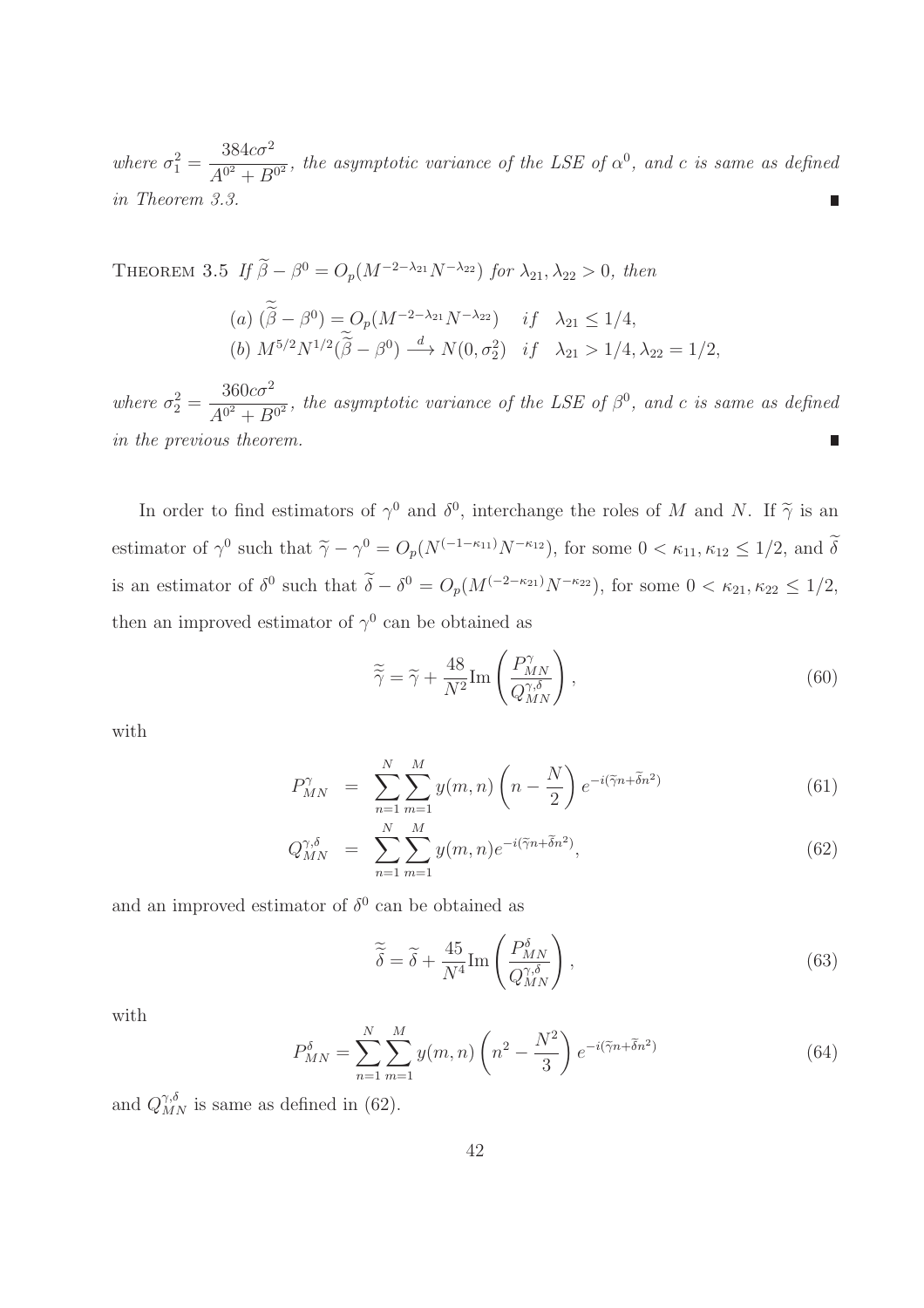*where* $\sigma_1^2 = \dfrac{384c\sigma^2}{A^{0^2} + B^{0^2}}$, *the asymptotic variance of the LSE of* $\alpha^0$, *and* $c$ *is same as defined in Theorem 3.3.* ∎

THEOREM 3.5 *If* $\widetilde{\beta} - \beta^0 = O_p(M^{-2-\lambda_{21}} N^{-\lambda_{22}})$ *for* $\lambda_{21}, \lambda_{22} > 0$, *then*

$$
\begin{aligned}
&(a)\ (\widetilde{\widetilde{\beta}} - \beta^0) = O_p(M^{-2-\lambda_{21}} N^{-\lambda_{22}}) \quad if \quad \lambda_{21} \leq 1/4, \\
&(b)\ M^{5/2} N^{1/2} (\widetilde{\widetilde{\beta}} - \beta^0) \xrightarrow{d} N(0, \sigma_2^2) \quad if \quad \lambda_{21} > 1/4, \lambda_{22} = 1/2,
\end{aligned}
$$

*where* $\sigma_2^2 = \dfrac{360c\sigma^2}{A^{0^2} + B^{0^2}}$, *the asymptotic variance of the LSE of* $\beta^0$, *and* $c$ *is same as defined in the previous theorem.* ∎

In order to find estimators of $\gamma^0$ and $\delta^0$, interchange the roles of $M$ and $N$. If $\widetilde{\gamma}$ is an estimator of $\gamma^0$ such that $\widetilde{\gamma} - \gamma^0 = O_p(N^{(-1-\kappa_{11})} N^{-\kappa_{12}})$, for some $0 < \kappa_{11}, \kappa_{12} \leq 1/2$, and $\widetilde{\delta}$ is an estimator of $\delta^0$ such that $\widetilde{\delta} - \delta^0 = O_p(M^{(-2-\kappa_{21})} N^{-\kappa_{22}})$, for some $0 < \kappa_{21}, \kappa_{22} \leq 1/2$, then an improved estimator of $\gamma^0$ can be obtained as

$$
\widetilde{\widetilde{\gamma}} = \widetilde{\gamma} + \frac{48}{N^2} \mathrm{Im}\left( \frac{P_{MN}^{\gamma}}{Q_{MN}^{\gamma,\delta}} \right), \tag{60}
$$

with

$$
P_{MN}^{\gamma} = \sum_{n=1}^{N} \sum_{m=1}^{M} y(m,n) \left( n - \frac{N}{2} \right) e^{-i(\widetilde{\gamma} n + \widetilde{\delta} n^2)} \tag{61}
$$

$$
Q_{MN}^{\gamma,\delta} = \sum_{n=1}^{N} \sum_{m=1}^{M} y(m,n) e^{-i(\widetilde{\gamma} n + \widetilde{\delta} n^2)}, \tag{62}
$$

and an improved estimator of $\delta^0$ can be obtained as

$$
\widetilde{\widetilde{\delta}} = \widetilde{\delta} + \frac{45}{N^4} \mathrm{Im}\left( \frac{P_{MN}^{\delta}}{Q_{MN}^{\gamma,\delta}} \right), \tag{63}
$$

with

$$
P_{MN}^{\delta} = \sum_{n=1}^{N} \sum_{m=1}^{M} y(m,n) \left( n^2 - \frac{N^2}{3} \right) e^{-i(\widetilde{\gamma} n + \widetilde{\delta} n^2)} \tag{64}
$$

and $Q_{MN}^{\gamma,\delta}$ is same as defined in (62).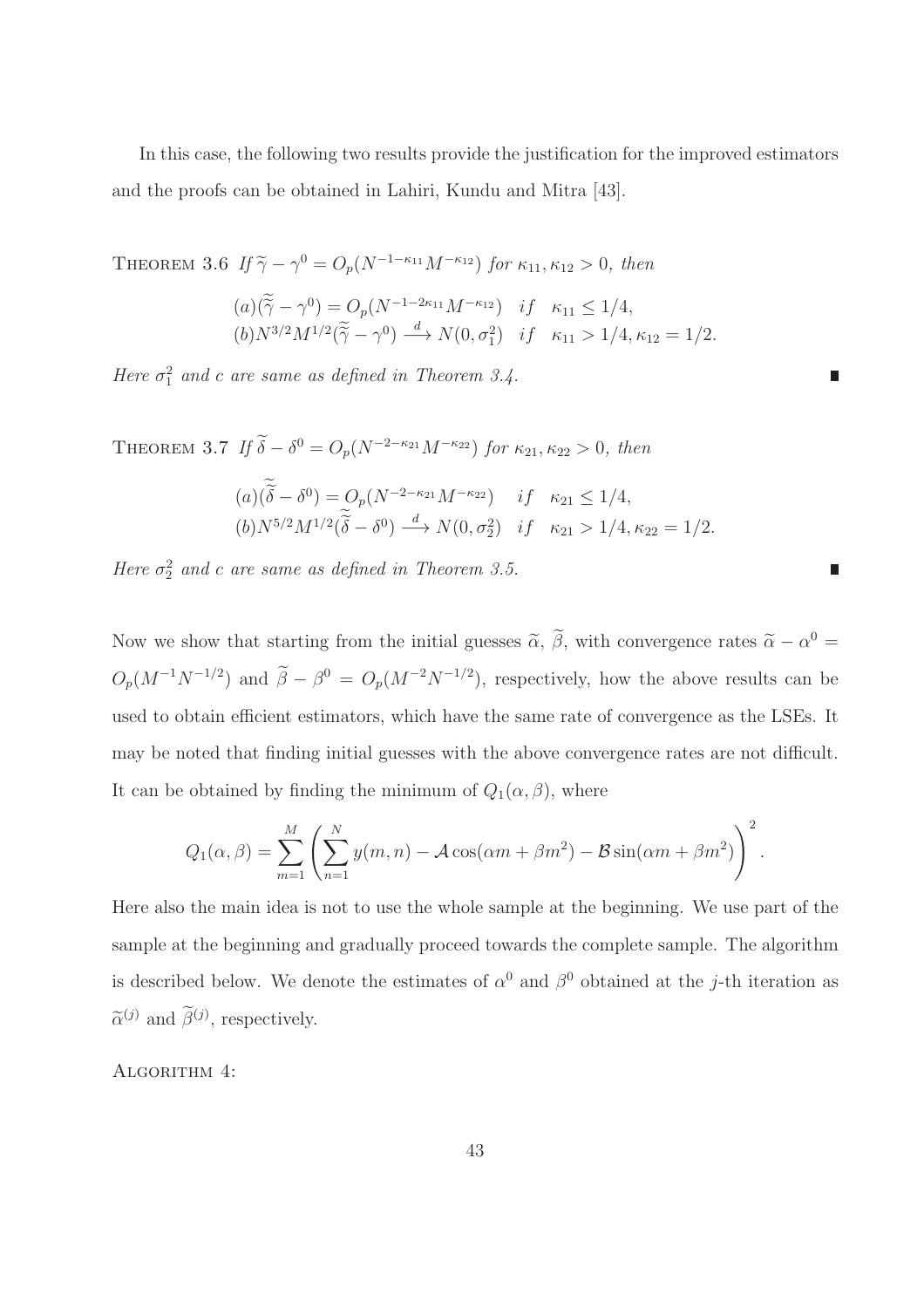In this case, the following two results provide the justification for the improved estimators and the proofs can be obtained in Lahiri, Kundu and Mitra [43].

THEOREM 3.6 *If* $\widetilde{\gamma} - \gamma^0 = O_p(N^{-1-\kappa_{11}} M^{-\kappa_{12}})$ *for* $\kappa_{11}, \kappa_{12} > 0$*, then*

$$(a)(\widetilde{\widetilde{\gamma}} - \gamma^0) = O_p(N^{-1-2\kappa_{11}} M^{-\kappa_{12}}) \quad if \quad \kappa_{11} \leq 1/4,$$
$$(b) N^{3/2} M^{1/2} (\widetilde{\widetilde{\gamma}} - \gamma^0) \xrightarrow{d} N(0, \sigma_1^2) \quad if \quad \kappa_{11} > 1/4, \kappa_{12} = 1/2.$$

*Here* $\sigma_1^2$ *and* $c$ *are same as defined in Theorem 3.4.* ∎

THEOREM 3.7 *If* $\widetilde{\delta} - \delta^0 = O_p(N^{-2-\kappa_{21}} M^{-\kappa_{22}})$ *for* $\kappa_{21}, \kappa_{22} > 0$*, then*

$$(a)(\widetilde{\widetilde{\delta}} - \delta^0) = O_p(N^{-2-2\kappa_{21}} M^{-\kappa_{22}}) \quad if \quad \kappa_{21} \leq 1/4,$$
$$(b) N^{5/2} M^{1/2} (\widetilde{\widetilde{\delta}} - \delta^0) \xrightarrow{d} N(0, \sigma_2^2) \quad if \quad \kappa_{21} > 1/4, \kappa_{22} = 1/2.$$

*Here* $\sigma_2^2$ *and* $c$ *are same as defined in Theorem 3.5.* ∎

Now we show that starting from the initial guesses $\widetilde{\alpha}$, $\widetilde{\beta}$, with convergence rates $\widetilde{\alpha} - \alpha^0 = O_p(M^{-1} N^{-1/2})$ and $\widetilde{\beta} - \beta^0 = O_p(M^{-2} N^{-1/2})$, respectively, how the above results can be used to obtain efficient estimators, which have the same rate of convergence as the LSEs. It may be noted that finding initial guesses with the above convergence rates are not difficult. It can be obtained by finding the minimum of $Q_1(\alpha, \beta)$, where

$$Q_1(\alpha, \beta) = \sum_{m=1}^{M} \left( \sum_{n=1}^{N} y(m,n) - \mathcal{A} \cos(\alpha m + \beta m^2) - \mathcal{B} \sin(\alpha m + \beta m^2) \right)^2.$$

Here also the main idea is not to use the whole sample at the beginning. We use part of the sample at the beginning and gradually proceed towards the complete sample. The algorithm is described below. We denote the estimates of $\alpha^0$ and $\beta^0$ obtained at the $j$-th iteration as $\widetilde{\alpha}^{(j)}$ and $\widetilde{\beta}^{(j)}$, respectively.

ALGORITHM 4: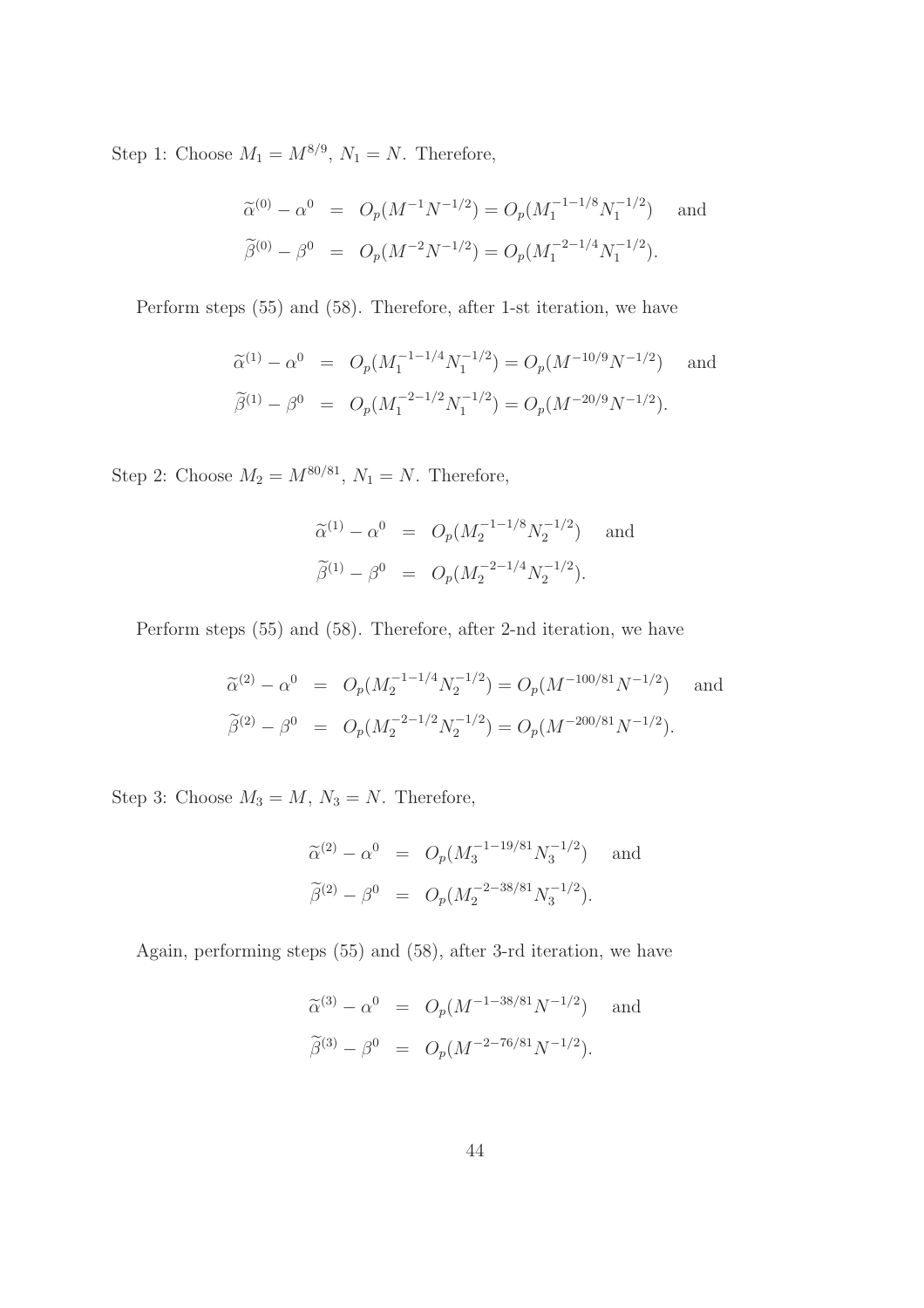Step 1: Choose $M_1 = M^{8/9}$, $N_1 = N$. Therefore,

$$
\begin{aligned}
\widetilde{\alpha}^{(0)} - \alpha^0 &= O_p(M^{-1}N^{-1/2}) = O_p(M_1^{-1-1/8}N_1^{-1/2}) \quad \text{and} \\
\widetilde{\beta}^{(0)} - \beta^0 &= O_p(M^{-2}N^{-1/2}) = O_p(M_1^{-2-1/4}N_1^{-1/2}).
\end{aligned}
$$

Perform steps (55) and (58). Therefore, after 1-st iteration, we have

$$
\begin{aligned}
\widetilde{\alpha}^{(1)} - \alpha^0 &= O_p(M_1^{-1-1/4}N_1^{-1/2}) = O_p(M^{-10/9}N^{-1/2}) \quad \text{and} \\
\widetilde{\beta}^{(1)} - \beta^0 &= O_p(M_1^{-2-1/2}N_1^{-1/2}) = O_p(M^{-20/9}N^{-1/2}).
\end{aligned}
$$

Step 2: Choose $M_2 = M^{80/81}$, $N_1 = N$. Therefore,

$$
\begin{aligned}
\widetilde{\alpha}^{(1)} - \alpha^0 &= O_p(M_2^{-1-1/8}N_2^{-1/2}) \quad \text{and} \\
\widetilde{\beta}^{(1)} - \beta^0 &= O_p(M_2^{-2-1/4}N_2^{-1/2}).
\end{aligned}
$$

Perform steps (55) and (58). Therefore, after 2-nd iteration, we have

$$
\begin{aligned}
\widetilde{\alpha}^{(2)} - \alpha^0 &= O_p(M_2^{-1-1/4}N_2^{-1/2}) = O_p(M^{-100/81}N^{-1/2}) \quad \text{and} \\
\widetilde{\beta}^{(2)} - \beta^0 &= O_p(M_2^{-2-1/2}N_2^{-1/2}) = O_p(M^{-200/81}N^{-1/2}).
\end{aligned}
$$

Step 3: Choose $M_3 = M$, $N_3 = N$. Therefore,

$$
\begin{aligned}
\widetilde{\alpha}^{(2)} - \alpha^0 &= O_p(M_3^{-1-19/81}N_3^{-1/2}) \quad \text{and} \\
\widetilde{\beta}^{(2)} - \beta^0 &= O_p(M_2^{-2-38/81}N_3^{-1/2}).
\end{aligned}
$$

Again, performing steps (55) and (58), after 3-rd iteration, we have

$$
\begin{aligned}
\widetilde{\alpha}^{(3)} - \alpha^0 &= O_p(M^{-1-38/81}N^{-1/2}) \quad \text{and} \\
\widetilde{\beta}^{(3)} - \beta^0 &= O_p(M^{-2-76/81}N^{-1/2}).
\end{aligned}
$$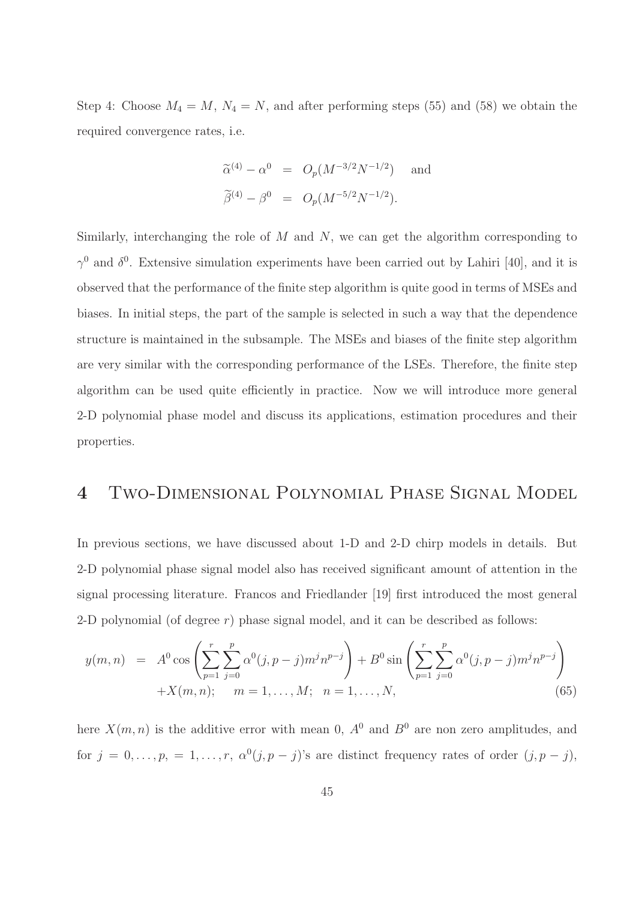Step 4: Choose $M_4 = M$, $N_4 = N$, and after performing steps (55) and (58) we obtain the required convergence rates, i.e.

$$
\begin{aligned}
\widetilde{\alpha}^{(4)} - \alpha^0 &= O_p(M^{-3/2}N^{-1/2}) \quad \text{and} \\
\widetilde{\beta}^{(4)} - \beta^0 &= O_p(M^{-5/2}N^{-1/2}).
\end{aligned}
$$

Similarly, interchanging the role of $M$ and $N$, we can get the algorithm corresponding to $\gamma^0$ and $\delta^0$. Extensive simulation experiments have been carried out by Lahiri [40], and it is observed that the performance of the finite step algorithm is quite good in terms of MSEs and biases. In initial steps, the part of the sample is selected in such a way that the dependence structure is maintained in the subsample. The MSEs and biases of the finite step algorithm are very similar with the corresponding performance of the LSEs. Therefore, the finite step algorithm can be used quite efficiently in practice. Now we will introduce more general 2-D polynomial phase model and discuss its applications, estimation procedures and their properties.

# 4 Two-Dimensional Polynomial Phase Signal Model

In previous sections, we have discussed about 1-D and 2-D chirp models in details. But 2-D polynomial phase signal model also has received significant amount of attention in the signal processing literature. Francos and Friedlander [19] first introduced the most general 2-D polynomial (of degree $r$) phase signal model, and it can be described as follows:

$$
\begin{aligned}
y(m,n) &= A^0 \cos\left(\sum_{p=1}^{r}\sum_{j=0}^{p} \alpha^0(j,p-j) m^j n^{p-j}\right) + B^0 \sin\left(\sum_{p=1}^{r}\sum_{j=0}^{p} \alpha^0(j,p-j) m^j n^{p-j}\right) \\
&\quad + X(m,n); \quad m = 1,\ldots,M; \quad n = 1,\ldots,N,
\end{aligned} \tag{65}
$$

here $X(m,n)$ is the additive error with mean 0, $A^0$ and $B^0$ are non zero amplitudes, and for $j = 0,\ldots,p, = 1,\ldots,r$, $\alpha^0(j,p-j)$'s are distinct frequency rates of order $(j,p-j)$,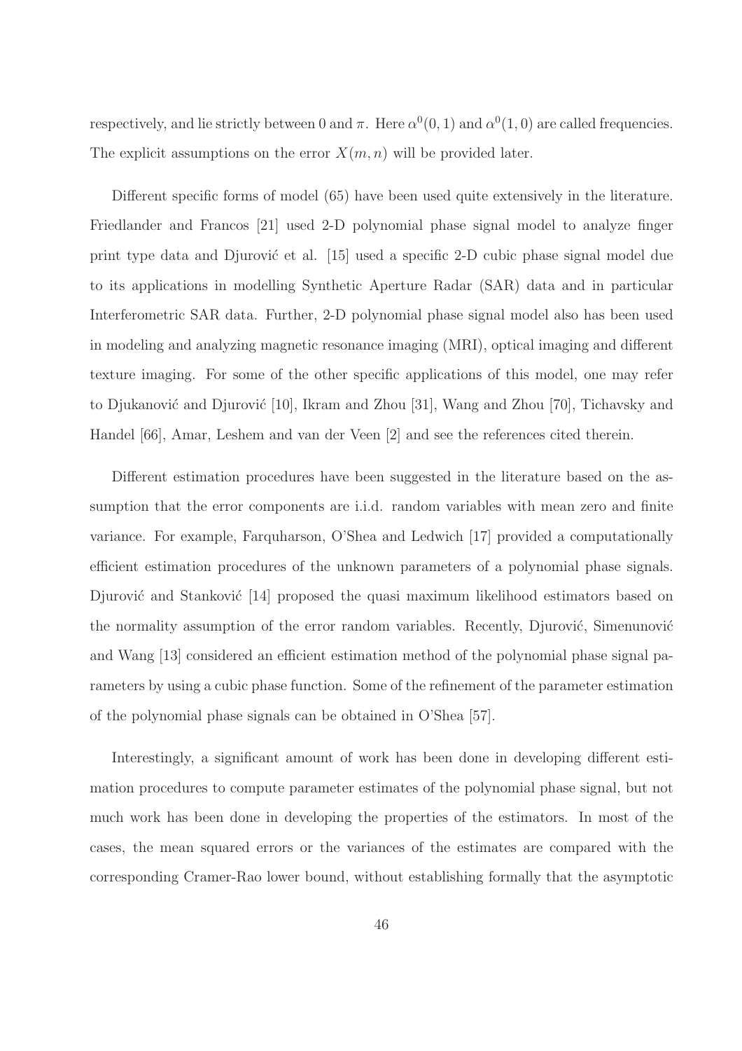respectively, and lie strictly between 0 and $\pi$. Here $\alpha^0(0,1)$ and $\alpha^0(1,0)$ are called frequencies. The explicit assumptions on the error $X(m,n)$ will be provided later.

Different specific forms of model (65) have been used quite extensively in the literature. Friedlander and Francos [21] used 2-D polynomial phase signal model to analyze finger print type data and Djurović et al. [15] used a specific 2-D cubic phase signal model due to its applications in modelling Synthetic Aperture Radar (SAR) data and in particular Interferometric SAR data. Further, 2-D polynomial phase signal model also has been used in modeling and analyzing magnetic resonance imaging (MRI), optical imaging and different texture imaging. For some of the other specific applications of this model, one may refer to Djukanović and Djurović [10], Ikram and Zhou [31], Wang and Zhou [70], Tichavsky and Handel [66], Amar, Leshem and van der Veen [2] and see the references cited therein.

Different estimation procedures have been suggested in the literature based on the assumption that the error components are i.i.d. random variables with mean zero and finite variance. For example, Farquharson, O'Shea and Ledwich [17] provided a computationally efficient estimation procedures of the unknown parameters of a polynomial phase signals. Djurović and Stanković [14] proposed the quasi maximum likelihood estimators based on the normality assumption of the error random variables. Recently, Djurović, Simenunović and Wang [13] considered an efficient estimation method of the polynomial phase signal parameters by using a cubic phase function. Some of the refinement of the parameter estimation of the polynomial phase signals can be obtained in O'Shea [57].

Interestingly, a significant amount of work has been done in developing different estimation procedures to compute parameter estimates of the polynomial phase signal, but not much work has been done in developing the properties of the estimators. In most of the cases, the mean squared errors or the variances of the estimates are compared with the corresponding Cramer-Rao lower bound, without establishing formally that the asymptotic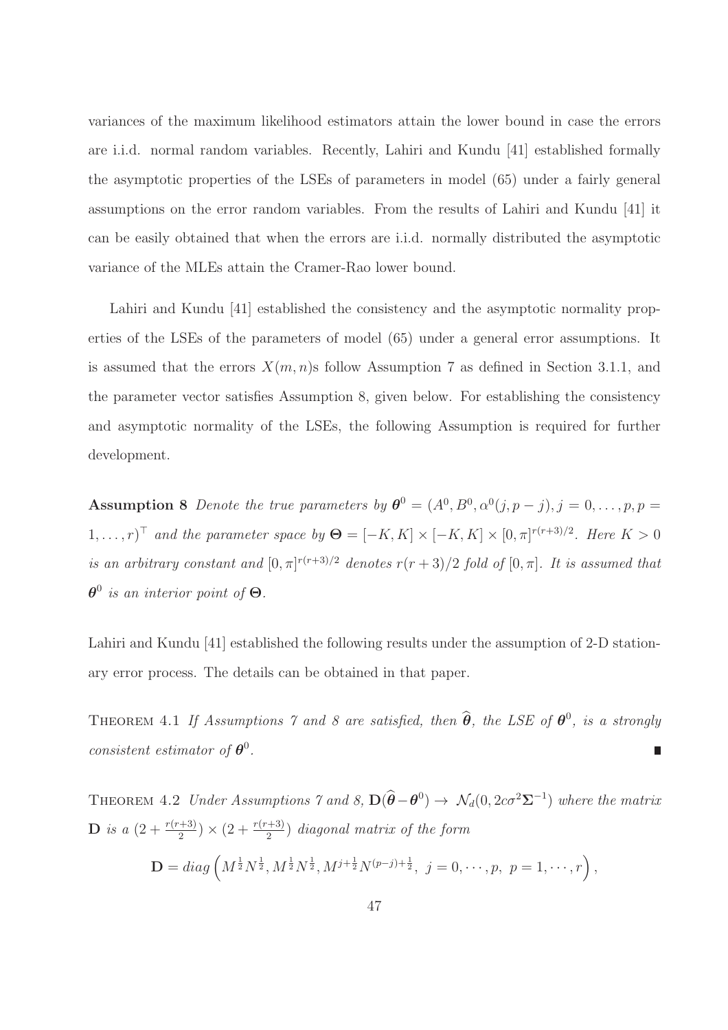variances of the maximum likelihood estimators attain the lower bound in case the errors are i.i.d. normal random variables. Recently, Lahiri and Kundu [41] established formally the asymptotic properties of the LSEs of parameters in model (65) under a fairly general assumptions on the error random variables. From the results of Lahiri and Kundu [41] it can be easily obtained that when the errors are i.i.d. normally distributed the asymptotic variance of the MLEs attain the Cramer-Rao lower bound.

Lahiri and Kundu [41] established the consistency and the asymptotic normality properties of the LSEs of the parameters of model (65) under a general error assumptions. It is assumed that the errors $X(m,n)$s follow Assumption 7 as defined in Section 3.1.1, and the parameter vector satisfies Assumption 8, given below. For establishing the consistency and asymptotic normality of the LSEs, the following Assumption is required for further development.

**Assumption 8** *Denote the true parameters by* $\boldsymbol{\theta}^0 = (A^0, B^0, \alpha^0(j, p-j), j = 0, \ldots, p, p = 1, \ldots, r)^\top$ *and the parameter space by* $\boldsymbol{\Theta} = [-K, K] \times [-K, K] \times [0, \pi]^{r(r+3)/2}$*. Here* $K > 0$ *is an arbitrary constant and* $[0, \pi]^{r(r+3)/2}$ *denotes* $r(r+3)/2$ *fold of* $[0, \pi]$*. It is assumed that* $\boldsymbol{\theta}^0$ *is an interior point of* $\boldsymbol{\Theta}$*.*

Lahiri and Kundu [41] established the following results under the assumption of 2-D stationary error process. The details can be obtained in that paper.

THEOREM 4.1 *If Assumptions 7 and 8 are satisfied, then* $\widehat{\boldsymbol{\theta}}$*, the LSE of* $\boldsymbol{\theta}^0$*, is a strongly consistent estimator of* $\boldsymbol{\theta}^0$*.* ∎

THEOREM 4.2 *Under Assumptions 7 and 8,* $\mathbf{D}(\widehat{\boldsymbol{\theta}} - \boldsymbol{\theta}^0) \rightarrow \mathcal{N}_d(0, 2c\sigma^2\boldsymbol{\Sigma}^{-1})$ *where the matrix* $\mathbf{D}$ *is a* $(2 + \frac{r(r+3)}{2}) \times (2 + \frac{r(r+3)}{2})$ *diagonal matrix of the form*

$$\mathbf{D} = diag\left(M^{\frac{1}{2}}N^{\frac{1}{2}}, M^{\frac{1}{2}}N^{\frac{1}{2}}, M^{j+\frac{1}{2}}N^{(p-j)+\frac{1}{2}},\ j = 0, \cdots, p,\ p = 1, \cdots, r\right),$$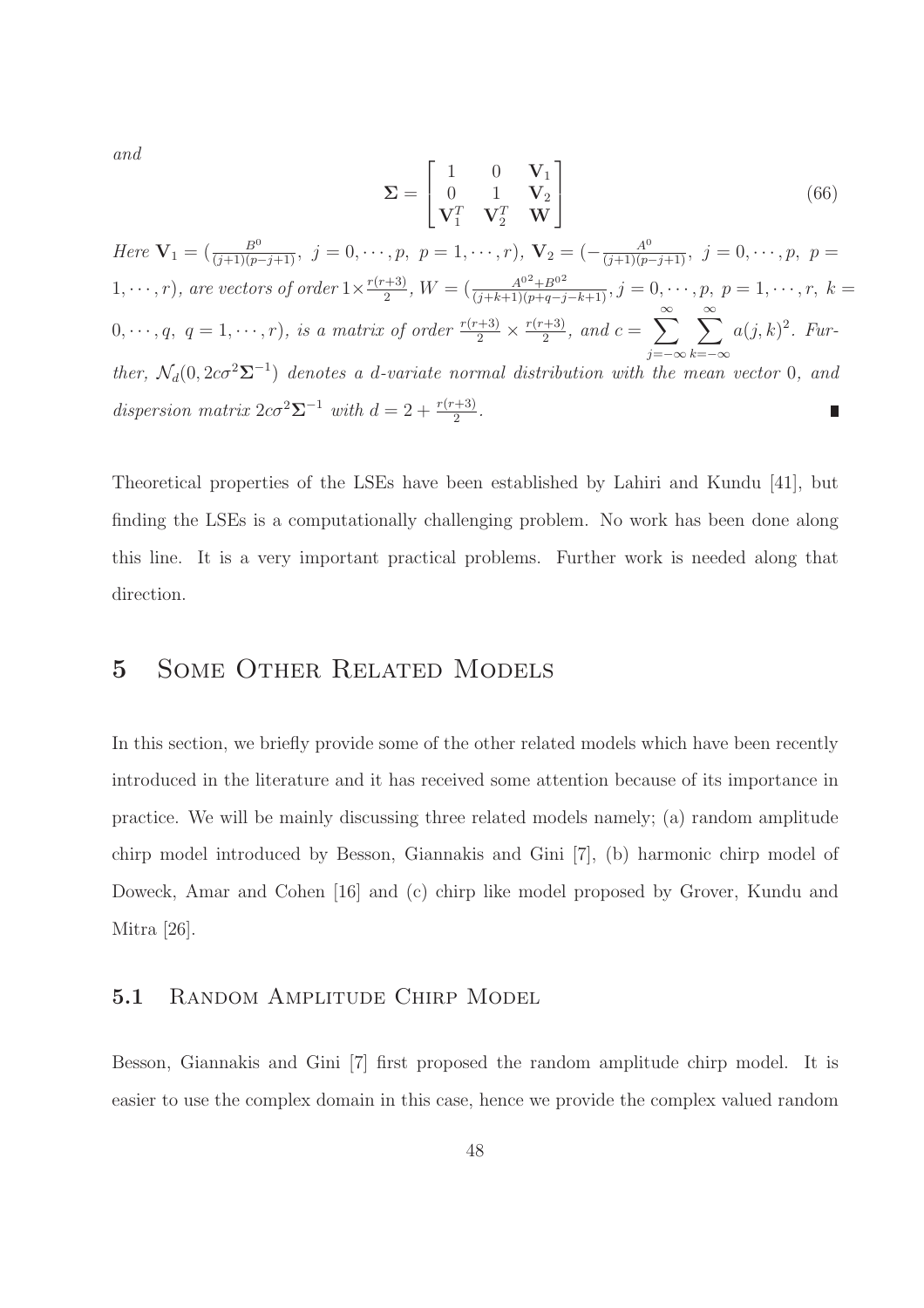*and*

$$\boldsymbol{\Sigma} = \begin{bmatrix} 1 & 0 & \mathbf{V}_1 \\ 0 & 1 & \mathbf{V}_2 \\ \mathbf{V}_1^T & \mathbf{V}_2^T & \mathbf{W} \end{bmatrix} \tag{66}$$

*Here* $\mathbf{V}_1 = (\frac{B^0}{(j+1)(p-j+1)},\ j = 0, \cdots, p,\ p = 1, \cdots, r)$, $\mathbf{V}_2 = (-\frac{A^0}{(j+1)(p-j+1)},\ j = 0, \cdots, p,\ p = 1, \cdots, r)$, *are vectors of order* $1 \times \frac{r(r+3)}{2}$, $W = (\frac{A^{0 2} + B^{0 2}}{(j+k+1)(p+q-j-k+1)}, j = 0, \cdots, p,\ p = 1, \cdots, r,\ k = 0, \cdots, q,\ q = 1, \cdots, r)$, *is a matrix of order* $\frac{r(r+3)}{2} \times \frac{r(r+3)}{2}$, *and* $c = \sum_{j=-\infty}^{\infty} \sum_{k=-\infty}^{\infty} a(j,k)^2$. *Further,* $\mathcal{N}_d(0, 2c\sigma^2 \boldsymbol{\Sigma}^{-1})$ *denotes a d-variate normal distribution with the mean vector* 0*, and dispersion matrix* $2c\sigma^2\boldsymbol{\Sigma}^{-1}$ *with* $d = 2 + \frac{r(r+3)}{2}$.

Theoretical properties of the LSEs have been established by Lahiri and Kundu [41], but finding the LSEs is a computationally challenging problem. No work has been done along this line. It is a very important practical problems. Further work is needed along that direction.

# 5 Some Other Related Models

In this section, we briefly provide some of the other related models which have been recently introduced in the literature and it has received some attention because of its importance in practice. We will be mainly discussing three related models namely; (a) random amplitude chirp model introduced by Besson, Giannakis and Gini [7], (b) harmonic chirp model of Doweck, Amar and Cohen [16] and (c) chirp like model proposed by Grover, Kundu and Mitra [26].

## 5.1 Random Amplitude Chirp Model

Besson, Giannakis and Gini [7] first proposed the random amplitude chirp model. It is easier to use the complex domain in this case, hence we provide the complex valued random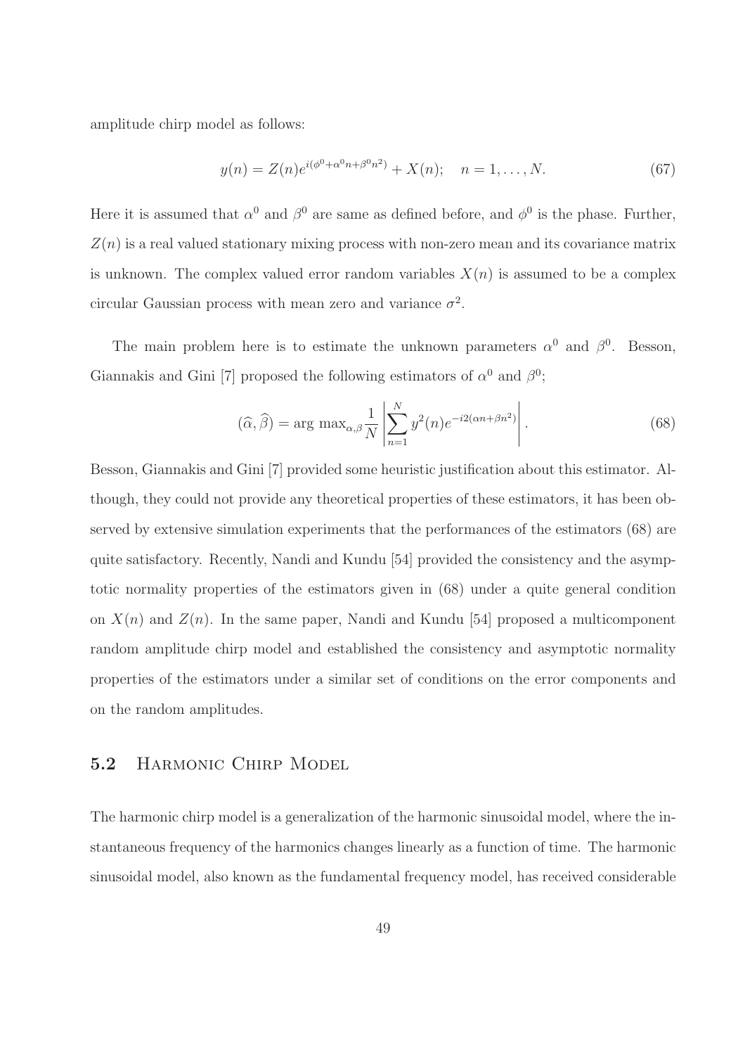amplitude chirp model as follows:

$$y(n) = Z(n)e^{i(\phi^0 + \alpha^0 n + \beta^0 n^2)} + X(n); \quad n = 1, \ldots, N. \tag{67}$$

Here it is assumed that $\alpha^0$ and $\beta^0$ are same as defined before, and $\phi^0$ is the phase. Further, $Z(n)$ is a real valued stationary mixing process with non-zero mean and its covariance matrix is unknown. The complex valued error random variables $X(n)$ is assumed to be a complex circular Gaussian process with mean zero and variance $\sigma^2$.

The main problem here is to estimate the unknown parameters $\alpha^0$ and $\beta^0$. Besson, Giannakis and Gini [7] proposed the following estimators of $\alpha^0$ and $\beta^0$;

$$(\widehat{\alpha}, \widehat{\beta}) = \arg \max_{\alpha,\beta} \frac{1}{N} \left| \sum_{n=1}^{N} y^2(n) e^{-i2(\alpha n + \beta n^2)} \right|. \tag{68}$$

Besson, Giannakis and Gini [7] provided some heuristic justification about this estimator. Although, they could not provide any theoretical properties of these estimators, it has been observed by extensive simulation experiments that the performances of the estimators (68) are quite satisfactory. Recently, Nandi and Kundu [54] provided the consistency and the asymptotic normality properties of the estimators given in (68) under a quite general condition on $X(n)$ and $Z(n)$. In the same paper, Nandi and Kundu [54] proposed a multicomponent random amplitude chirp model and established the consistency and asymptotic normality properties of the estimators under a similar set of conditions on the error components and on the random amplitudes.

## 5.2 Harmonic Chirp Model

The harmonic chirp model is a generalization of the harmonic sinusoidal model, where the instantaneous frequency of the harmonics changes linearly as a function of time. The harmonic sinusoidal model, also known as the fundamental frequency model, has received considerable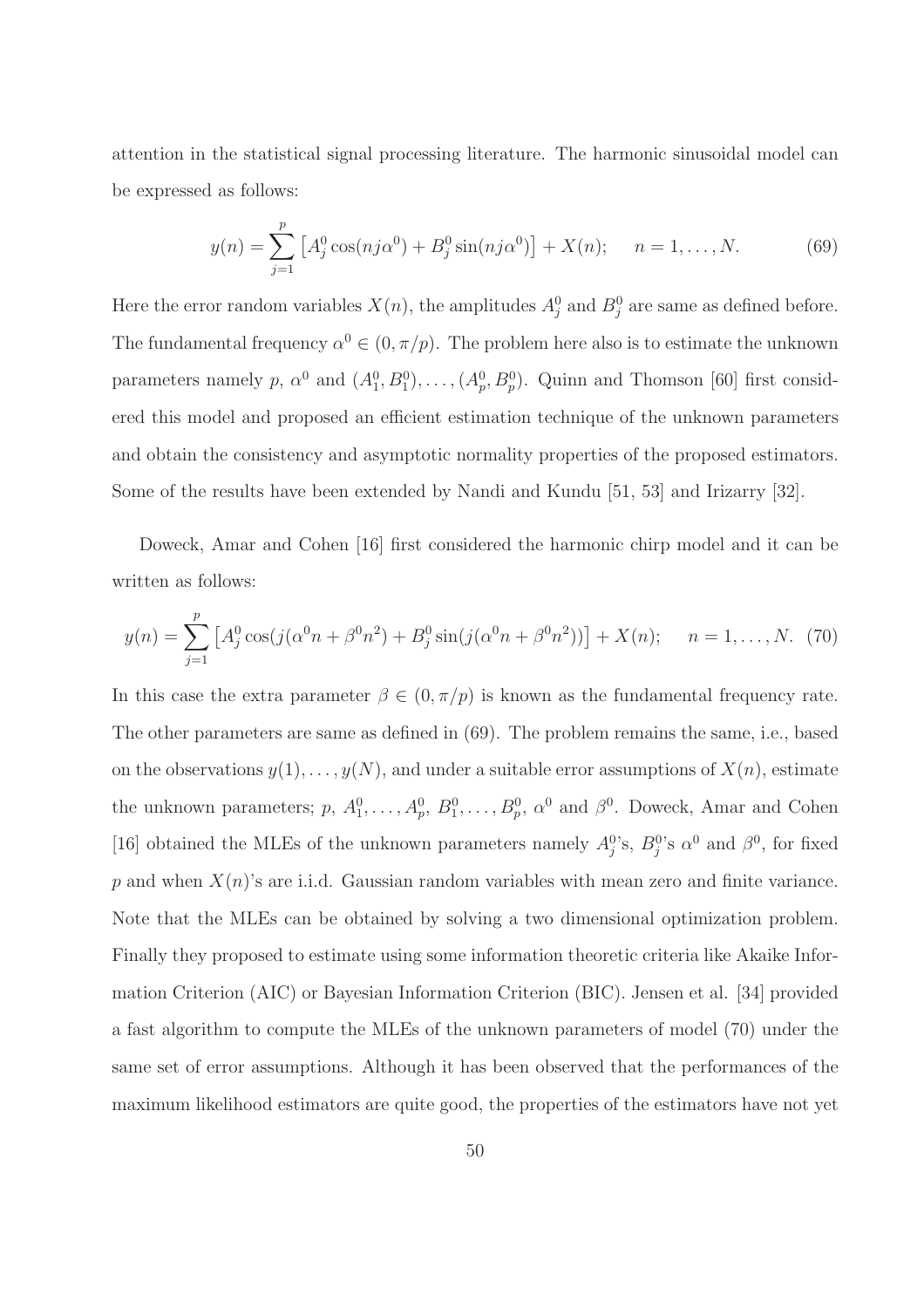attention in the statistical signal processing literature. The harmonic sinusoidal model can be expressed as follows:

$$y(n) = \sum_{j=1}^{p} \left[ A_j^0 \cos(nj\alpha^0) + B_j^0 \sin(nj\alpha^0) \right] + X(n); \quad n = 1, \ldots, N. \tag{69}$$

Here the error random variables $X(n)$, the amplitudes $A_j^0$ and $B_j^0$ are same as defined before. The fundamental frequency $\alpha^0 \in (0, \pi/p)$. The problem here also is to estimate the unknown parameters namely $p$, $\alpha^0$ and $(A_1^0, B_1^0), \ldots, (A_p^0, B_p^0)$. Quinn and Thomson [60] first considered this model and proposed an efficient estimation technique of the unknown parameters and obtain the consistency and asymptotic normality properties of the proposed estimators. Some of the results have been extended by Nandi and Kundu [51, 53] and Irizarry [32].

Doweck, Amar and Cohen [16] first considered the harmonic chirp model and it can be written as follows:

$$y(n) = \sum_{j=1}^{p} \left[ A_j^0 \cos(j(\alpha^0 n + \beta^0 n^2) + B_j^0 \sin(j(\alpha^0 n + \beta^0 n^2)) \right] + X(n); \quad n = 1, \ldots, N. \tag{70}$$

In this case the extra parameter $\beta \in (0, \pi/p)$ is known as the fundamental frequency rate. The other parameters are same as defined in (69). The problem remains the same, i.e., based on the observations $y(1), \ldots, y(N)$, and under a suitable error assumptions of $X(n)$, estimate the unknown parameters; $p$, $A_1^0, \ldots, A_p^0$, $B_1^0, \ldots, B_p^0$, $\alpha^0$ and $\beta^0$. Doweck, Amar and Cohen [16] obtained the MLEs of the unknown parameters namely $A_j^0$'s, $B_j^0$'s $\alpha^0$ and $\beta^0$, for fixed $p$ and when $X(n)$'s are i.i.d. Gaussian random variables with mean zero and finite variance. Note that the MLEs can be obtained by solving a two dimensional optimization problem. Finally they proposed to estimate using some information theoretic criteria like Akaike Information Criterion (AIC) or Bayesian Information Criterion (BIC). Jensen et al. [34] provided a fast algorithm to compute the MLEs of the unknown parameters of model (70) under the same set of error assumptions. Although it has been observed that the performances of the maximum likelihood estimators are quite good, the properties of the estimators have not yet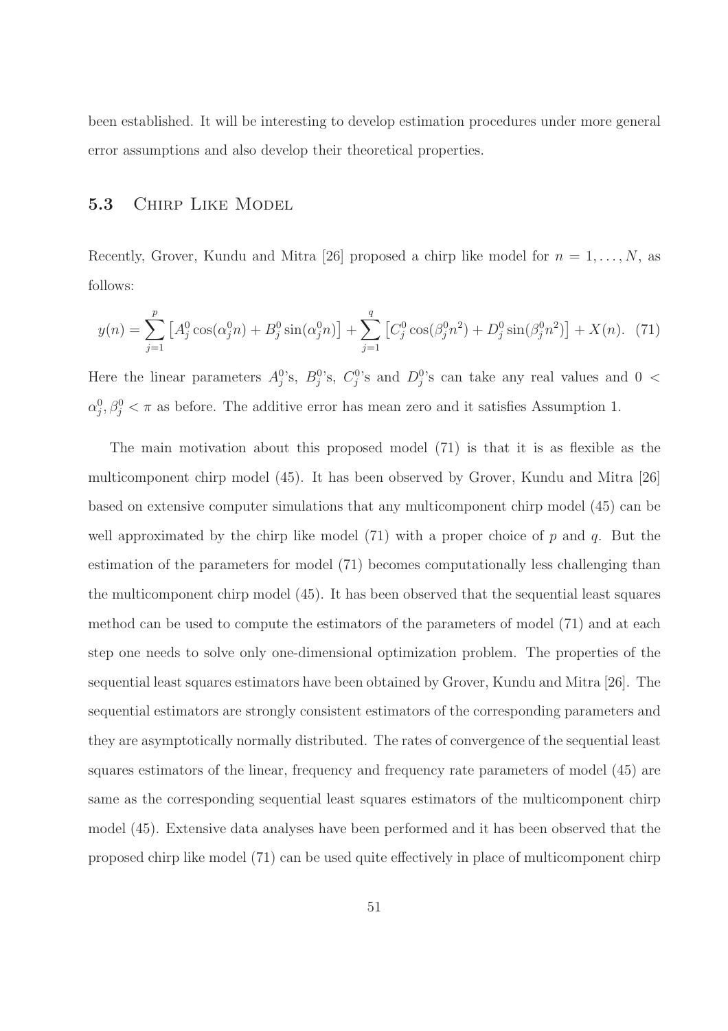been established. It will be interesting to develop estimation procedures under more general error assumptions and also develop their theoretical properties.

### 5.3 Chirp Like Model

Recently, Grover, Kundu and Mitra [26] proposed a chirp like model for $n = 1, \ldots, N$, as follows:

$$y(n) = \sum_{j=1}^{p} \left[ A_j^0 \cos(\alpha_j^0 n) + B_j^0 \sin(\alpha_j^0 n) \right] + \sum_{j=1}^{q} \left[ C_j^0 \cos(\beta_j^0 n^2) + D_j^0 \sin(\beta_j^0 n^2) \right] + X(n). \quad (71)$$

Here the linear parameters $A_j^0$'s, $B_j^0$'s, $C_j^0$'s and $D_j^0$'s can take any real values and $0 < \alpha_j^0, \beta_j^0 < \pi$ as before. The additive error has mean zero and it satisfies Assumption 1.

The main motivation about this proposed model (71) is that it is as flexible as the multicomponent chirp model (45). It has been observed by Grover, Kundu and Mitra [26] based on extensive computer simulations that any multicomponent chirp model (45) can be well approximated by the chirp like model (71) with a proper choice of $p$ and $q$. But the estimation of the parameters for model (71) becomes computationally less challenging than the multicomponent chirp model (45). It has been observed that the sequential least squares method can be used to compute the estimators of the parameters of model (71) and at each step one needs to solve only one-dimensional optimization problem. The properties of the sequential least squares estimators have been obtained by Grover, Kundu and Mitra [26]. The sequential estimators are strongly consistent estimators of the corresponding parameters and they are asymptotically normally distributed. The rates of convergence of the sequential least squares estimators of the linear, frequency and frequency rate parameters of model (45) are same as the corresponding sequential least squares estimators of the multicomponent chirp model (45). Extensive data analyses have been performed and it has been observed that the proposed chirp like model (71) can be used quite effectively in place of multicomponent chirp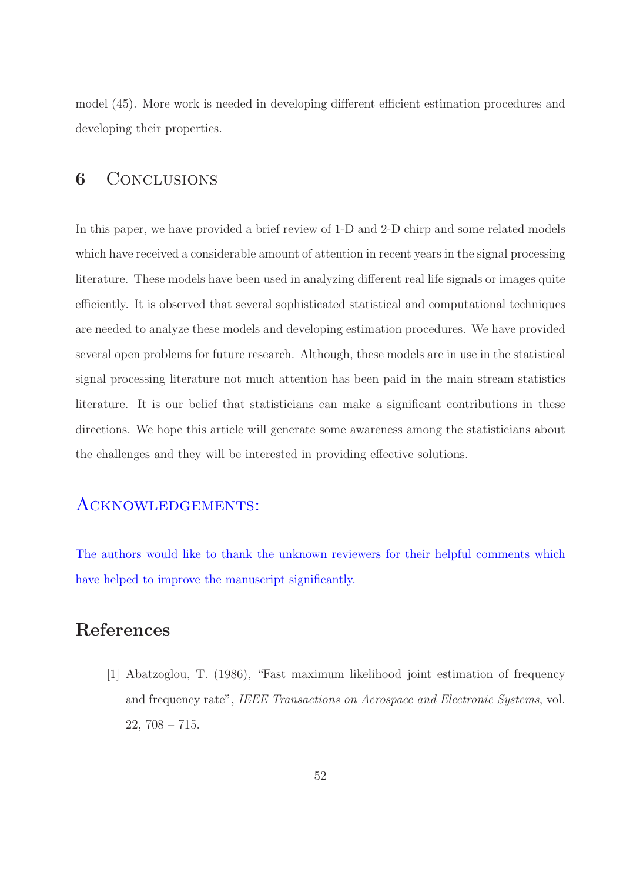model (45). More work is needed in developing different efficient estimation procedures and developing their properties.

## 6 Conclusions

In this paper, we have provided a brief review of 1-D and 2-D chirp and some related models which have received a considerable amount of attention in recent years in the signal processing literature. These models have been used in analyzing different real life signals or images quite efficiently. It is observed that several sophisticated statistical and computational techniques are needed to analyze these models and developing estimation procedures. We have provided several open problems for future research. Although, these models are in use in the statistical signal processing literature not much attention has been paid in the main stream statistics literature. It is our belief that statisticians can make a significant contributions in these directions. We hope this article will generate some awareness among the statisticians about the challenges and they will be interested in providing effective solutions.

## Acknowledgements:

The authors would like to thank the unknown reviewers for their helpful comments which have helped to improve the manuscript significantly.

## References

[1] Abatzoglou, T. (1986), "Fast maximum likelihood joint estimation of frequency and frequency rate", *IEEE Transactions on Aerospace and Electronic Systems*, vol. 22, 708 – 715.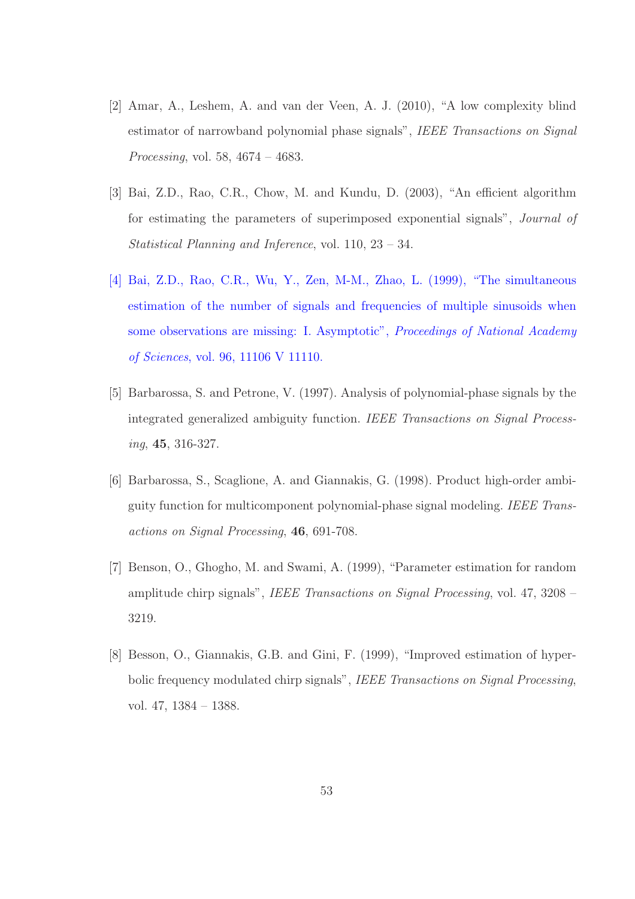[2] Amar, A., Leshem, A. and van der Veen, A. J. (2010), "A low complexity blind estimator of narrowband polynomial phase signals", *IEEE Transactions on Signal Processing*, vol. 58, 4674 – 4683.

[3] Bai, Z.D., Rao, C.R., Chow, M. and Kundu, D. (2003), "An efficient algorithm for estimating the parameters of superimposed exponential signals", *Journal of Statistical Planning and Inference*, vol. 110, 23 – 34.

[4] Bai, Z.D., Rao, C.R., Wu, Y., Zen, M-M., Zhao, L. (1999), "The simultaneous estimation of the number of signals and frequencies of multiple sinusoids when some observations are missing: I. Asymptotic", *Proceedings of National Academy of Sciences*, vol. 96, 11106 V 11110.

[5] Barbarossa, S. and Petrone, V. (1997). Analysis of polynomial-phase signals by the integrated generalized ambiguity function. *IEEE Transactions on Signal Processing*, **45**, 316-327.

[6] Barbarossa, S., Scaglione, A. and Giannakis, G. (1998). Product high-order ambiguity function for multicomponent polynomial-phase signal modeling. *IEEE Transactions on Signal Processing*, **46**, 691-708.

[7] Benson, O., Ghogho, M. and Swami, A. (1999), "Parameter estimation for random amplitude chirp signals", *IEEE Transactions on Signal Processing*, vol. 47, 3208 – 3219.

[8] Besson, O., Giannakis, G.B. and Gini, F. (1999), "Improved estimation of hyperbolic frequency modulated chirp signals", *IEEE Transactions on Signal Processing*, vol. 47, 1384 – 1388.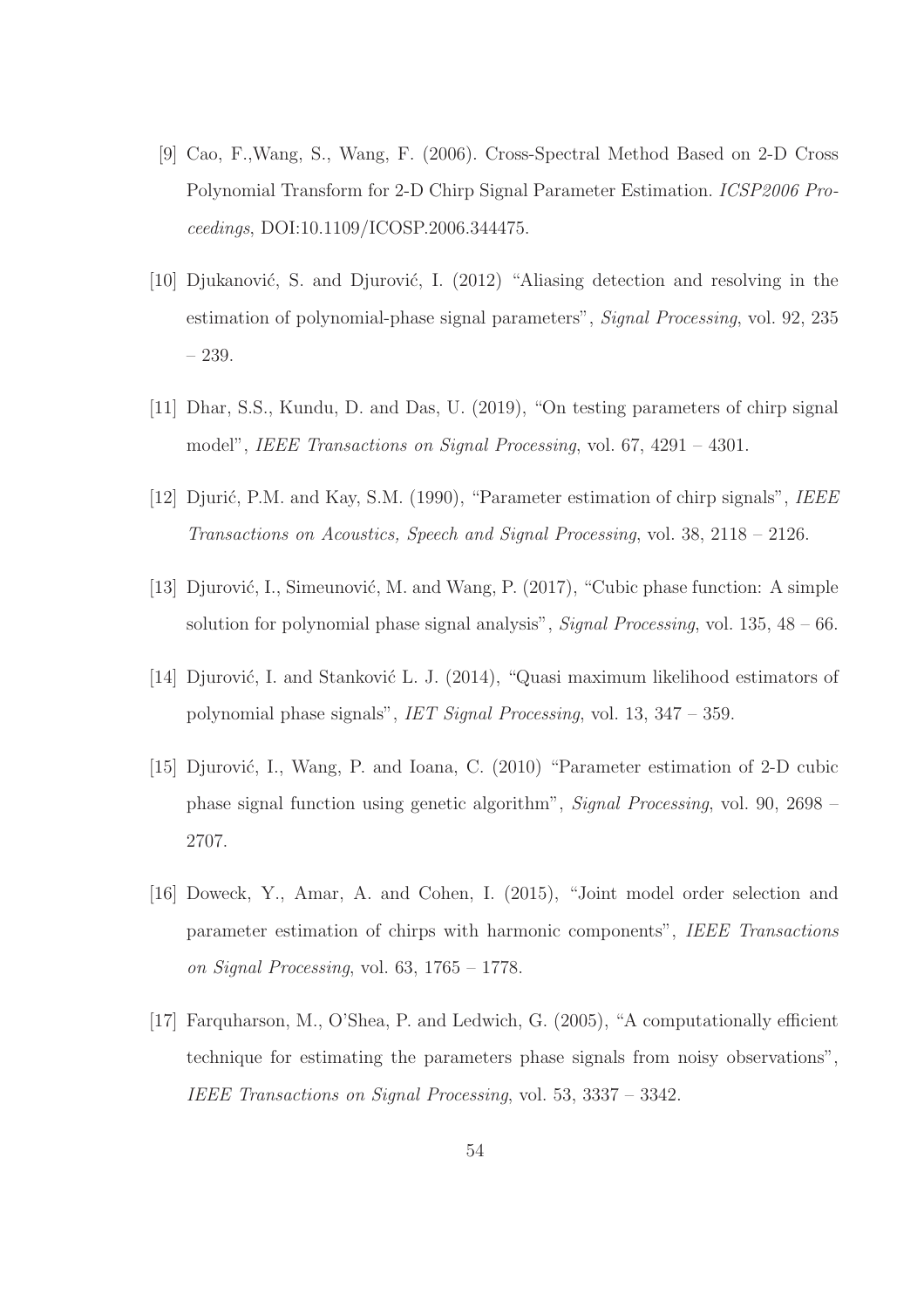[9] Cao, F.,Wang, S., Wang, F. (2006). Cross-Spectral Method Based on 2-D Cross Polynomial Transform for 2-D Chirp Signal Parameter Estimation. *ICSP2006 Proceedings*, DOI:10.1109/ICOSP.2006.344475.

[10] Djukanović, S. and Djurović, I. (2012) "Aliasing detection and resolving in the estimation of polynomial-phase signal parameters", *Signal Processing*, vol. 92, 235 – 239.

[11] Dhar, S.S., Kundu, D. and Das, U. (2019), "On testing parameters of chirp signal model", *IEEE Transactions on Signal Processing*, vol. 67, 4291 – 4301.

[12] Djurić, P.M. and Kay, S.M. (1990), "Parameter estimation of chirp signals", *IEEE Transactions on Acoustics, Speech and Signal Processing*, vol. 38, 2118 – 2126.

[13] Djurović, I., Simeunović, M. and Wang, P. (2017), "Cubic phase function: A simple solution for polynomial phase signal analysis", *Signal Processing*, vol. 135, 48 – 66.

[14] Djurović, I. and Stanković L. J. (2014), "Quasi maximum likelihood estimators of polynomial phase signals", *IET Signal Processing*, vol. 13, 347 – 359.

[15] Djurović, I., Wang, P. and Ioana, C. (2010) "Parameter estimation of 2-D cubic phase signal function using genetic algorithm", *Signal Processing*, vol. 90, 2698 – 2707.

[16] Doweck, Y., Amar, A. and Cohen, I. (2015), "Joint model order selection and parameter estimation of chirps with harmonic components", *IEEE Transactions on Signal Processing*, vol. 63, 1765 – 1778.

[17] Farquharson, M., O'Shea, P. and Ledwich, G. (2005), "A computationally efficient technique for estimating the parameters phase signals from noisy observations", *IEEE Transactions on Signal Processing*, vol. 53, 3337 – 3342.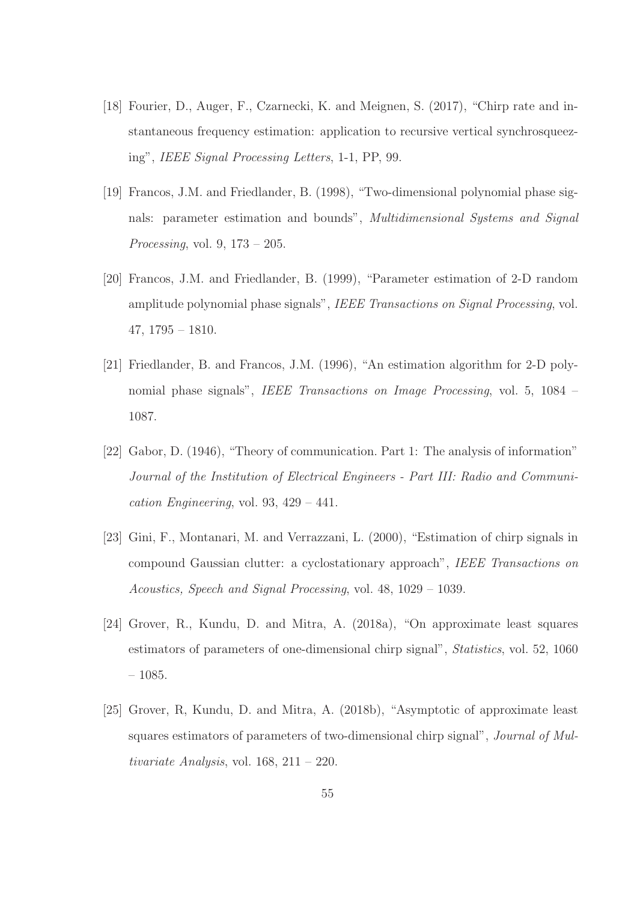[18] Fourier, D., Auger, F., Czarnecki, K. and Meignen, S. (2017), "Chirp rate and instantaneous frequency estimation: application to recursive vertical synchrosqueezing", *IEEE Signal Processing Letters*, 1-1, PP, 99.

[19] Francos, J.M. and Friedlander, B. (1998), "Two-dimensional polynomial phase signals: parameter estimation and bounds", *Multidimensional Systems and Signal Processing*, vol. 9, 173 – 205.

[20] Francos, J.M. and Friedlander, B. (1999), "Parameter estimation of 2-D random amplitude polynomial phase signals", *IEEE Transactions on Signal Processing*, vol. 47, 1795 – 1810.

[21] Friedlander, B. and Francos, J.M. (1996), "An estimation algorithm for 2-D polynomial phase signals", *IEEE Transactions on Image Processing*, vol. 5, 1084 – 1087.

[22] Gabor, D. (1946), "Theory of communication. Part 1: The analysis of information" *Journal of the Institution of Electrical Engineers - Part III: Radio and Communication Engineering*, vol. 93, 429 – 441.

[23] Gini, F., Montanari, M. and Verrazzani, L. (2000), "Estimation of chirp signals in compound Gaussian clutter: a cyclostationary approach", *IEEE Transactions on Acoustics, Speech and Signal Processing*, vol. 48, 1029 – 1039.

[24] Grover, R., Kundu, D. and Mitra, A. (2018a), "On approximate least squares estimators of parameters of one-dimensional chirp signal", *Statistics*, vol. 52, 1060 – 1085.

[25] Grover, R, Kundu, D. and Mitra, A. (2018b), "Asymptotic of approximate least squares estimators of parameters of two-dimensional chirp signal", *Journal of Multivariate Analysis*, vol. 168, 211 – 220.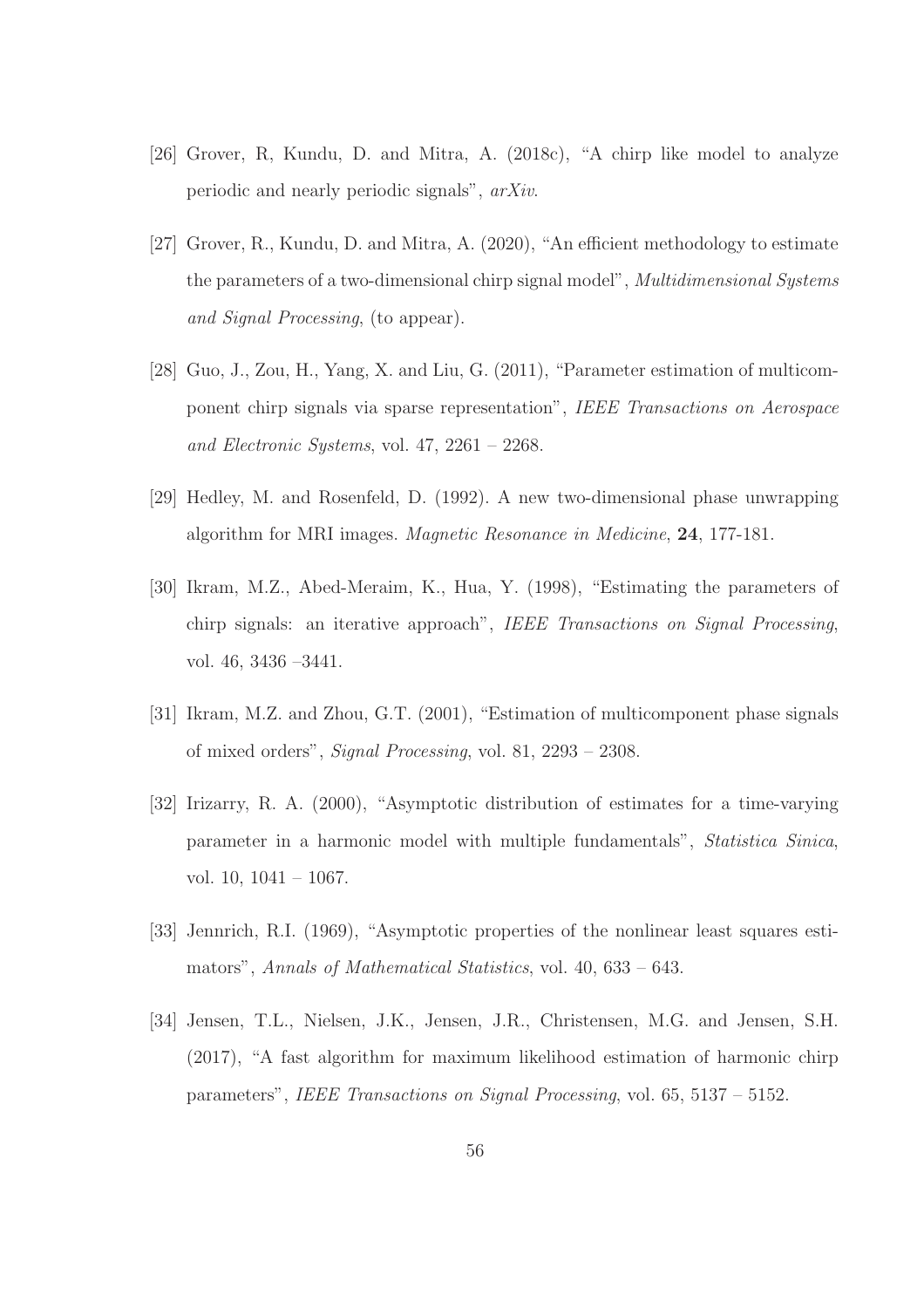[26] Grover, R, Kundu, D. and Mitra, A. (2018c), "A chirp like model to analyze periodic and nearly periodic signals", *arXiv*.

[27] Grover, R., Kundu, D. and Mitra, A. (2020), "An efficient methodology to estimate the parameters of a two-dimensional chirp signal model", *Multidimensional Systems and Signal Processing*, (to appear).

[28] Guo, J., Zou, H., Yang, X. and Liu, G. (2011), "Parameter estimation of multicomponent chirp signals via sparse representation", *IEEE Transactions on Aerospace and Electronic Systems*, vol. 47, 2261 – 2268.

[29] Hedley, M. and Rosenfeld, D. (1992). A new two-dimensional phase unwrapping algorithm for MRI images. *Magnetic Resonance in Medicine*, **24**, 177-181.

[30] Ikram, M.Z., Abed-Meraim, K., Hua, Y. (1998), "Estimating the parameters of chirp signals: an iterative approach", *IEEE Transactions on Signal Processing*, vol. 46, 3436 –3441.

[31] Ikram, M.Z. and Zhou, G.T. (2001), "Estimation of multicomponent phase signals of mixed orders", *Signal Processing*, vol. 81, 2293 – 2308.

[32] Irizarry, R. A. (2000), "Asymptotic distribution of estimates for a time-varying parameter in a harmonic model with multiple fundamentals", *Statistica Sinica*, vol. 10, 1041 – 1067.

[33] Jennrich, R.I. (1969), "Asymptotic properties of the nonlinear least squares estimators", *Annals of Mathematical Statistics*, vol. 40, 633 – 643.

[34] Jensen, T.L., Nielsen, J.K., Jensen, J.R., Christensen, M.G. and Jensen, S.H. (2017), "A fast algorithm for maximum likelihood estimation of harmonic chirp parameters", *IEEE Transactions on Signal Processing*, vol. 65, 5137 – 5152.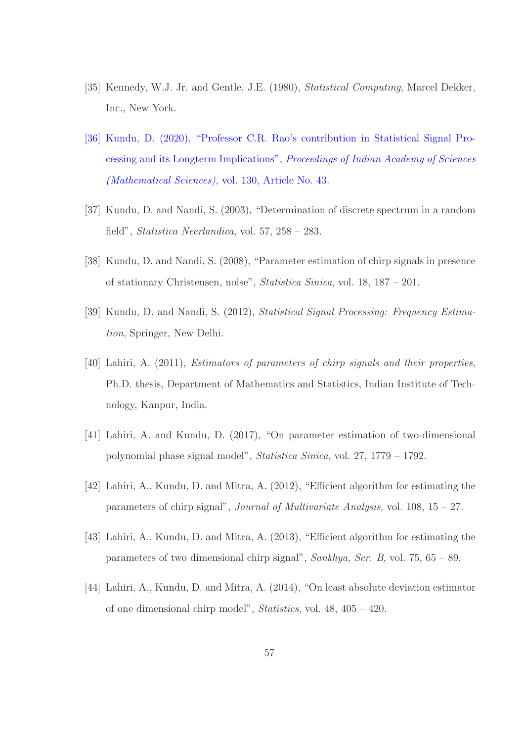[35] Kennedy, W.J. Jr. and Gentle, J.E. (1980), *Statistical Computing*, Marcel Dekker, Inc., New York.

[36] Kundu, D. (2020), "Professor C.R. Rao's contribution in Statistical Signal Processing and its Longterm Implications", *Proceedings of Indian Academy of Sciences (Mathematical Sciences)*, vol. 130, Article No. 43.

[37] Kundu, D. and Nandi, S. (2003), "Determination of discrete spectrum in a random field", *Statistica Neerlandica*, vol. 57, 258 – 283.

[38] Kundu, D. and Nandi, S. (2008), "Parameter estimation of chirp signals in presence of stationary Christensen, noise", *Statistica Sinica*, vol. 18, 187 – 201.

[39] Kundu, D. and Nandi, S. (2012), *Statistical Signal Processing: Frequency Estimation*, Springer, New Delhi.

[40] Lahiri, A. (2011), *Estimators of parameters of chirp signals and their properties*, Ph.D. thesis, Department of Mathematics and Statistics, Indian Institute of Technology, Kanpur, India.

[41] Lahiri, A. and Kundu, D. (2017), "On parameter estimation of two-dimensional polynomial phase signal model", *Statistica Sinica*, vol. 27, 1779 – 1792.

[42] Lahiri, A., Kundu, D. and Mitra, A. (2012), "Efficient algorithm for estimating the parameters of chirp signal", *Journal of Multivariate Analysis*, vol. 108, 15 – 27.

[43] Lahiri, A., Kundu, D. and Mitra, A. (2013), "Efficient algorithm for estimating the parameters of two dimensional chirp signal", *Sankhya, Ser. B*, vol. 75, 65 – 89.

[44] Lahiri, A., Kundu, D. and Mitra, A. (2014), "On least absolute deviation estimator of one dimensional chirp model", *Statistics*, vol. 48, 405 – 420.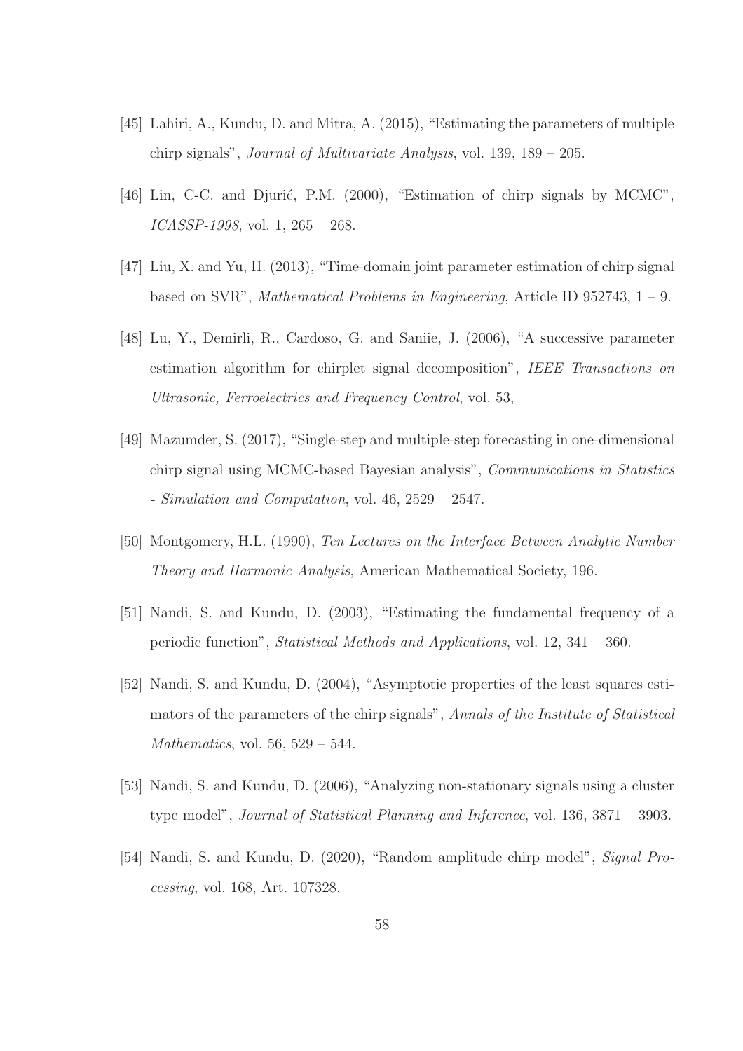[45] Lahiri, A., Kundu, D. and Mitra, A. (2015), "Estimating the parameters of multiple chirp signals", *Journal of Multivariate Analysis*, vol. 139, 189 – 205.

[46] Lin, C-C. and Djurić, P.M. (2000), "Estimation of chirp signals by MCMC", *ICASSP-1998*, vol. 1, 265 – 268.

[47] Liu, X. and Yu, H. (2013), "Time-domain joint parameter estimation of chirp signal based on SVR", *Mathematical Problems in Engineering*, Article ID 952743, 1 – 9.

[48] Lu, Y., Demirli, R., Cardoso, G. and Saniie, J. (2006), "A successive parameter estimation algorithm for chirplet signal decomposition", *IEEE Transactions on Ultrasonic, Ferroelectrics and Frequency Control*, vol. 53,

[49] Mazumder, S. (2017), "Single-step and multiple-step forecasting in one-dimensional chirp signal using MCMC-based Bayesian analysis", *Communications in Statistics - Simulation and Computation*, vol. 46, 2529 – 2547.

[50] Montgomery, H.L. (1990), *Ten Lectures on the Interface Between Analytic Number Theory and Harmonic Analysis*, American Mathematical Society, 196.

[51] Nandi, S. and Kundu, D. (2003), "Estimating the fundamental frequency of a periodic function", *Statistical Methods and Applications*, vol. 12, 341 – 360.

[52] Nandi, S. and Kundu, D. (2004), "Asymptotic properties of the least squares estimators of the parameters of the chirp signals", *Annals of the Institute of Statistical Mathematics*, vol. 56, 529 – 544.

[53] Nandi, S. and Kundu, D. (2006), "Analyzing non-stationary signals using a cluster type model", *Journal of Statistical Planning and Inference*, vol. 136, 3871 – 3903.

[54] Nandi, S. and Kundu, D. (2020), "Random amplitude chirp model", *Signal Processing*, vol. 168, Art. 107328.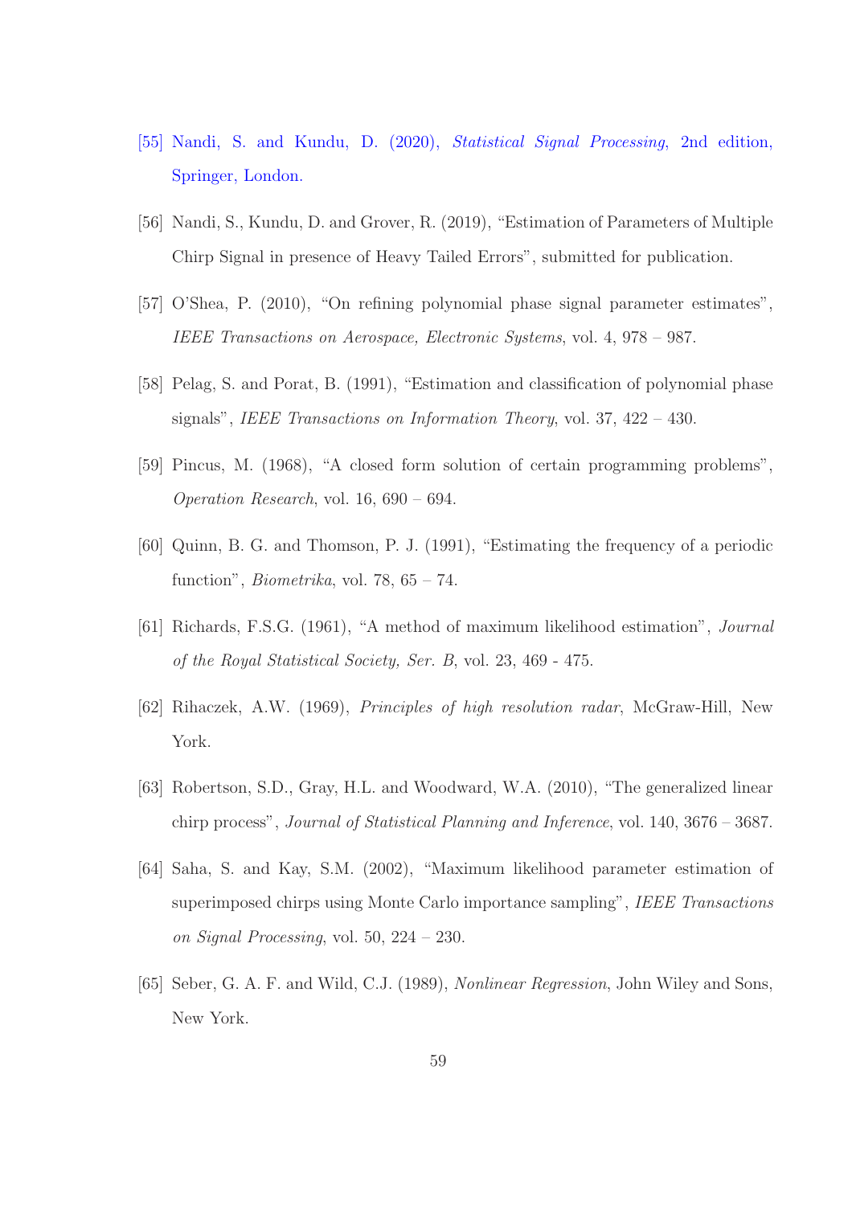[55] Nandi, S. and Kundu, D. (2020), *Statistical Signal Processing*, 2nd edition, Springer, London.

[56] Nandi, S., Kundu, D. and Grover, R. (2019), "Estimation of Parameters of Multiple Chirp Signal in presence of Heavy Tailed Errors", submitted for publication.

[57] O'Shea, P. (2010), "On refining polynomial phase signal parameter estimates", *IEEE Transactions on Aerospace, Electronic Systems*, vol. 4, 978 – 987.

[58] Pelag, S. and Porat, B. (1991), "Estimation and classification of polynomial phase signals", *IEEE Transactions on Information Theory*, vol. 37, 422 – 430.

[59] Pincus, M. (1968), "A closed form solution of certain programming problems", *Operation Research*, vol. 16, 690 – 694.

[60] Quinn, B. G. and Thomson, P. J. (1991), "Estimating the frequency of a periodic function", *Biometrika*, vol. 78, 65 – 74.

[61] Richards, F.S.G. (1961), "A method of maximum likelihood estimation", *Journal of the Royal Statistical Society, Ser. B*, vol. 23, 469 - 475.

[62] Rihaczek, A.W. (1969), *Principles of high resolution radar*, McGraw-Hill, New York.

[63] Robertson, S.D., Gray, H.L. and Woodward, W.A. (2010), "The generalized linear chirp process", *Journal of Statistical Planning and Inference*, vol. 140, 3676 – 3687.

[64] Saha, S. and Kay, S.M. (2002), "Maximum likelihood parameter estimation of superimposed chirps using Monte Carlo importance sampling", *IEEE Transactions on Signal Processing*, vol. 50, 224 – 230.

[65] Seber, G. A. F. and Wild, C.J. (1989), *Nonlinear Regression*, John Wiley and Sons, New York.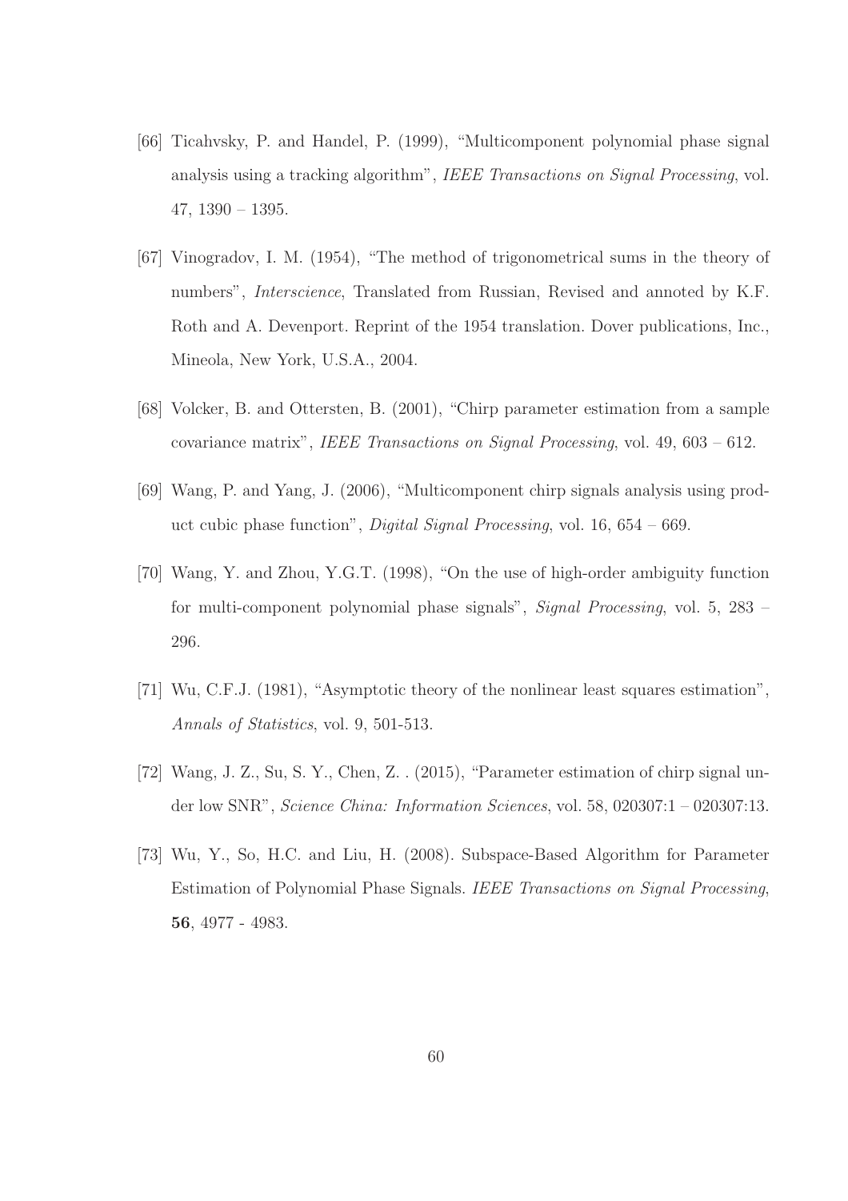[66] Ticahvsky, P. and Handel, P. (1999), "Multicomponent polynomial phase signal analysis using a tracking algorithm", *IEEE Transactions on Signal Processing*, vol. 47, 1390 – 1395.

[67] Vinogradov, I. M. (1954), "The method of trigonometrical sums in the theory of numbers", *Interscience*, Translated from Russian, Revised and annoted by K.F. Roth and A. Devenport. Reprint of the 1954 translation. Dover publications, Inc., Mineola, New York, U.S.A., 2004.

[68] Volcker, B. and Ottersten, B. (2001), "Chirp parameter estimation from a sample covariance matrix", *IEEE Transactions on Signal Processing*, vol. 49, 603 – 612.

[69] Wang, P. and Yang, J. (2006), "Multicomponent chirp signals analysis using product cubic phase function", *Digital Signal Processing*, vol. 16, 654 – 669.

[70] Wang, Y. and Zhou, Y.G.T. (1998), "On the use of high-order ambiguity function for multi-component polynomial phase signals", *Signal Processing*, vol. 5, 283 – 296.

[71] Wu, C.F.J. (1981), "Asymptotic theory of the nonlinear least squares estimation", *Annals of Statistics*, vol. 9, 501-513.

[72] Wang, J. Z., Su, S. Y., Chen, Z. . (2015), "Parameter estimation of chirp signal under low SNR", *Science China: Information Sciences*, vol. 58, 020307:1 – 020307:13.

[73] Wu, Y., So, H.C. and Liu, H. (2008). Subspace-Based Algorithm for Parameter Estimation of Polynomial Phase Signals. *IEEE Transactions on Signal Processing*, **56**, 4977 - 4983.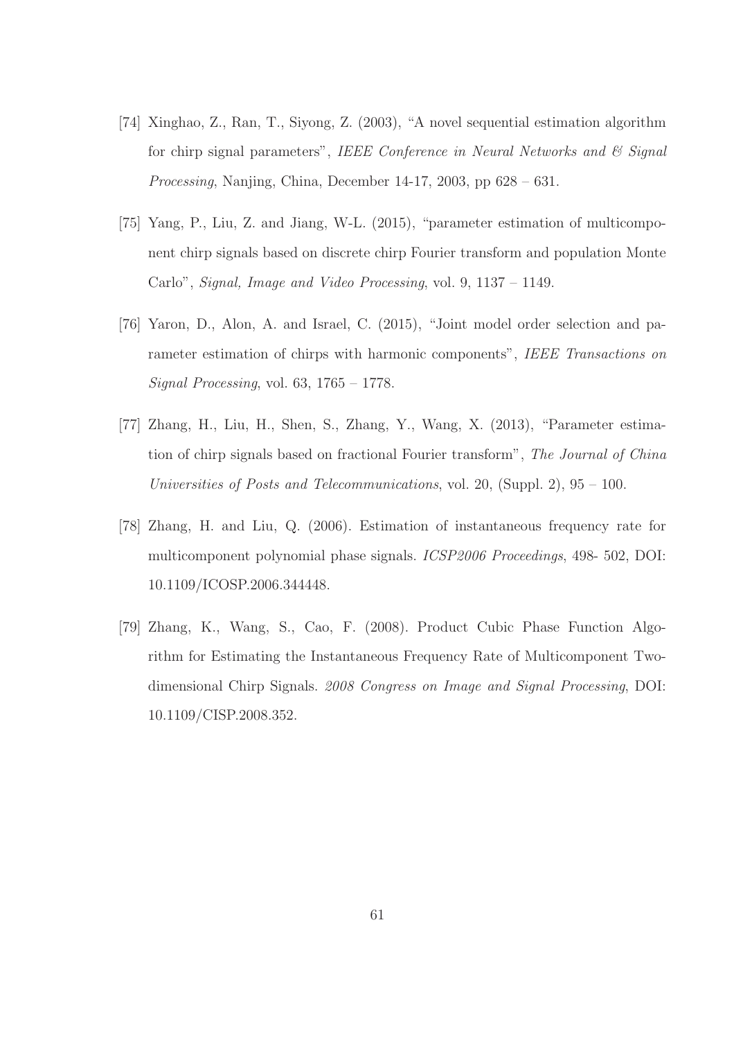[74] Xinghao, Z., Ran, T., Siyong, Z. (2003), "A novel sequential estimation algorithm for chirp signal parameters", *IEEE Conference in Neural Networks and & Signal Processing*, Nanjing, China, December 14-17, 2003, pp 628 – 631.

[75] Yang, P., Liu, Z. and Jiang, W-L. (2015), "parameter estimation of multicomponent chirp signals based on discrete chirp Fourier transform and population Monte Carlo", *Signal, Image and Video Processing*, vol. 9, 1137 – 1149.

[76] Yaron, D., Alon, A. and Israel, C. (2015), "Joint model order selection and parameter estimation of chirps with harmonic components", *IEEE Transactions on Signal Processing*, vol. 63, 1765 – 1778.

[77] Zhang, H., Liu, H., Shen, S., Zhang, Y., Wang, X. (2013), "Parameter estimation of chirp signals based on fractional Fourier transform", *The Journal of China Universities of Posts and Telecommunications*, vol. 20, (Suppl. 2), 95 – 100.

[78] Zhang, H. and Liu, Q. (2006). Estimation of instantaneous frequency rate for multicomponent polynomial phase signals. *ICSP2006 Proceedings*, 498- 502, DOI: 10.1109/ICOSP.2006.344448.

[79] Zhang, K., Wang, S., Cao, F. (2008). Product Cubic Phase Function Algorithm for Estimating the Instantaneous Frequency Rate of Multicomponent Two-dimensional Chirp Signals. *2008 Congress on Image and Signal Processing*, DOI: 10.1109/CISP.2008.352.